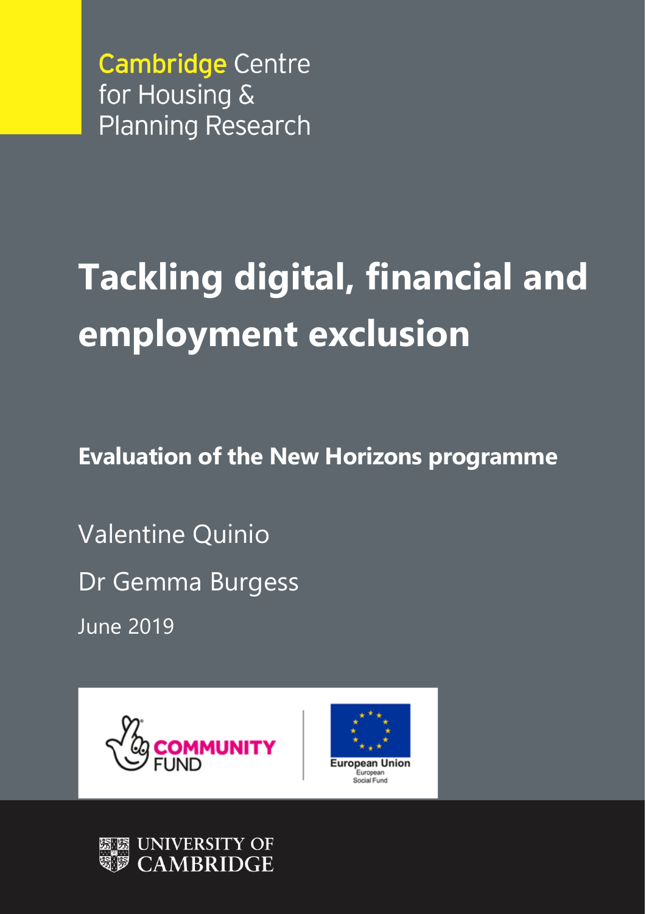Cambridge Centre for Housing & Planning Research

# Tackling digital, financial and employment exclusion

## Evaluation of the New Horizons programme

Valentine Quinio

Dr Gemma Burgess

June 2019

COMMUNITY FUND

European Union
European Social Fund

UNIVERSITY OF CAMBRIDGE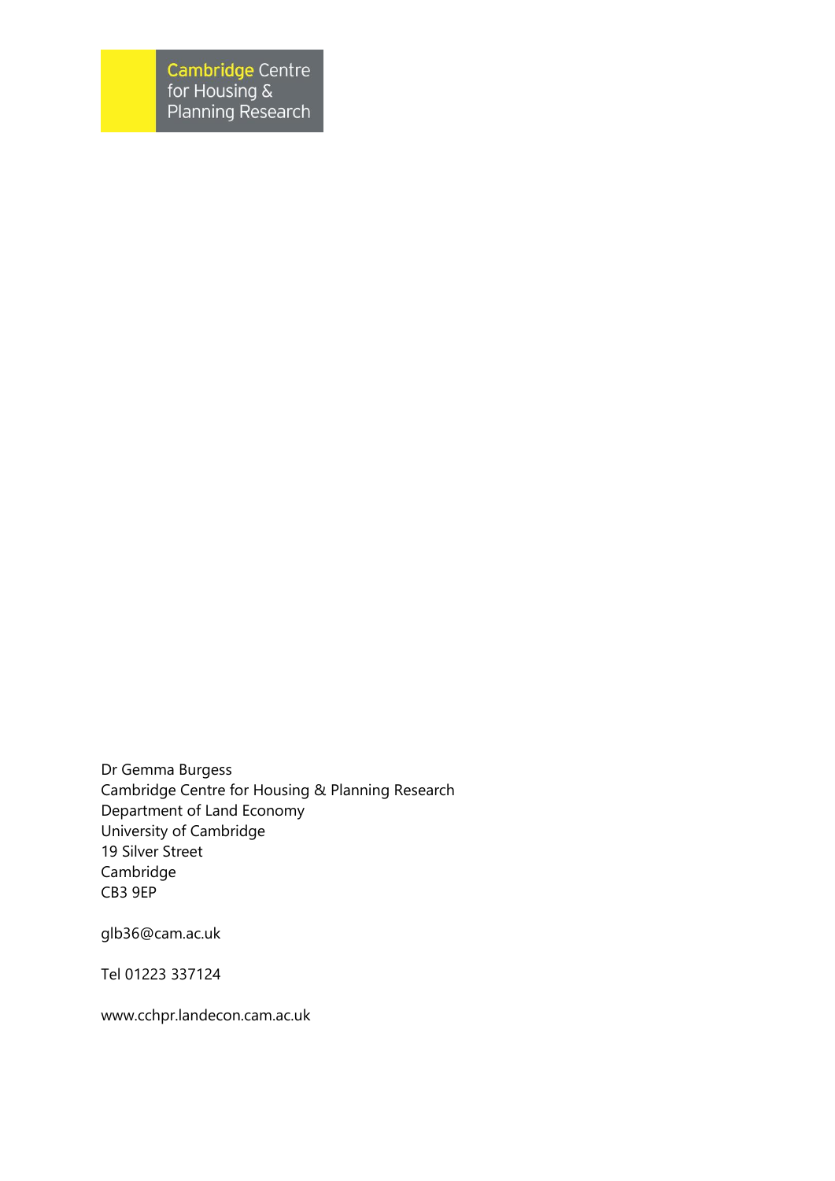Cambridge Centre for Housing & Planning Research

Dr Gemma Burgess
Cambridge Centre for Housing & Planning Research
Department of Land Economy
University of Cambridge
19 Silver Street
Cambridge
CB3 9EP

glb36@cam.ac.uk

Tel 01223 337124

www.cchpr.landecon.cam.ac.uk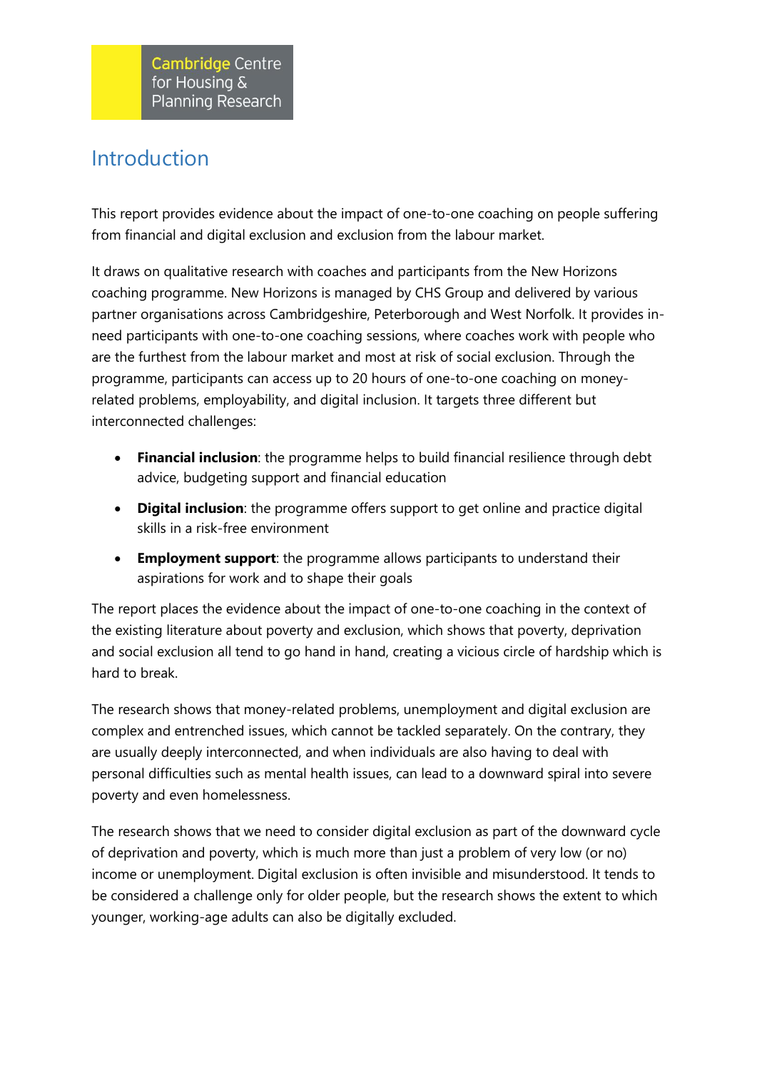# Introduction

This report provides evidence about the impact of one-to-one coaching on people suffering from financial and digital exclusion and exclusion from the labour market.

It draws on qualitative research with coaches and participants from the New Horizons coaching programme. New Horizons is managed by CHS Group and delivered by various partner organisations across Cambridgeshire, Peterborough and West Norfolk. It provides in-need participants with one-to-one coaching sessions, where coaches work with people who are the furthest from the labour market and most at risk of social exclusion. Through the programme, participants can access up to 20 hours of one-to-one coaching on money-related problems, employability, and digital inclusion. It targets three different but interconnected challenges:

- **Financial inclusion**: the programme helps to build financial resilience through debt advice, budgeting support and financial education
- **Digital inclusion**: the programme offers support to get online and practice digital skills in a risk-free environment
- **Employment support**: the programme allows participants to understand their aspirations for work and to shape their goals

The report places the evidence about the impact of one-to-one coaching in the context of the existing literature about poverty and exclusion, which shows that poverty, deprivation and social exclusion all tend to go hand in hand, creating a vicious circle of hardship which is hard to break.

The research shows that money-related problems, unemployment and digital exclusion are complex and entrenched issues, which cannot be tackled separately. On the contrary, they are usually deeply interconnected, and when individuals are also having to deal with personal difficulties such as mental health issues, can lead to a downward spiral into severe poverty and even homelessness.

The research shows that we need to consider digital exclusion as part of the downward cycle of deprivation and poverty, which is much more than just a problem of very low (or no) income or unemployment. Digital exclusion is often invisible and misunderstood. It tends to be considered a challenge only for older people, but the research shows the extent to which younger, working-age adults can also be digitally excluded.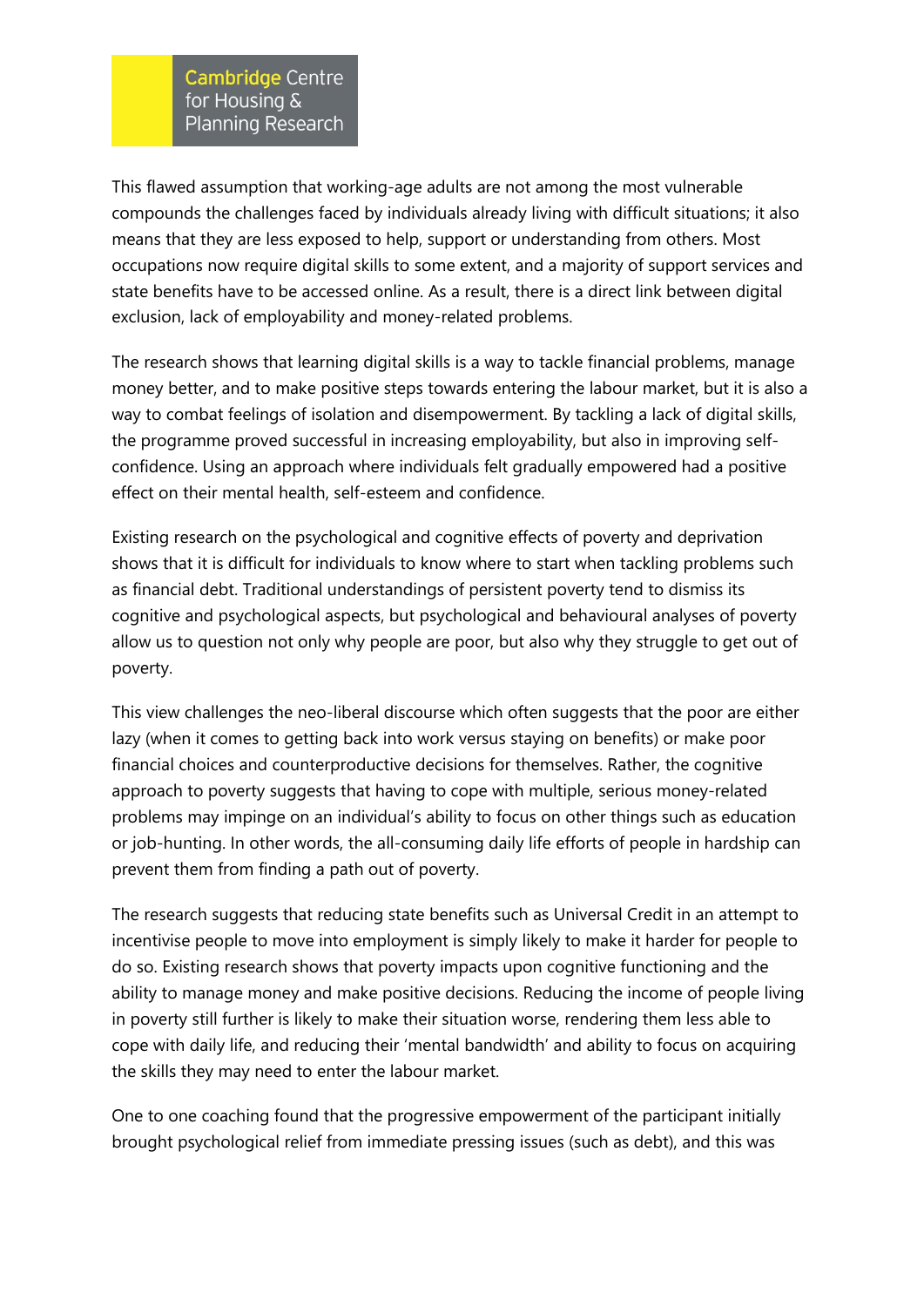This flawed assumption that working-age adults are not among the most vulnerable compounds the challenges faced by individuals already living with difficult situations; it also means that they are less exposed to help, support or understanding from others. Most occupations now require digital skills to some extent, and a majority of support services and state benefits have to be accessed online. As a result, there is a direct link between digital exclusion, lack of employability and money-related problems.

The research shows that learning digital skills is a way to tackle financial problems, manage money better, and to make positive steps towards entering the labour market, but it is also a way to combat feelings of isolation and disempowerment. By tackling a lack of digital skills, the programme proved successful in increasing employability, but also in improving self-confidence. Using an approach where individuals felt gradually empowered had a positive effect on their mental health, self-esteem and confidence.

Existing research on the psychological and cognitive effects of poverty and deprivation shows that it is difficult for individuals to know where to start when tackling problems such as financial debt. Traditional understandings of persistent poverty tend to dismiss its cognitive and psychological aspects, but psychological and behavioural analyses of poverty allow us to question not only why people are poor, but also why they struggle to get out of poverty.

This view challenges the neo-liberal discourse which often suggests that the poor are either lazy (when it comes to getting back into work versus staying on benefits) or make poor financial choices and counterproductive decisions for themselves. Rather, the cognitive approach to poverty suggests that having to cope with multiple, serious money-related problems may impinge on an individual's ability to focus on other things such as education or job-hunting. In other words, the all-consuming daily life efforts of people in hardship can prevent them from finding a path out of poverty.

The research suggests that reducing state benefits such as Universal Credit in an attempt to incentivise people to move into employment is simply likely to make it harder for people to do so. Existing research shows that poverty impacts upon cognitive functioning and the ability to manage money and make positive decisions. Reducing the income of people living in poverty still further is likely to make their situation worse, rendering them less able to cope with daily life, and reducing their 'mental bandwidth' and ability to focus on acquiring the skills they may need to enter the labour market.

One to one coaching found that the progressive empowerment of the participant initially brought psychological relief from immediate pressing issues (such as debt), and this was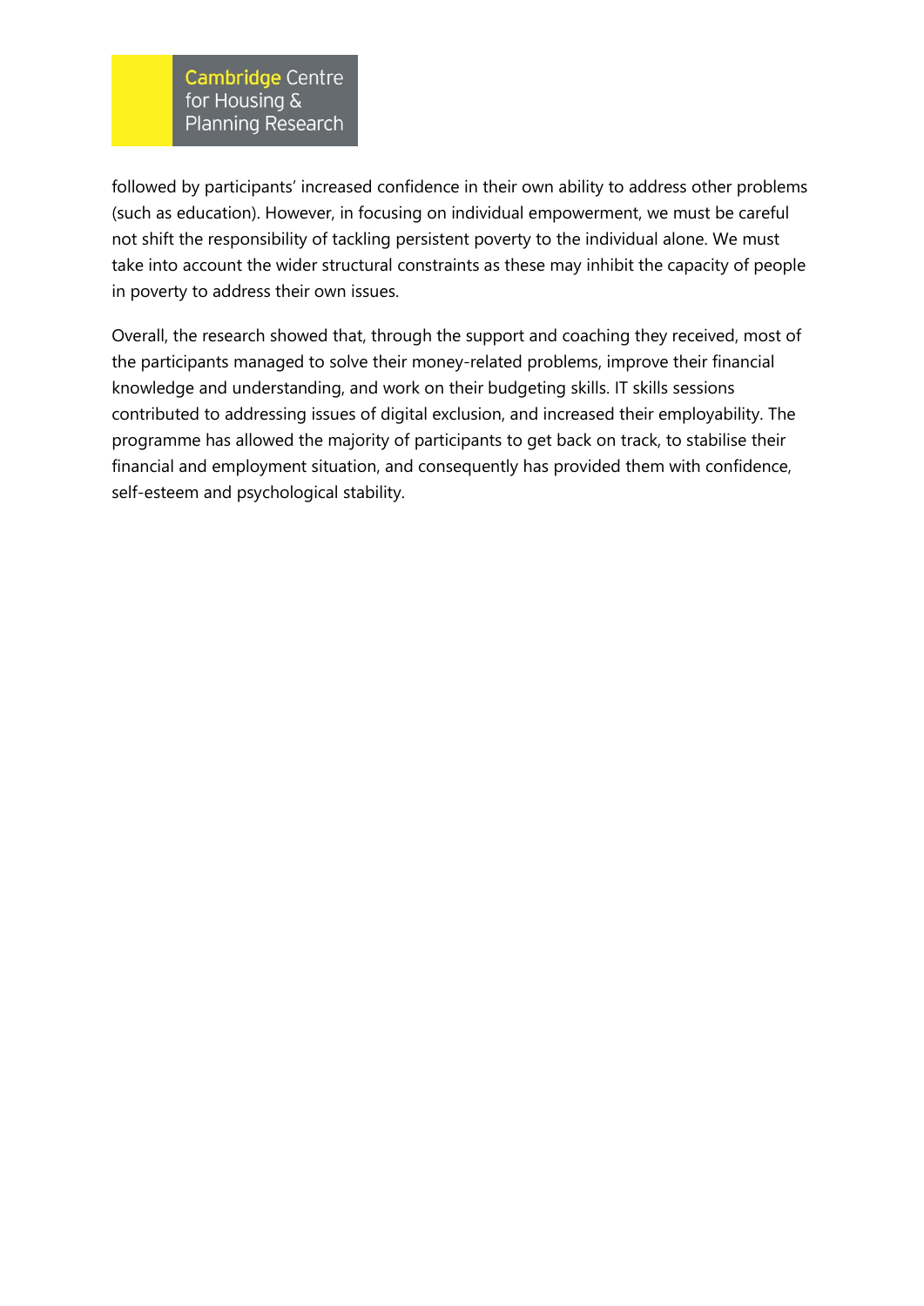followed by participants' increased confidence in their own ability to address other problems (such as education). However, in focusing on individual empowerment, we must be careful not shift the responsibility of tackling persistent poverty to the individual alone. We must take into account the wider structural constraints as these may inhibit the capacity of people in poverty to address their own issues.

Overall, the research showed that, through the support and coaching they received, most of the participants managed to solve their money-related problems, improve their financial knowledge and understanding, and work on their budgeting skills. IT skills sessions contributed to addressing issues of digital exclusion, and increased their employability. The programme has allowed the majority of participants to get back on track, to stabilise their financial and employment situation, and consequently has provided them with confidence, self-esteem and psychological stability.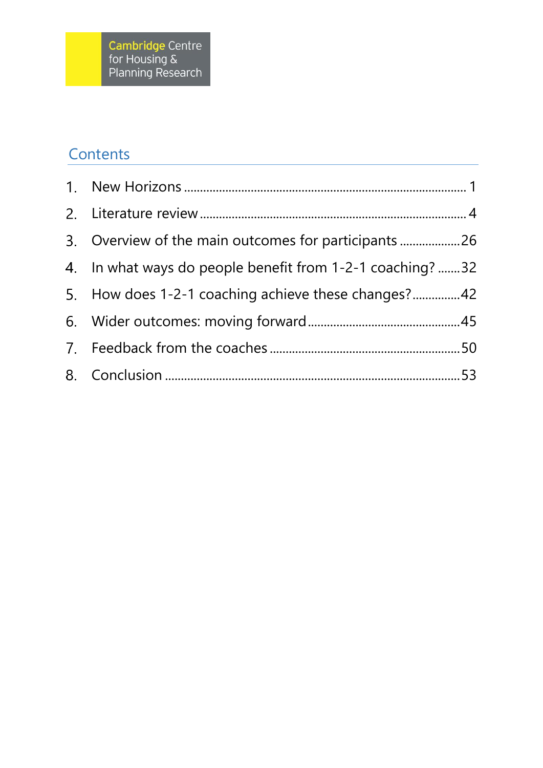Cambridge Centre for Housing & Planning Research

## Contents

1. New Horizons ........................................................................ 1
2. Literature review .................................................................. 4
3. Overview of the main outcomes for participants ...................26
4. In what ways do people benefit from 1-2-1 coaching? .......32
5. How does 1-2-1 coaching achieve these changes?...............42
6. Wider outcomes: moving forward.........................................45
7. Feedback from the coaches ..................................................50
8. Conclusion ............................................................................53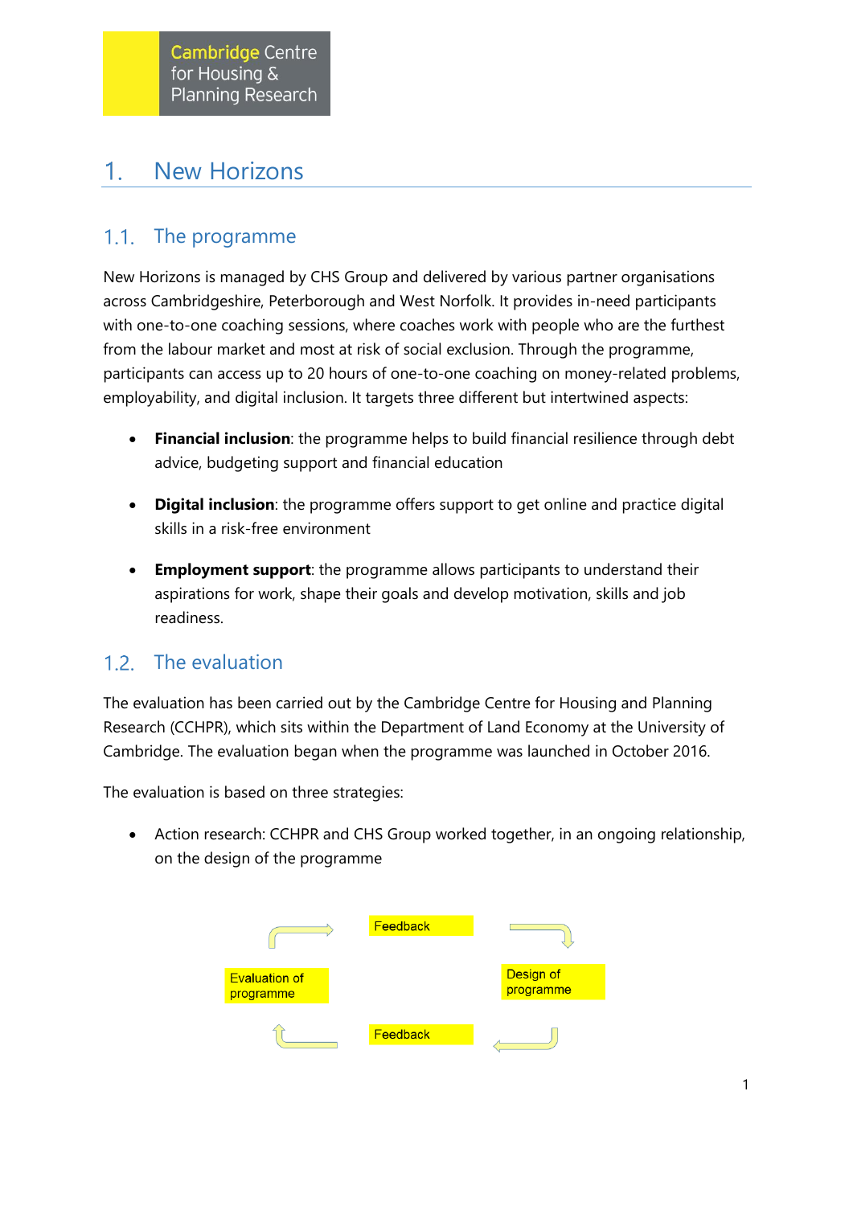# 1. New Horizons

## 1.1. The programme

New Horizons is managed by CHS Group and delivered by various partner organisations across Cambridgeshire, Peterborough and West Norfolk. It provides in-need participants with one-to-one coaching sessions, where coaches work with people who are the furthest from the labour market and most at risk of social exclusion. Through the programme, participants can access up to 20 hours of one-to-one coaching on money-related problems, employability, and digital inclusion. It targets three different but intertwined aspects:

- **Financial inclusion**: the programme helps to build financial resilience through debt advice, budgeting support and financial education
- **Digital inclusion**: the programme offers support to get online and practice digital skills in a risk-free environment
- **Employment support**: the programme allows participants to understand their aspirations for work, shape their goals and develop motivation, skills and job readiness.

## 1.2. The evaluation

The evaluation has been carried out by the Cambridge Centre for Housing and Planning Research (CCHPR), which sits within the Department of Land Economy at the University of Cambridge. The evaluation began when the programme was launched in October 2016.

The evaluation is based on three strategies:

- Action research: CCHPR and CHS Group worked together, in an ongoing relationship, on the design of the programme

Feedback

Evaluation of programme

Design of programme

Feedback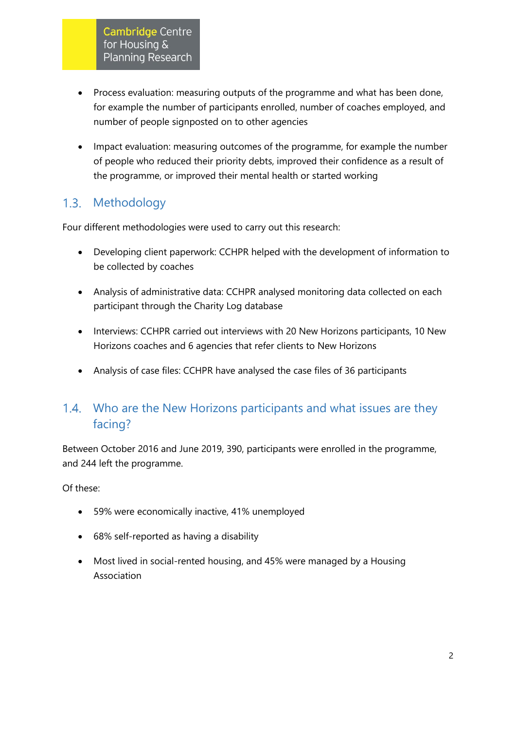- Process evaluation: measuring outputs of the programme and what has been done, for example the number of participants enrolled, number of coaches employed, and number of people signposted on to other agencies

- Impact evaluation: measuring outcomes of the programme, for example the number of people who reduced their priority debts, improved their confidence as a result of the programme, or improved their mental health or started working

## 1.3. Methodology

Four different methodologies were used to carry out this research:

- Developing client paperwork: CCHPR helped with the development of information to be collected by coaches

- Analysis of administrative data: CCHPR analysed monitoring data collected on each participant through the Charity Log database

- Interviews: CCHPR carried out interviews with 20 New Horizons participants, 10 New Horizons coaches and 6 agencies that refer clients to New Horizons

- Analysis of case files: CCHPR have analysed the case files of 36 participants

## 1.4. Who are the New Horizons participants and what issues are they facing?

Between October 2016 and June 2019, 390, participants were enrolled in the programme, and 244 left the programme.

Of these:

- 59% were economically inactive, 41% unemployed

- 68% self-reported as having a disability

- Most lived in social-rented housing, and 45% were managed by a Housing Association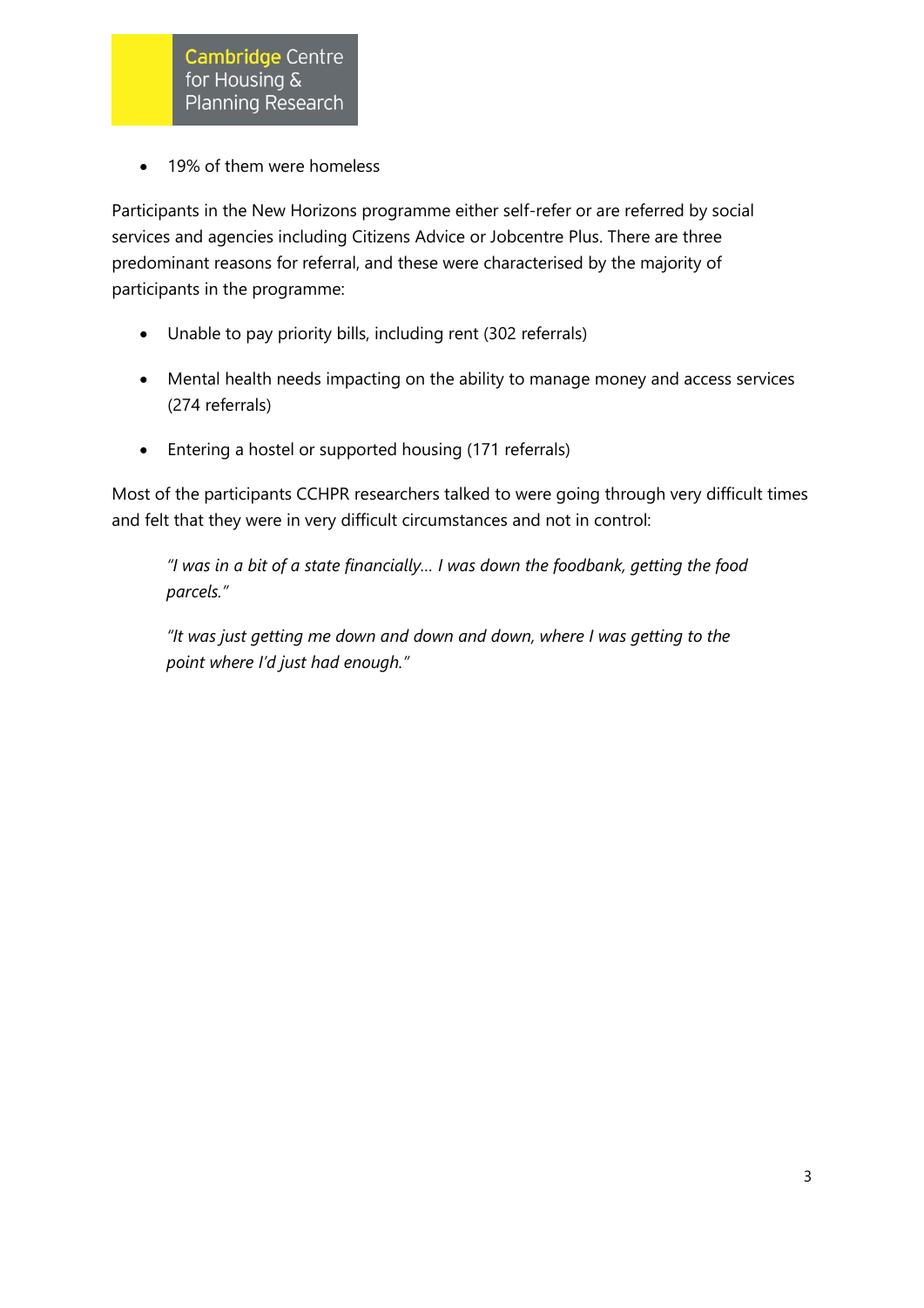- 19% of them were homeless

Participants in the New Horizons programme either self-refer or are referred by social services and agencies including Citizens Advice or Jobcentre Plus. There are three predominant reasons for referral, and these were characterised by the majority of participants in the programme:

- Unable to pay priority bills, including rent (302 referrals)
- Mental health needs impacting on the ability to manage money and access services (274 referrals)
- Entering a hostel or supported housing (171 referrals)

Most of the participants CCHPR researchers talked to were going through very difficult times and felt that they were in very difficult circumstances and not in control:

> *"I was in a bit of a state financially… I was down the foodbank, getting the food parcels."*

> *"It was just getting me down and down and down, where I was getting to the point where I'd just had enough."*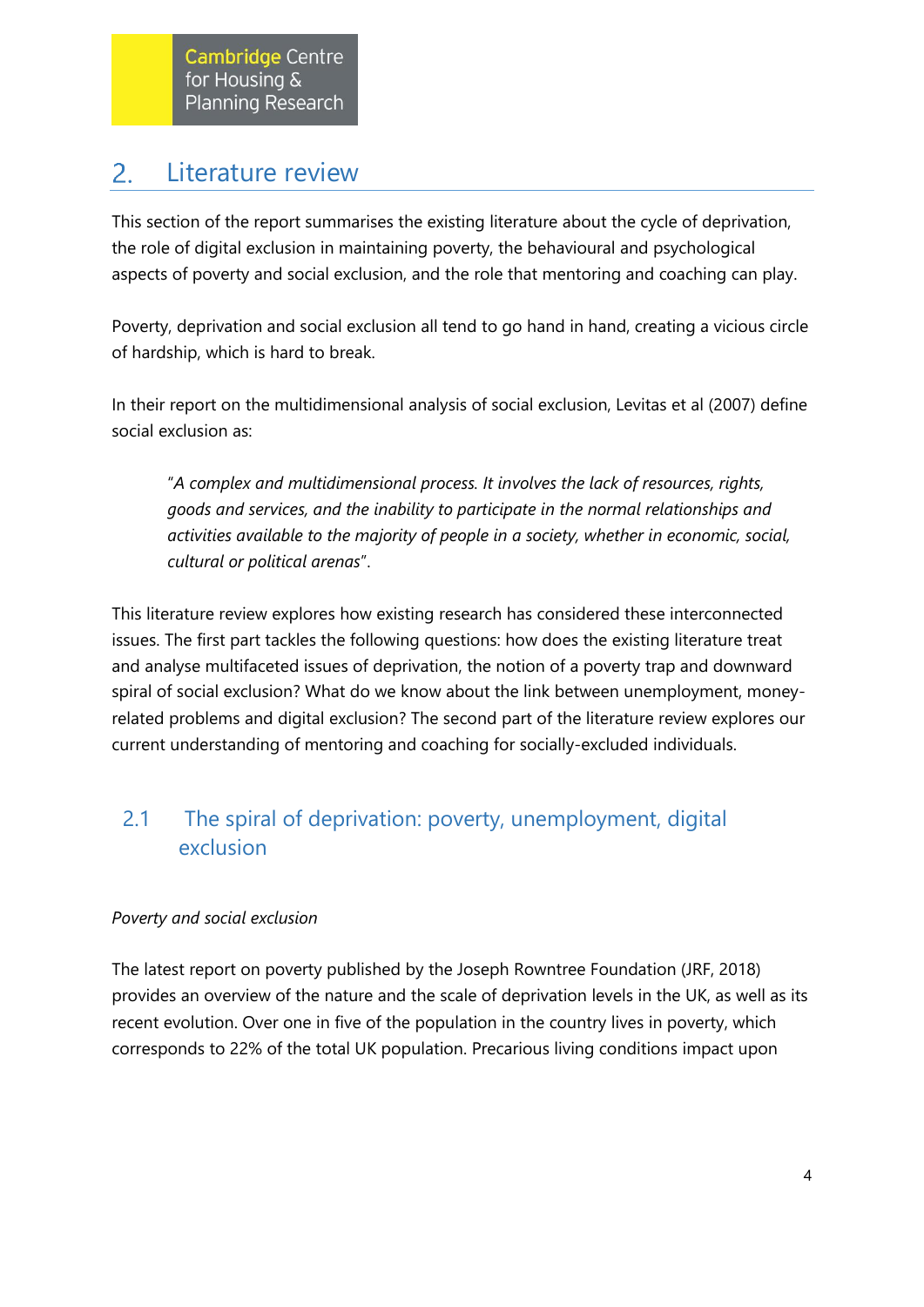## 2. Literature review

This section of the report summarises the existing literature about the cycle of deprivation, the role of digital exclusion in maintaining poverty, the behavioural and psychological aspects of poverty and social exclusion, and the role that mentoring and coaching can play.

Poverty, deprivation and social exclusion all tend to go hand in hand, creating a vicious circle of hardship, which is hard to break.

In their report on the multidimensional analysis of social exclusion, Levitas et al (2007) define social exclusion as:

> "*A complex and multidimensional process. It involves the lack of resources, rights, goods and services, and the inability to participate in the normal relationships and activities available to the majority of people in a society, whether in economic, social, cultural or political arenas*".

This literature review explores how existing research has considered these interconnected issues. The first part tackles the following questions: how does the existing literature treat and analyse multifaceted issues of deprivation, the notion of a poverty trap and downward spiral of social exclusion? What do we know about the link between unemployment, money-related problems and digital exclusion? The second part of the literature review explores our current understanding of mentoring and coaching for socially-excluded individuals.

### 2.1 The spiral of deprivation: poverty, unemployment, digital exclusion

*Poverty and social exclusion*

The latest report on poverty published by the Joseph Rowntree Foundation (JRF, 2018) provides an overview of the nature and the scale of deprivation levels in the UK, as well as its recent evolution. Over one in five of the population in the country lives in poverty, which corresponds to 22% of the total UK population. Precarious living conditions impact upon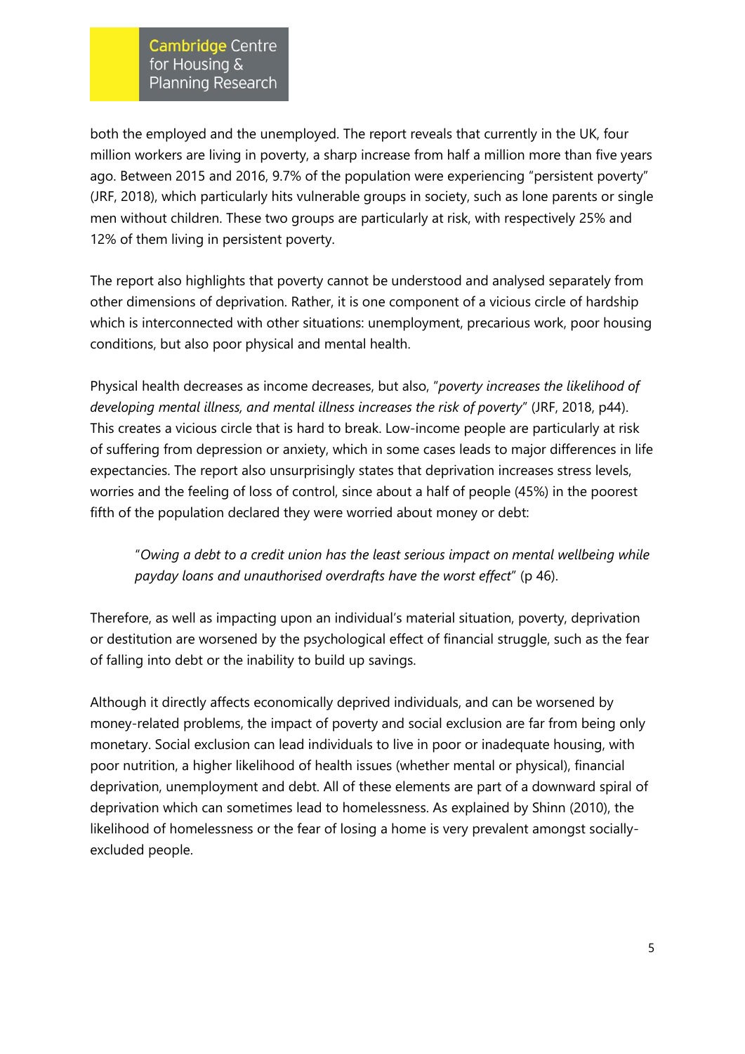both the employed and the unemployed. The report reveals that currently in the UK, four million workers are living in poverty, a sharp increase from half a million more than five years ago. Between 2015 and 2016, 9.7% of the population were experiencing "persistent poverty" (JRF, 2018), which particularly hits vulnerable groups in society, such as lone parents or single men without children. These two groups are particularly at risk, with respectively 25% and 12% of them living in persistent poverty.

The report also highlights that poverty cannot be understood and analysed separately from other dimensions of deprivation. Rather, it is one component of a vicious circle of hardship which is interconnected with other situations: unemployment, precarious work, poor housing conditions, but also poor physical and mental health.

Physical health decreases as income decreases, but also, "*poverty increases the likelihood of developing mental illness, and mental illness increases the risk of poverty*" (JRF, 2018, p44). This creates a vicious circle that is hard to break. Low-income people are particularly at risk of suffering from depression or anxiety, which in some cases leads to major differences in life expectancies. The report also unsurprisingly states that deprivation increases stress levels, worries and the feeling of loss of control, since about a half of people (45%) in the poorest fifth of the population declared they were worried about money or debt:

> "*Owing a debt to a credit union has the least serious impact on mental wellbeing while payday loans and unauthorised overdrafts have the worst effect*" (p 46).

Therefore, as well as impacting upon an individual's material situation, poverty, deprivation or destitution are worsened by the psychological effect of financial struggle, such as the fear of falling into debt or the inability to build up savings.

Although it directly affects economically deprived individuals, and can be worsened by money-related problems, the impact of poverty and social exclusion are far from being only monetary. Social exclusion can lead individuals to live in poor or inadequate housing, with poor nutrition, a higher likelihood of health issues (whether mental or physical), financial deprivation, unemployment and debt. All of these elements are part of a downward spiral of deprivation which can sometimes lead to homelessness. As explained by Shinn (2010), the likelihood of homelessness or the fear of losing a home is very prevalent amongst socially-excluded people.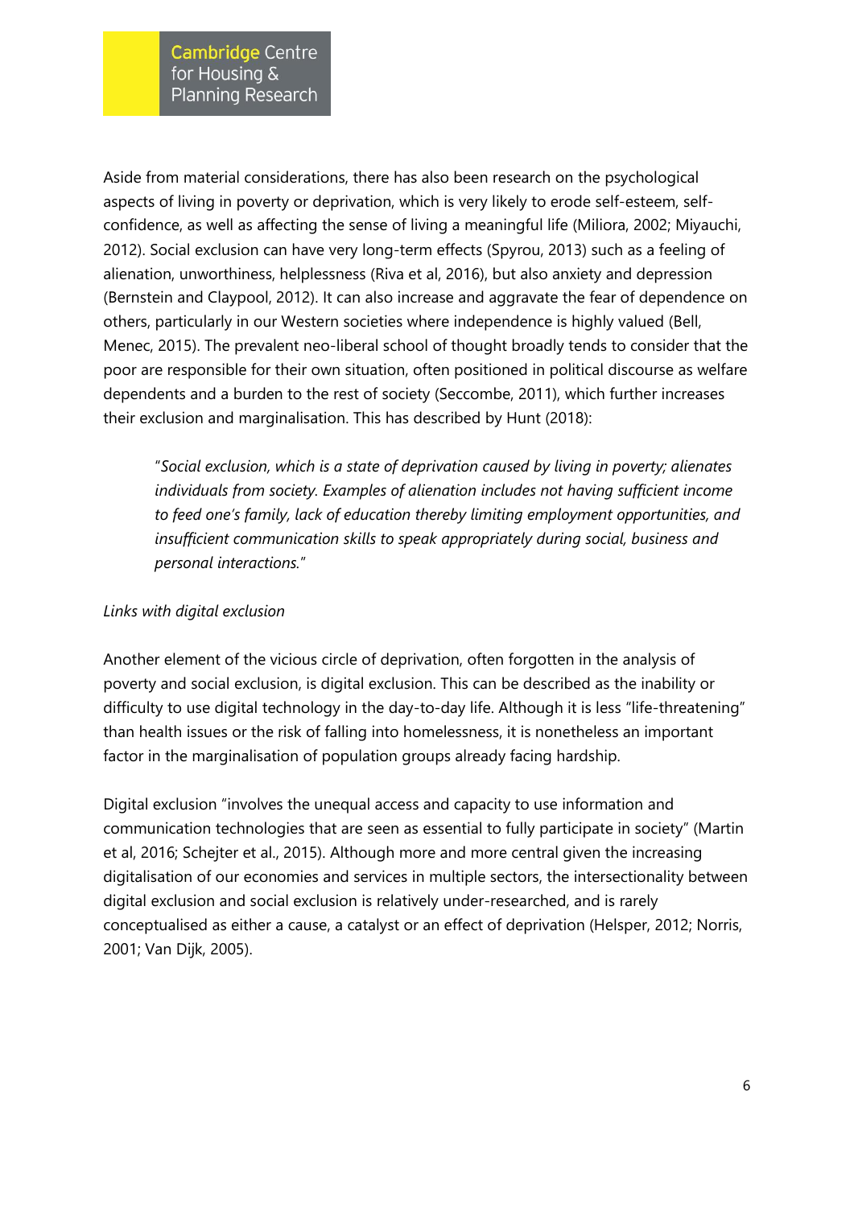Aside from material considerations, there has also been research on the psychological aspects of living in poverty or deprivation, which is very likely to erode self-esteem, self-confidence, as well as affecting the sense of living a meaningful life (Miliora, 2002; Miyauchi, 2012). Social exclusion can have very long-term effects (Spyrou, 2013) such as a feeling of alienation, unworthiness, helplessness (Riva et al, 2016), but also anxiety and depression (Bernstein and Claypool, 2012). It can also increase and aggravate the fear of dependence on others, particularly in our Western societies where independence is highly valued (Bell, Menec, 2015). The prevalent neo-liberal school of thought broadly tends to consider that the poor are responsible for their own situation, often positioned in political discourse as welfare dependents and a burden to the rest of society (Seccombe, 2011), which further increases their exclusion and marginalisation. This has described by Hunt (2018):

> "*Social exclusion, which is a state of deprivation caused by living in poverty; alienates individuals from society. Examples of alienation includes not having sufficient income to feed one's family, lack of education thereby limiting employment opportunities, and insufficient communication skills to speak appropriately during social, business and personal interactions.*"

*Links with digital exclusion*

Another element of the vicious circle of deprivation, often forgotten in the analysis of poverty and social exclusion, is digital exclusion. This can be described as the inability or difficulty to use digital technology in the day-to-day life. Although it is less "life-threatening" than health issues or the risk of falling into homelessness, it is nonetheless an important factor in the marginalisation of population groups already facing hardship.

Digital exclusion "involves the unequal access and capacity to use information and communication technologies that are seen as essential to fully participate in society" (Martin et al, 2016; Schejter et al., 2015). Although more and more central given the increasing digitalisation of our economies and services in multiple sectors, the intersectionality between digital exclusion and social exclusion is relatively under-researched, and is rarely conceptualised as either a cause, a catalyst or an effect of deprivation (Helsper, 2012; Norris, 2001; Van Dijk, 2005).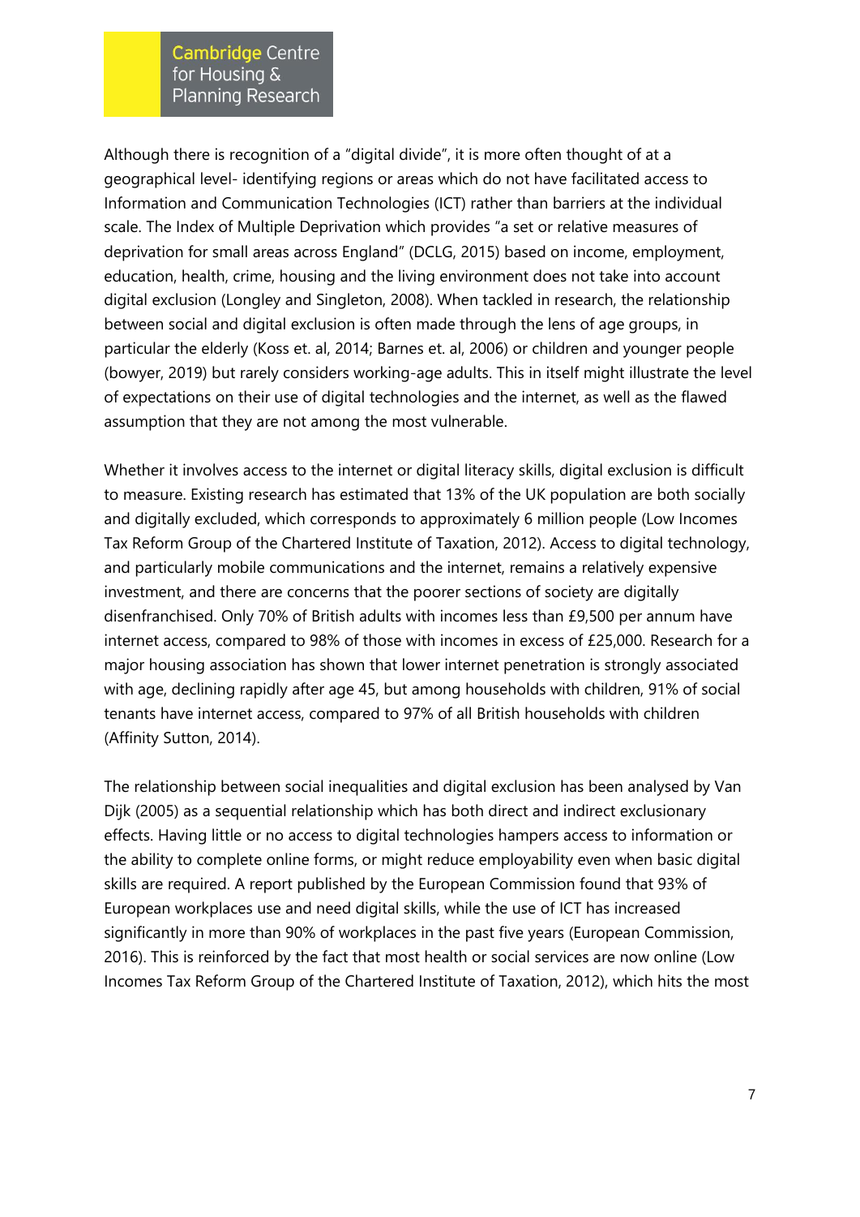Although there is recognition of a "digital divide", it is more often thought of at a geographical level- identifying regions or areas which do not have facilitated access to Information and Communication Technologies (ICT) rather than barriers at the individual scale. The Index of Multiple Deprivation which provides "a set or relative measures of deprivation for small areas across England" (DCLG, 2015) based on income, employment, education, health, crime, housing and the living environment does not take into account digital exclusion (Longley and Singleton, 2008). When tackled in research, the relationship between social and digital exclusion is often made through the lens of age groups, in particular the elderly (Koss et. al, 2014; Barnes et. al, 2006) or children and younger people (bowyer, 2019) but rarely considers working-age adults. This in itself might illustrate the level of expectations on their use of digital technologies and the internet, as well as the flawed assumption that they are not among the most vulnerable.

Whether it involves access to the internet or digital literacy skills, digital exclusion is difficult to measure. Existing research has estimated that 13% of the UK population are both socially and digitally excluded, which corresponds to approximately 6 million people (Low Incomes Tax Reform Group of the Chartered Institute of Taxation, 2012). Access to digital technology, and particularly mobile communications and the internet, remains a relatively expensive investment, and there are concerns that the poorer sections of society are digitally disenfranchised. Only 70% of British adults with incomes less than £9,500 per annum have internet access, compared to 98% of those with incomes in excess of £25,000. Research for a major housing association has shown that lower internet penetration is strongly associated with age, declining rapidly after age 45, but among households with children, 91% of social tenants have internet access, compared to 97% of all British households with children (Affinity Sutton, 2014).

The relationship between social inequalities and digital exclusion has been analysed by Van Dijk (2005) as a sequential relationship which has both direct and indirect exclusionary effects. Having little or no access to digital technologies hampers access to information or the ability to complete online forms, or might reduce employability even when basic digital skills are required. A report published by the European Commission found that 93% of European workplaces use and need digital skills, while the use of ICT has increased significantly in more than 90% of workplaces in the past five years (European Commission, 2016). This is reinforced by the fact that most health or social services are now online (Low Incomes Tax Reform Group of the Chartered Institute of Taxation, 2012), which hits the most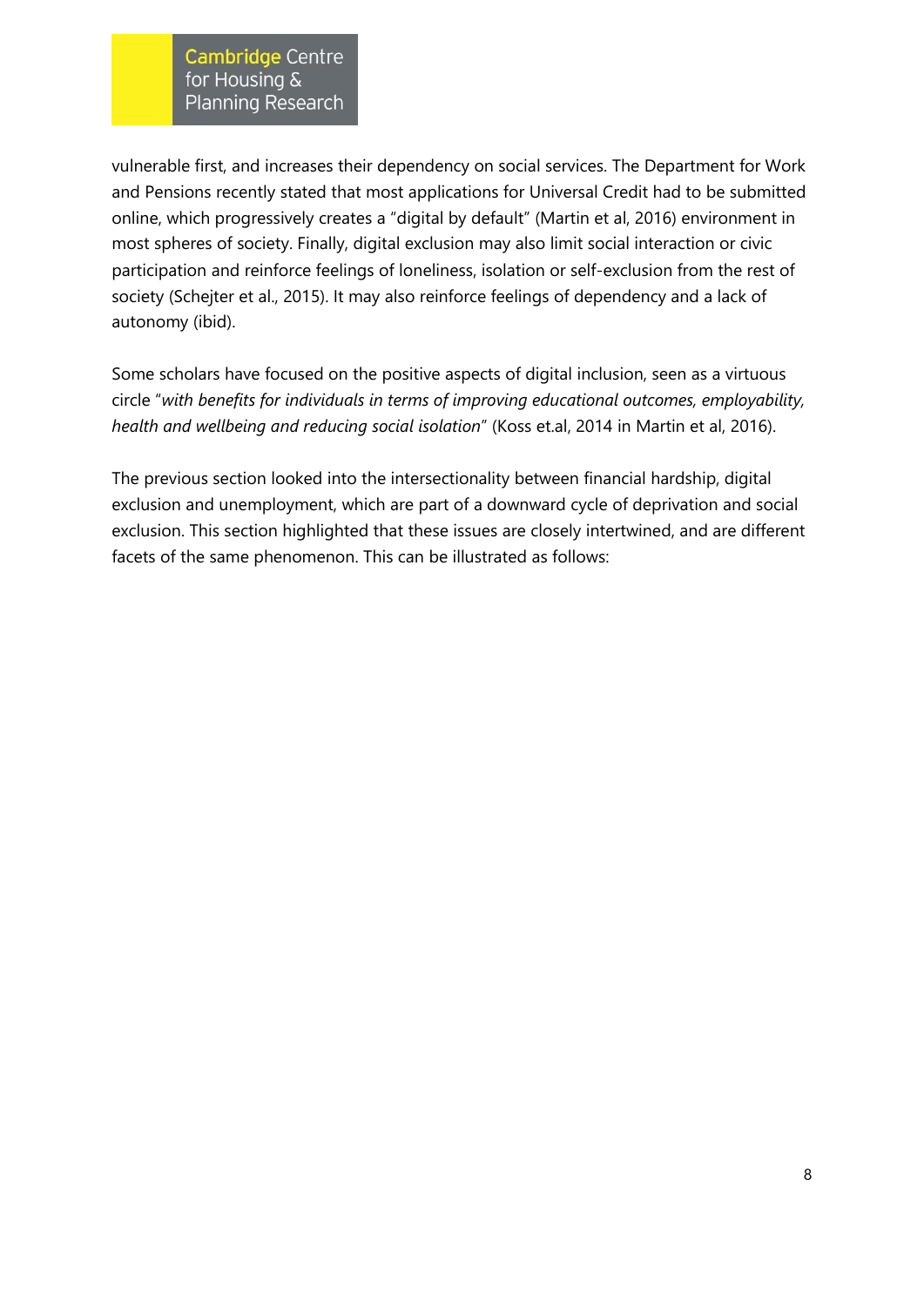vulnerable first, and increases their dependency on social services. The Department for Work and Pensions recently stated that most applications for Universal Credit had to be submitted online, which progressively creates a "digital by default" (Martin et al, 2016) environment in most spheres of society. Finally, digital exclusion may also limit social interaction or civic participation and reinforce feelings of loneliness, isolation or self-exclusion from the rest of society (Schejter et al., 2015). It may also reinforce feelings of dependency and a lack of autonomy (ibid).

Some scholars have focused on the positive aspects of digital inclusion, seen as a virtuous circle "*with benefits for individuals in terms of improving educational outcomes, employability, health and wellbeing and reducing social isolation*" (Koss et.al, 2014 in Martin et al, 2016).

The previous section looked into the intersectionality between financial hardship, digital exclusion and unemployment, which are part of a downward cycle of deprivation and social exclusion. This section highlighted that these issues are closely intertwined, and are different facets of the same phenomenon. This can be illustrated as follows: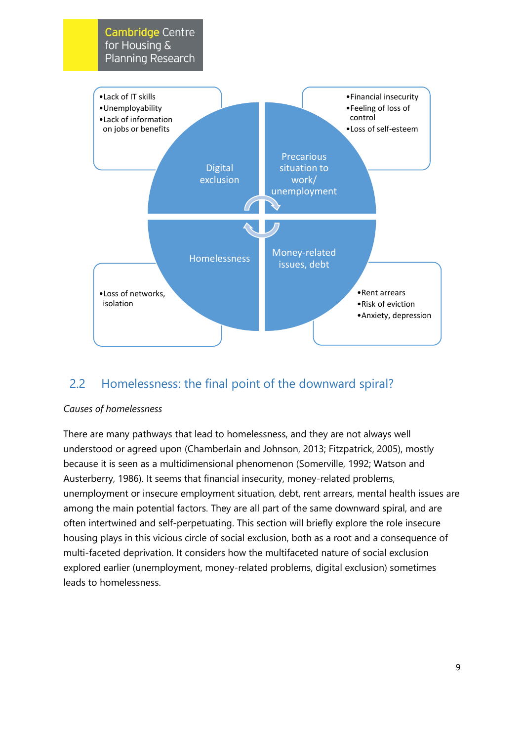- Lack of IT skills
- Unemployability
- Lack of information on jobs or benefits

Digital exclusion

- Financial insecurity
- Feeling of loss of control
- Loss of self-esteem

Precarious situation to work/ unemployment

Homelessness

- Loss of networks, isolation

Money-related issues, debt

- Rent arrears
- Risk of eviction
- Anxiety, depression

## 2.2 Homelessness: the final point of the downward spiral?

*Causes of homelessness*

There are many pathways that lead to homelessness, and they are not always well understood or agreed upon (Chamberlain and Johnson, 2013; Fitzpatrick, 2005), mostly because it is seen as a multidimensional phenomenon (Somerville, 1992; Watson and Austerberry, 1986). It seems that financial insecurity, money-related problems, unemployment or insecure employment situation, debt, rent arrears, mental health issues are among the main potential factors. They are all part of the same downward spiral, and are often intertwined and self-perpetuating. This section will briefly explore the role insecure housing plays in this vicious circle of social exclusion, both as a root and a consequence of multi-faceted deprivation. It considers how the multifaceted nature of social exclusion explored earlier (unemployment, money-related problems, digital exclusion) sometimes leads to homelessness.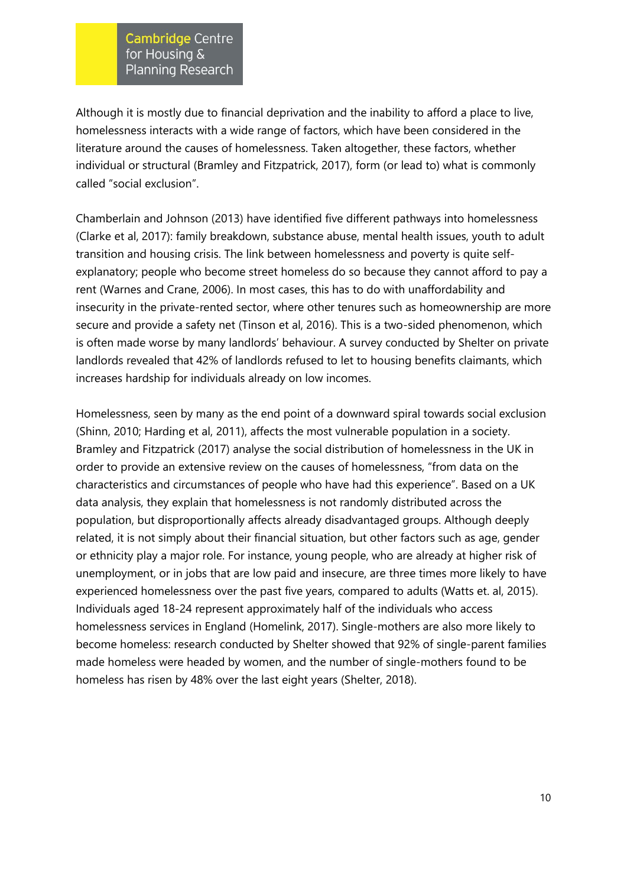Although it is mostly due to financial deprivation and the inability to afford a place to live, homelessness interacts with a wide range of factors, which have been considered in the literature around the causes of homelessness. Taken altogether, these factors, whether individual or structural (Bramley and Fitzpatrick, 2017), form (or lead to) what is commonly called "social exclusion".

Chamberlain and Johnson (2013) have identified five different pathways into homelessness (Clarke et al, 2017): family breakdown, substance abuse, mental health issues, youth to adult transition and housing crisis. The link between homelessness and poverty is quite self-explanatory; people who become street homeless do so because they cannot afford to pay a rent (Warnes and Crane, 2006). In most cases, this has to do with unaffordability and insecurity in the private-rented sector, where other tenures such as homeownership are more secure and provide a safety net (Tinson et al, 2016). This is a two-sided phenomenon, which is often made worse by many landlords' behaviour. A survey conducted by Shelter on private landlords revealed that 42% of landlords refused to let to housing benefits claimants, which increases hardship for individuals already on low incomes.

Homelessness, seen by many as the end point of a downward spiral towards social exclusion (Shinn, 2010; Harding et al, 2011), affects the most vulnerable population in a society. Bramley and Fitzpatrick (2017) analyse the social distribution of homelessness in the UK in order to provide an extensive review on the causes of homelessness, "from data on the characteristics and circumstances of people who have had this experience". Based on a UK data analysis, they explain that homelessness is not randomly distributed across the population, but disproportionally affects already disadvantaged groups. Although deeply related, it is not simply about their financial situation, but other factors such as age, gender or ethnicity play a major role. For instance, young people, who are already at higher risk of unemployment, or in jobs that are low paid and insecure, are three times more likely to have experienced homelessness over the past five years, compared to adults (Watts et. al, 2015). Individuals aged 18-24 represent approximately half of the individuals who access homelessness services in England (Homelink, 2017). Single-mothers are also more likely to become homeless: research conducted by Shelter showed that 92% of single-parent families made homeless were headed by women, and the number of single-mothers found to be homeless has risen by 48% over the last eight years (Shelter, 2018).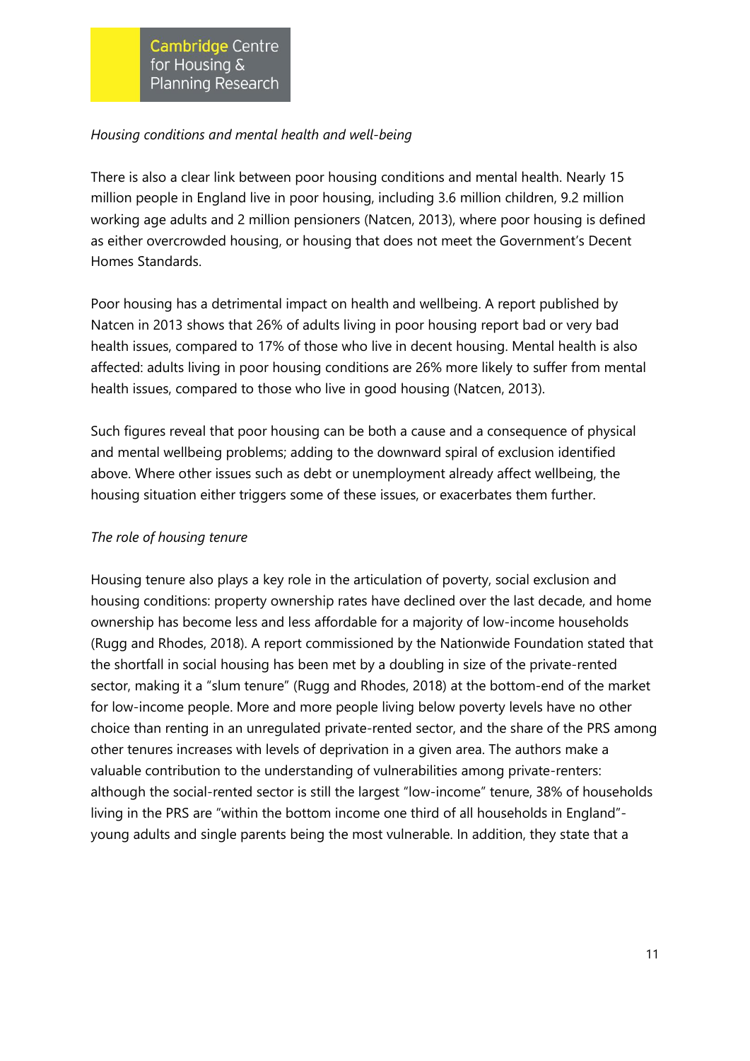*Housing conditions and mental health and well-being*

There is also a clear link between poor housing conditions and mental health. Nearly 15 million people in England live in poor housing, including 3.6 million children, 9.2 million working age adults and 2 million pensioners (Natcen, 2013), where poor housing is defined as either overcrowded housing, or housing that does not meet the Government's Decent Homes Standards.

Poor housing has a detrimental impact on health and wellbeing. A report published by Natcen in 2013 shows that 26% of adults living in poor housing report bad or very bad health issues, compared to 17% of those who live in decent housing. Mental health is also affected: adults living in poor housing conditions are 26% more likely to suffer from mental health issues, compared to those who live in good housing (Natcen, 2013).

Such figures reveal that poor housing can be both a cause and a consequence of physical and mental wellbeing problems; adding to the downward spiral of exclusion identified above. Where other issues such as debt or unemployment already affect wellbeing, the housing situation either triggers some of these issues, or exacerbates them further.

*The role of housing tenure*

Housing tenure also plays a key role in the articulation of poverty, social exclusion and housing conditions: property ownership rates have declined over the last decade, and home ownership has become less and less affordable for a majority of low-income households (Rugg and Rhodes, 2018). A report commissioned by the Nationwide Foundation stated that the shortfall in social housing has been met by a doubling in size of the private-rented sector, making it a "slum tenure" (Rugg and Rhodes, 2018) at the bottom-end of the market for low-income people. More and more people living below poverty levels have no other choice than renting in an unregulated private-rented sector, and the share of the PRS among other tenures increases with levels of deprivation in a given area. The authors make a valuable contribution to the understanding of vulnerabilities among private-renters: although the social-rented sector is still the largest "low-income" tenure, 38% of households living in the PRS are "within the bottom income one third of all households in England"- young adults and single parents being the most vulnerable. In addition, they state that a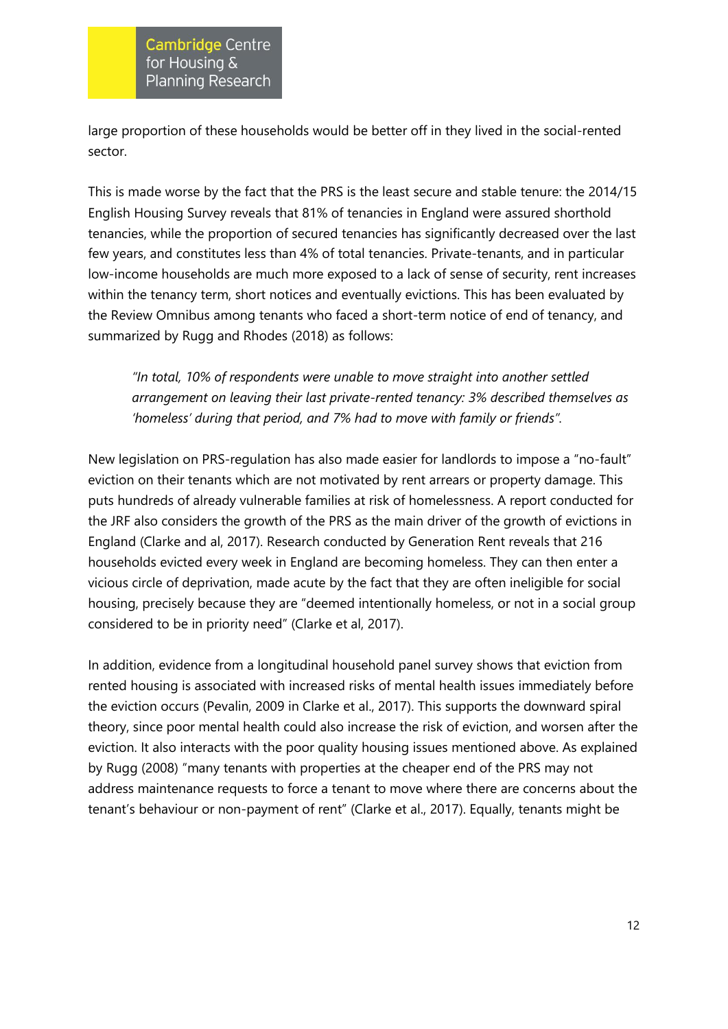large proportion of these households would be better off in they lived in the social-rented sector.

This is made worse by the fact that the PRS is the least secure and stable tenure: the 2014/15 English Housing Survey reveals that 81% of tenancies in England were assured shorthold tenancies, while the proportion of secured tenancies has significantly decreased over the last few years, and constitutes less than 4% of total tenancies. Private-tenants, and in particular low-income households are much more exposed to a lack of sense of security, rent increases within the tenancy term, short notices and eventually evictions. This has been evaluated by the Review Omnibus among tenants who faced a short-term notice of end of tenancy, and summarized by Rugg and Rhodes (2018) as follows:

> *"In total, 10% of respondents were unable to move straight into another settled arrangement on leaving their last private-rented tenancy: 3% described themselves as 'homeless' during that period, and 7% had to move with family or friends".*

New legislation on PRS-regulation has also made easier for landlords to impose a "no-fault" eviction on their tenants which are not motivated by rent arrears or property damage. This puts hundreds of already vulnerable families at risk of homelessness. A report conducted for the JRF also considers the growth of the PRS as the main driver of the growth of evictions in England (Clarke and al, 2017). Research conducted by Generation Rent reveals that 216 households evicted every week in England are becoming homeless. They can then enter a vicious circle of deprivation, made acute by the fact that they are often ineligible for social housing, precisely because they are "deemed intentionally homeless, or not in a social group considered to be in priority need" (Clarke et al, 2017).

In addition, evidence from a longitudinal household panel survey shows that eviction from rented housing is associated with increased risks of mental health issues immediately before the eviction occurs (Pevalin, 2009 in Clarke et al., 2017). This supports the downward spiral theory, since poor mental health could also increase the risk of eviction, and worsen after the eviction. It also interacts with the poor quality housing issues mentioned above. As explained by Rugg (2008) "many tenants with properties at the cheaper end of the PRS may not address maintenance requests to force a tenant to move where there are concerns about the tenant's behaviour or non-payment of rent" (Clarke et al., 2017). Equally, tenants might be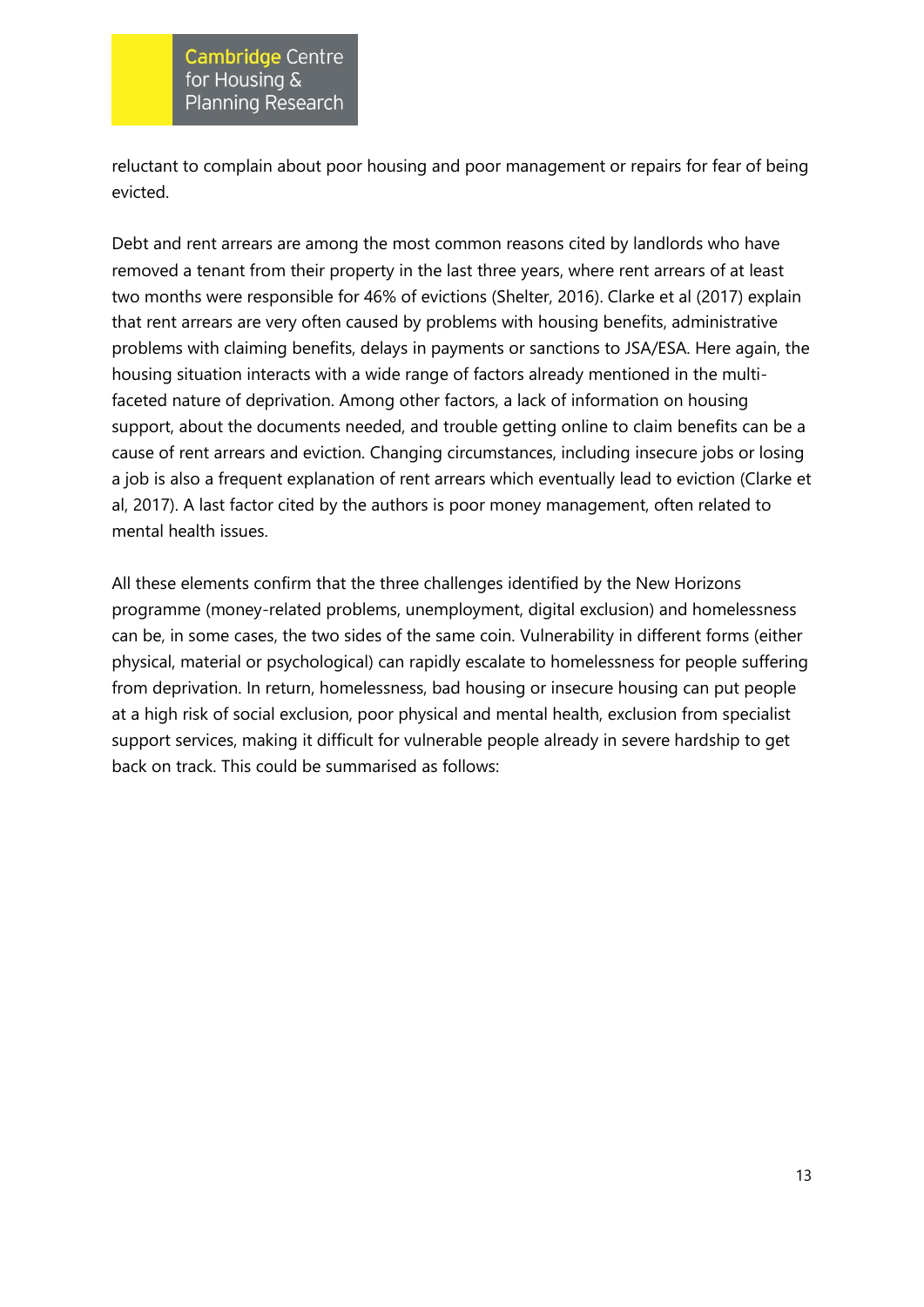reluctant to complain about poor housing and poor management or repairs for fear of being evicted.

Debt and rent arrears are among the most common reasons cited by landlords who have removed a tenant from their property in the last three years, where rent arrears of at least two months were responsible for 46% of evictions (Shelter, 2016). Clarke et al (2017) explain that rent arrears are very often caused by problems with housing benefits, administrative problems with claiming benefits, delays in payments or sanctions to JSA/ESA. Here again, the housing situation interacts with a wide range of factors already mentioned in the multi-faceted nature of deprivation. Among other factors, a lack of information on housing support, about the documents needed, and trouble getting online to claim benefits can be a cause of rent arrears and eviction. Changing circumstances, including insecure jobs or losing a job is also a frequent explanation of rent arrears which eventually lead to eviction (Clarke et al, 2017). A last factor cited by the authors is poor money management, often related to mental health issues.

All these elements confirm that the three challenges identified by the New Horizons programme (money-related problems, unemployment, digital exclusion) and homelessness can be, in some cases, the two sides of the same coin. Vulnerability in different forms (either physical, material or psychological) can rapidly escalate to homelessness for people suffering from deprivation. In return, homelessness, bad housing or insecure housing can put people at a high risk of social exclusion, poor physical and mental health, exclusion from specialist support services, making it difficult for vulnerable people already in severe hardship to get back on track. This could be summarised as follows: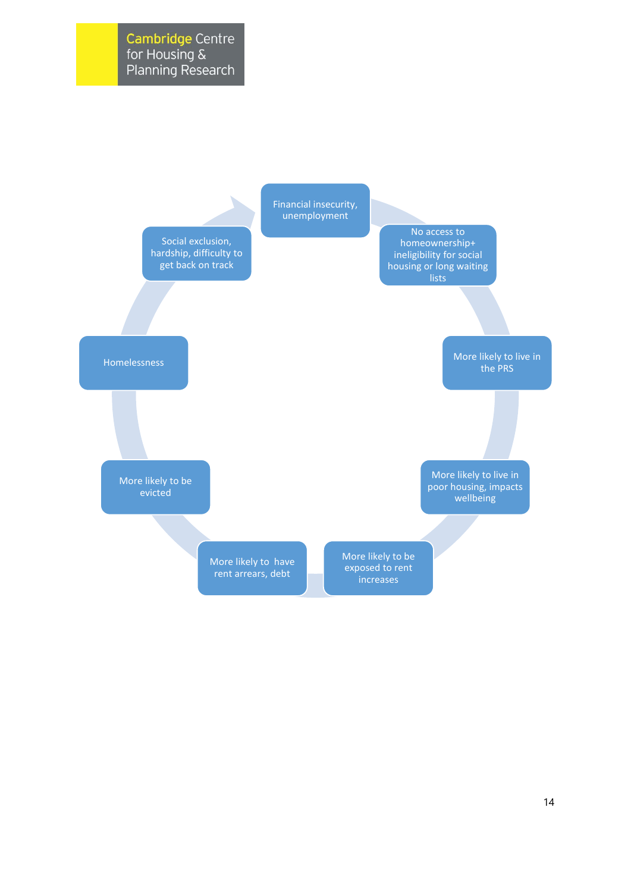Financial insecurity, unemployment

No access to homeownership+ ineligibility for social housing or long waiting lists

More likely to live in the PRS

More likely to live in poor housing, impacts wellbeing

More likely to be exposed to rent increases

More likely to have rent arrears, debt

More likely to be evicted

Homelessness

Social exclusion, hardship, difficulty to get back on track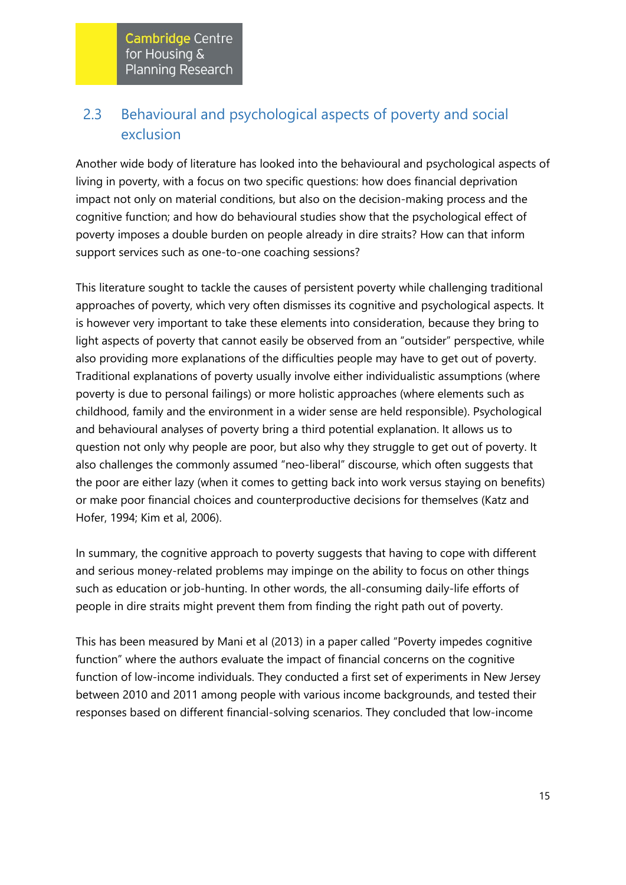## 2.3 Behavioural and psychological aspects of poverty and social exclusion

Another wide body of literature has looked into the behavioural and psychological aspects of living in poverty, with a focus on two specific questions: how does financial deprivation impact not only on material conditions, but also on the decision-making process and the cognitive function; and how do behavioural studies show that the psychological effect of poverty imposes a double burden on people already in dire straits? How can that inform support services such as one-to-one coaching sessions?

This literature sought to tackle the causes of persistent poverty while challenging traditional approaches of poverty, which very often dismisses its cognitive and psychological aspects. It is however very important to take these elements into consideration, because they bring to light aspects of poverty that cannot easily be observed from an "outsider" perspective, while also providing more explanations of the difficulties people may have to get out of poverty. Traditional explanations of poverty usually involve either individualistic assumptions (where poverty is due to personal failings) or more holistic approaches (where elements such as childhood, family and the environment in a wider sense are held responsible). Psychological and behavioural analyses of poverty bring a third potential explanation. It allows us to question not only why people are poor, but also why they struggle to get out of poverty. It also challenges the commonly assumed "neo-liberal" discourse, which often suggests that the poor are either lazy (when it comes to getting back into work versus staying on benefits) or make poor financial choices and counterproductive decisions for themselves (Katz and Hofer, 1994; Kim et al, 2006).

In summary, the cognitive approach to poverty suggests that having to cope with different and serious money-related problems may impinge on the ability to focus on other things such as education or job-hunting. In other words, the all-consuming daily-life efforts of people in dire straits might prevent them from finding the right path out of poverty.

This has been measured by Mani et al (2013) in a paper called "Poverty impedes cognitive function" where the authors evaluate the impact of financial concerns on the cognitive function of low-income individuals. They conducted a first set of experiments in New Jersey between 2010 and 2011 among people with various income backgrounds, and tested their responses based on different financial-solving scenarios. They concluded that low-income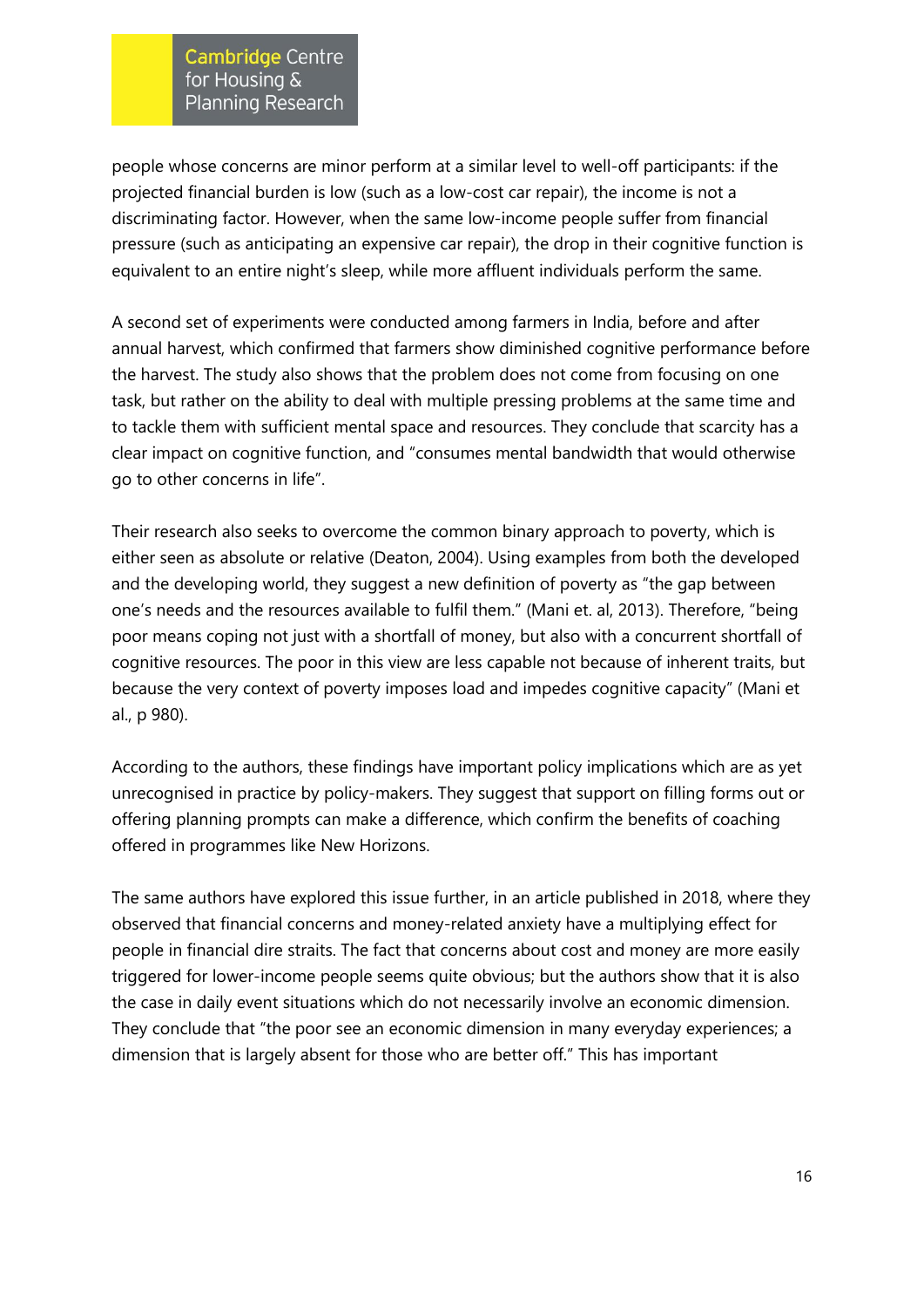people whose concerns are minor perform at a similar level to well-off participants: if the projected financial burden is low (such as a low-cost car repair), the income is not a discriminating factor. However, when the same low-income people suffer from financial pressure (such as anticipating an expensive car repair), the drop in their cognitive function is equivalent to an entire night's sleep, while more affluent individuals perform the same.

A second set of experiments were conducted among farmers in India, before and after annual harvest, which confirmed that farmers show diminished cognitive performance before the harvest. The study also shows that the problem does not come from focusing on one task, but rather on the ability to deal with multiple pressing problems at the same time and to tackle them with sufficient mental space and resources. They conclude that scarcity has a clear impact on cognitive function, and "consumes mental bandwidth that would otherwise go to other concerns in life".

Their research also seeks to overcome the common binary approach to poverty, which is either seen as absolute or relative (Deaton, 2004). Using examples from both the developed and the developing world, they suggest a new definition of poverty as "the gap between one's needs and the resources available to fulfil them." (Mani et. al, 2013). Therefore, "being poor means coping not just with a shortfall of money, but also with a concurrent shortfall of cognitive resources. The poor in this view are less capable not because of inherent traits, but because the very context of poverty imposes load and impedes cognitive capacity" (Mani et al., p 980).

According to the authors, these findings have important policy implications which are as yet unrecognised in practice by policy-makers. They suggest that support on filling forms out or offering planning prompts can make a difference, which confirm the benefits of coaching offered in programmes like New Horizons.

The same authors have explored this issue further, in an article published in 2018, where they observed that financial concerns and money-related anxiety have a multiplying effect for people in financial dire straits. The fact that concerns about cost and money are more easily triggered for lower-income people seems quite obvious; but the authors show that it is also the case in daily event situations which do not necessarily involve an economic dimension. They conclude that "the poor see an economic dimension in many everyday experiences; a dimension that is largely absent for those who are better off." This has important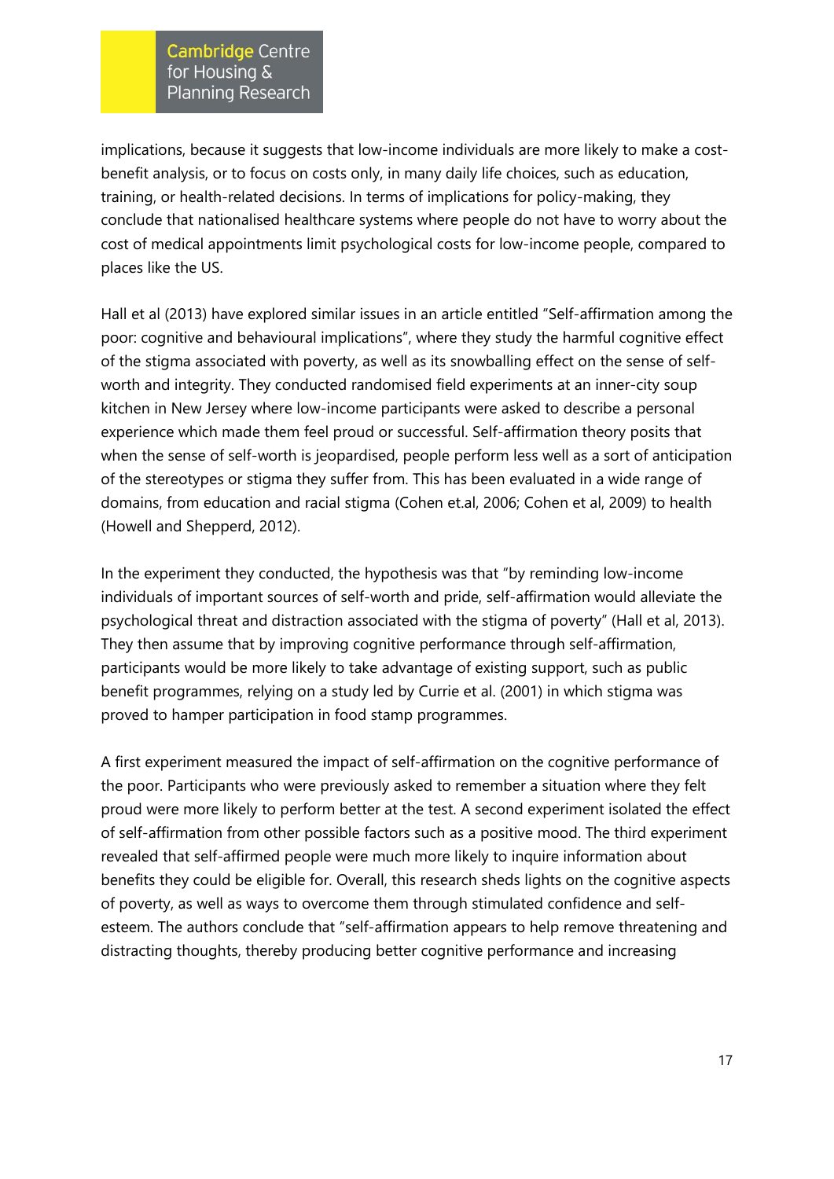implications, because it suggests that low-income individuals are more likely to make a cost-benefit analysis, or to focus on costs only, in many daily life choices, such as education, training, or health-related decisions. In terms of implications for policy-making, they conclude that nationalised healthcare systems where people do not have to worry about the cost of medical appointments limit psychological costs for low-income people, compared to places like the US.

Hall et al (2013) have explored similar issues in an article entitled "Self-affirmation among the poor: cognitive and behavioural implications", where they study the harmful cognitive effect of the stigma associated with poverty, as well as its snowballing effect on the sense of self-worth and integrity. They conducted randomised field experiments at an inner-city soup kitchen in New Jersey where low-income participants were asked to describe a personal experience which made them feel proud or successful. Self-affirmation theory posits that when the sense of self-worth is jeopardised, people perform less well as a sort of anticipation of the stereotypes or stigma they suffer from. This has been evaluated in a wide range of domains, from education and racial stigma (Cohen et.al, 2006; Cohen et al, 2009) to health (Howell and Shepperd, 2012).

In the experiment they conducted, the hypothesis was that "by reminding low-income individuals of important sources of self-worth and pride, self-affirmation would alleviate the psychological threat and distraction associated with the stigma of poverty" (Hall et al, 2013). They then assume that by improving cognitive performance through self-affirmation, participants would be more likely to take advantage of existing support, such as public benefit programmes, relying on a study led by Currie et al. (2001) in which stigma was proved to hamper participation in food stamp programmes.

A first experiment measured the impact of self-affirmation on the cognitive performance of the poor. Participants who were previously asked to remember a situation where they felt proud were more likely to perform better at the test. A second experiment isolated the effect of self-affirmation from other possible factors such as a positive mood. The third experiment revealed that self-affirmed people were much more likely to inquire information about benefits they could be eligible for. Overall, this research sheds lights on the cognitive aspects of poverty, as well as ways to overcome them through stimulated confidence and self-esteem. The authors conclude that "self-affirmation appears to help remove threatening and distracting thoughts, thereby producing better cognitive performance and increasing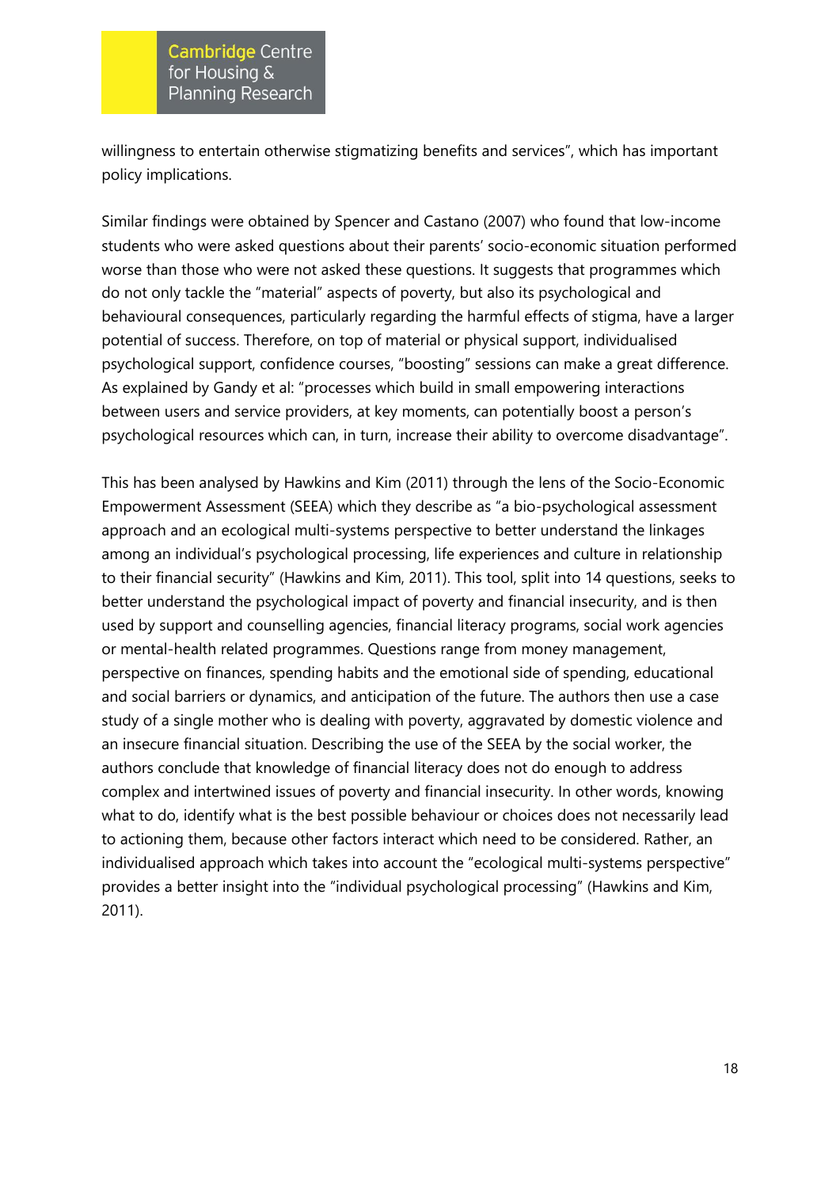willingness to entertain otherwise stigmatizing benefits and services", which has important policy implications.

Similar findings were obtained by Spencer and Castano (2007) who found that low-income students who were asked questions about their parents' socio-economic situation performed worse than those who were not asked these questions. It suggests that programmes which do not only tackle the "material" aspects of poverty, but also its psychological and behavioural consequences, particularly regarding the harmful effects of stigma, have a larger potential of success. Therefore, on top of material or physical support, individualised psychological support, confidence courses, "boosting" sessions can make a great difference. As explained by Gandy et al: "processes which build in small empowering interactions between users and service providers, at key moments, can potentially boost a person's psychological resources which can, in turn, increase their ability to overcome disadvantage".

This has been analysed by Hawkins and Kim (2011) through the lens of the Socio-Economic Empowerment Assessment (SEEA) which they describe as "a bio-psychological assessment approach and an ecological multi-systems perspective to better understand the linkages among an individual's psychological processing, life experiences and culture in relationship to their financial security" (Hawkins and Kim, 2011). This tool, split into 14 questions, seeks to better understand the psychological impact of poverty and financial insecurity, and is then used by support and counselling agencies, financial literacy programs, social work agencies or mental-health related programmes. Questions range from money management, perspective on finances, spending habits and the emotional side of spending, educational and social barriers or dynamics, and anticipation of the future. The authors then use a case study of a single mother who is dealing with poverty, aggravated by domestic violence and an insecure financial situation. Describing the use of the SEEA by the social worker, the authors conclude that knowledge of financial literacy does not do enough to address complex and intertwined issues of poverty and financial insecurity. In other words, knowing what to do, identify what is the best possible behaviour or choices does not necessarily lead to actioning them, because other factors interact which need to be considered. Rather, an individualised approach which takes into account the "ecological multi-systems perspective" provides a better insight into the "individual psychological processing" (Hawkins and Kim, 2011).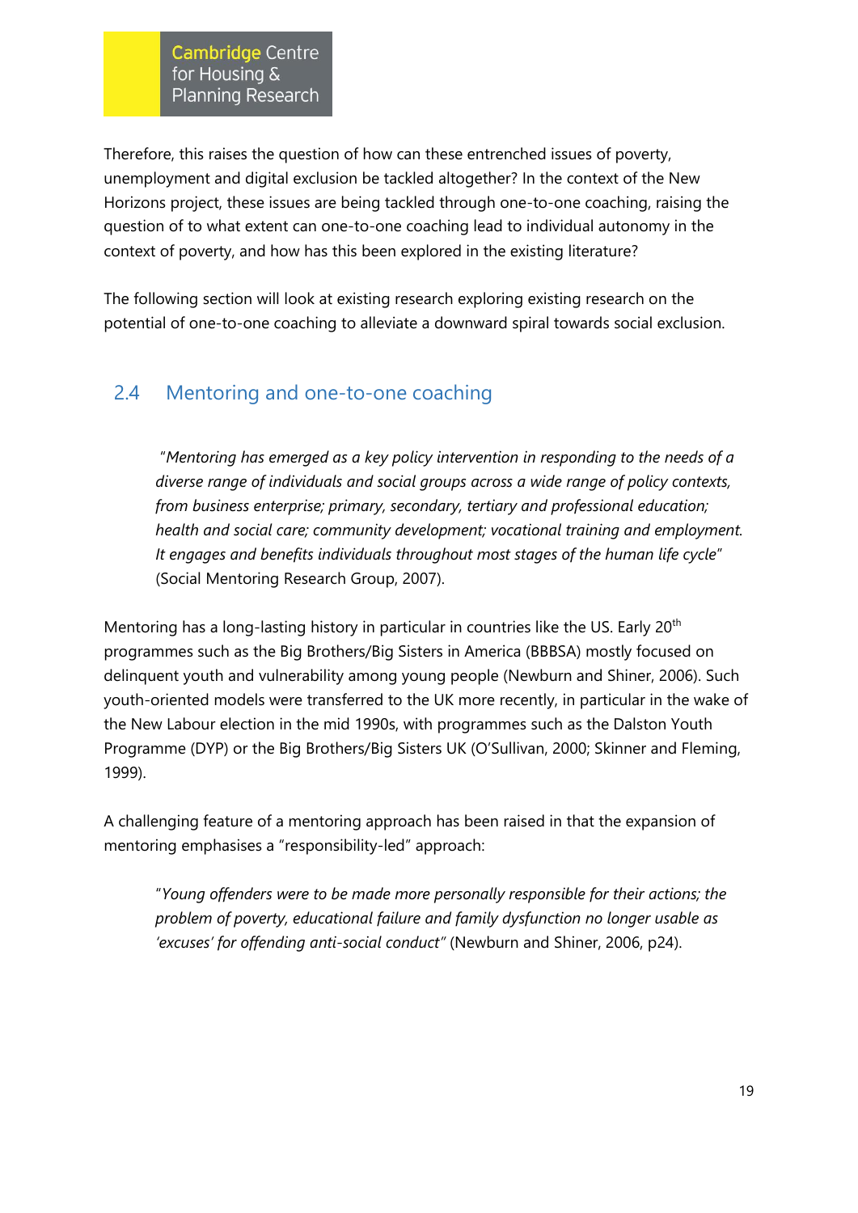Therefore, this raises the question of how can these entrenched issues of poverty, unemployment and digital exclusion be tackled altogether? In the context of the New Horizons project, these issues are being tackled through one-to-one coaching, raising the question of to what extent can one-to-one coaching lead to individual autonomy in the context of poverty, and how has this been explored in the existing literature?

The following section will look at existing research exploring existing research on the potential of one-to-one coaching to alleviate a downward spiral towards social exclusion.

## 2.4 Mentoring and one-to-one coaching

> "*Mentoring has emerged as a key policy intervention in responding to the needs of a diverse range of individuals and social groups across a wide range of policy contexts, from business enterprise; primary, secondary, tertiary and professional education; health and social care; community development; vocational training and employment. It engages and benefits individuals throughout most stages of the human life cycle*" (Social Mentoring Research Group, 2007).

Mentoring has a long-lasting history in particular in countries like the US. Early 20th programmes such as the Big Brothers/Big Sisters in America (BBBSA) mostly focused on delinquent youth and vulnerability among young people (Newburn and Shiner, 2006). Such youth-oriented models were transferred to the UK more recently, in particular in the wake of the New Labour election in the mid 1990s, with programmes such as the Dalston Youth Programme (DYP) or the Big Brothers/Big Sisters UK (O'Sullivan, 2000; Skinner and Fleming, 1999).

A challenging feature of a mentoring approach has been raised in that the expansion of mentoring emphasises a "responsibility-led" approach:

> "*Young offenders were to be made more personally responsible for their actions; the problem of poverty, educational failure and family dysfunction no longer usable as 'excuses' for offending anti-social conduct*" (Newburn and Shiner, 2006, p24).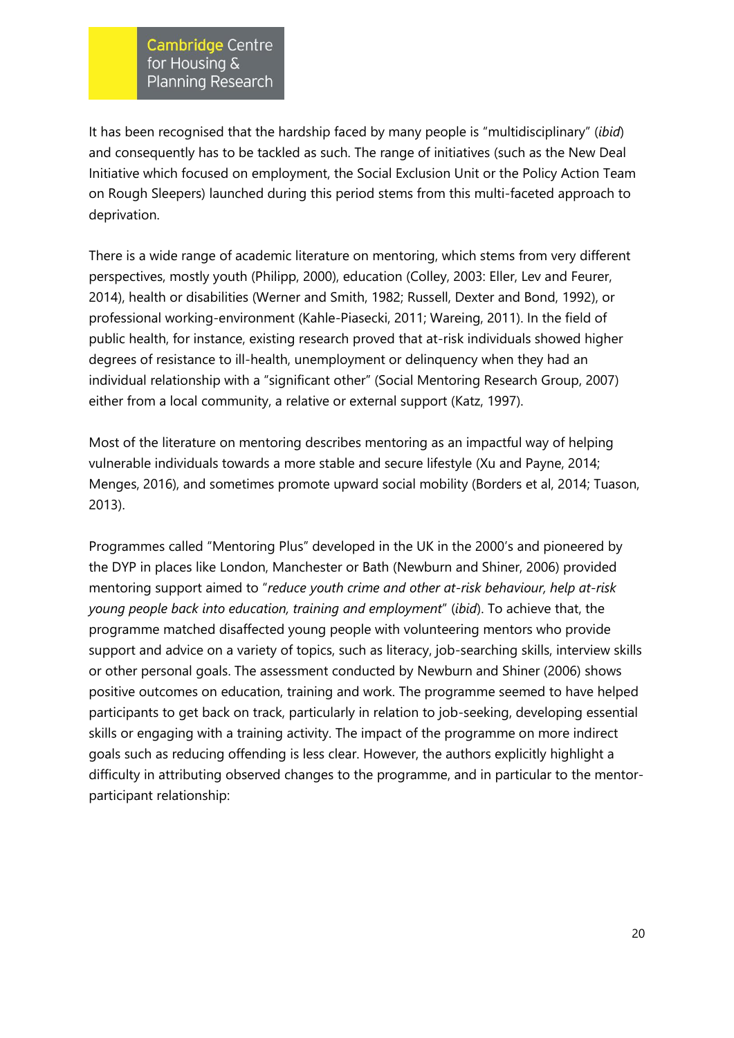It has been recognised that the hardship faced by many people is "multidisciplinary" (*ibid*) and consequently has to be tackled as such. The range of initiatives (such as the New Deal Initiative which focused on employment, the Social Exclusion Unit or the Policy Action Team on Rough Sleepers) launched during this period stems from this multi-faceted approach to deprivation.

There is a wide range of academic literature on mentoring, which stems from very different perspectives, mostly youth (Philipp, 2000), education (Colley, 2003: Eller, Lev and Feurer, 2014), health or disabilities (Werner and Smith, 1982; Russell, Dexter and Bond, 1992), or professional working-environment (Kahle-Piasecki, 2011; Wareing, 2011). In the field of public health, for instance, existing research proved that at-risk individuals showed higher degrees of resistance to ill-health, unemployment or delinquency when they had an individual relationship with a "significant other" (Social Mentoring Research Group, 2007) either from a local community, a relative or external support (Katz, 1997).

Most of the literature on mentoring describes mentoring as an impactful way of helping vulnerable individuals towards a more stable and secure lifestyle (Xu and Payne, 2014; Menges, 2016), and sometimes promote upward social mobility (Borders et al, 2014; Tuason, 2013).

Programmes called "Mentoring Plus" developed in the UK in the 2000's and pioneered by the DYP in places like London, Manchester or Bath (Newburn and Shiner, 2006) provided mentoring support aimed to "*reduce youth crime and other at-risk behaviour, help at-risk young people back into education, training and employment*" (*ibid*). To achieve that, the programme matched disaffected young people with volunteering mentors who provide support and advice on a variety of topics, such as literacy, job-searching skills, interview skills or other personal goals. The assessment conducted by Newburn and Shiner (2006) shows positive outcomes on education, training and work. The programme seemed to have helped participants to get back on track, particularly in relation to job-seeking, developing essential skills or engaging with a training activity. The impact of the programme on more indirect goals such as reducing offending is less clear. However, the authors explicitly highlight a difficulty in attributing observed changes to the programme, and in particular to the mentor-participant relationship: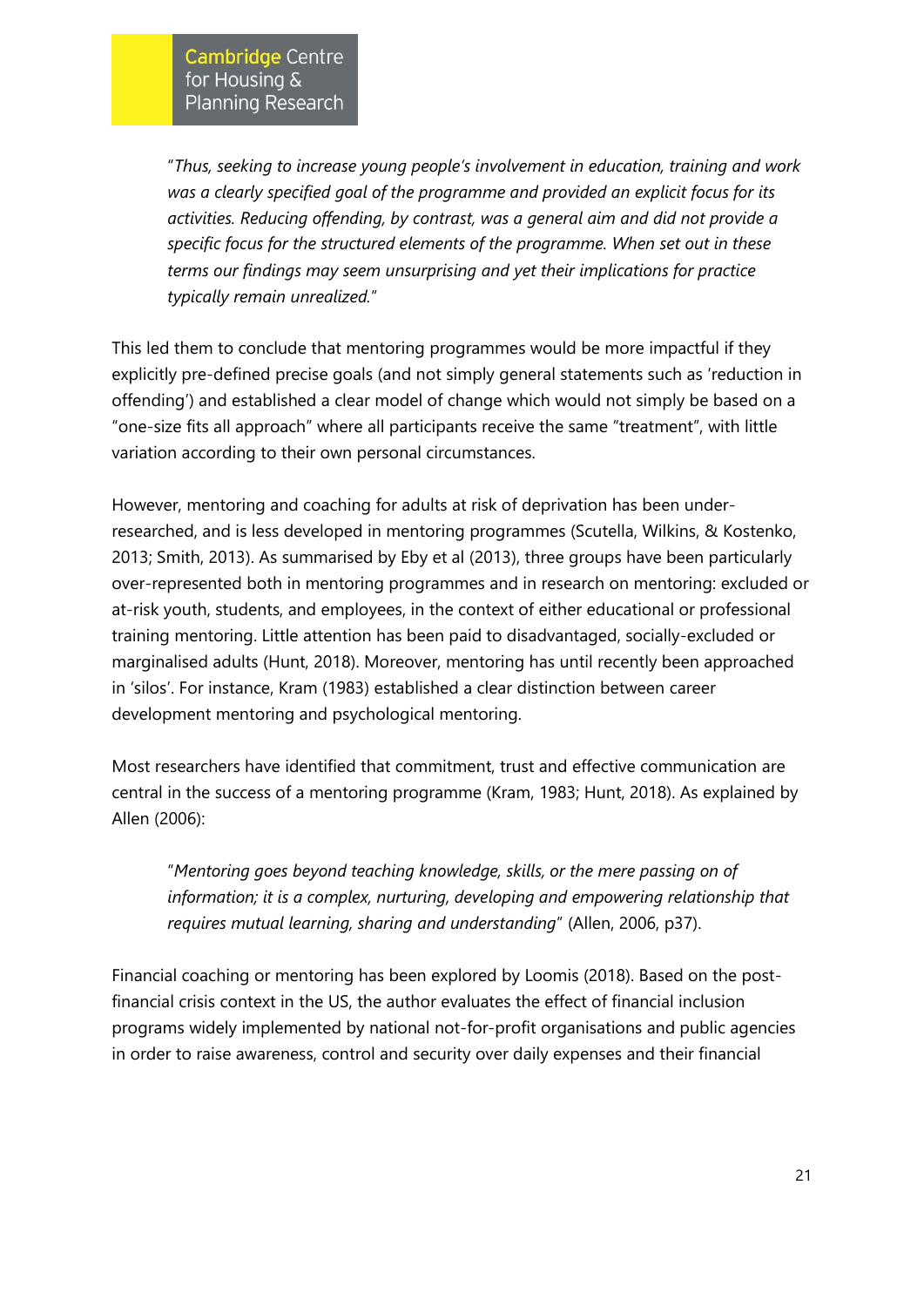> "*Thus, seeking to increase young people's involvement in education, training and work was a clearly specified goal of the programme and provided an explicit focus for its activities. Reducing offending, by contrast, was a general aim and did not provide a specific focus for the structured elements of the programme. When set out in these terms our findings may seem unsurprising and yet their implications for practice typically remain unrealized.*"

This led them to conclude that mentoring programmes would be more impactful if they explicitly pre-defined precise goals (and not simply general statements such as 'reduction in offending') and established a clear model of change which would not simply be based on a "one-size fits all approach" where all participants receive the same "treatment", with little variation according to their own personal circumstances.

However, mentoring and coaching for adults at risk of deprivation has been under-researched, and is less developed in mentoring programmes (Scutella, Wilkins, & Kostenko, 2013; Smith, 2013). As summarised by Eby et al (2013), three groups have been particularly over-represented both in mentoring programmes and in research on mentoring: excluded or at-risk youth, students, and employees, in the context of either educational or professional training mentoring. Little attention has been paid to disadvantaged, socially-excluded or marginalised adults (Hunt, 2018). Moreover, mentoring has until recently been approached in 'silos'. For instance, Kram (1983) established a clear distinction between career development mentoring and psychological mentoring.

Most researchers have identified that commitment, trust and effective communication are central in the success of a mentoring programme (Kram, 1983; Hunt, 2018). As explained by Allen (2006):

> "*Mentoring goes beyond teaching knowledge, skills, or the mere passing on of information; it is a complex, nurturing, developing and empowering relationship that requires mutual learning, sharing and understanding*" (Allen, 2006, p37).

Financial coaching or mentoring has been explored by Loomis (2018). Based on the post-financial crisis context in the US, the author evaluates the effect of financial inclusion programs widely implemented by national not-for-profit organisations and public agencies in order to raise awareness, control and security over daily expenses and their financial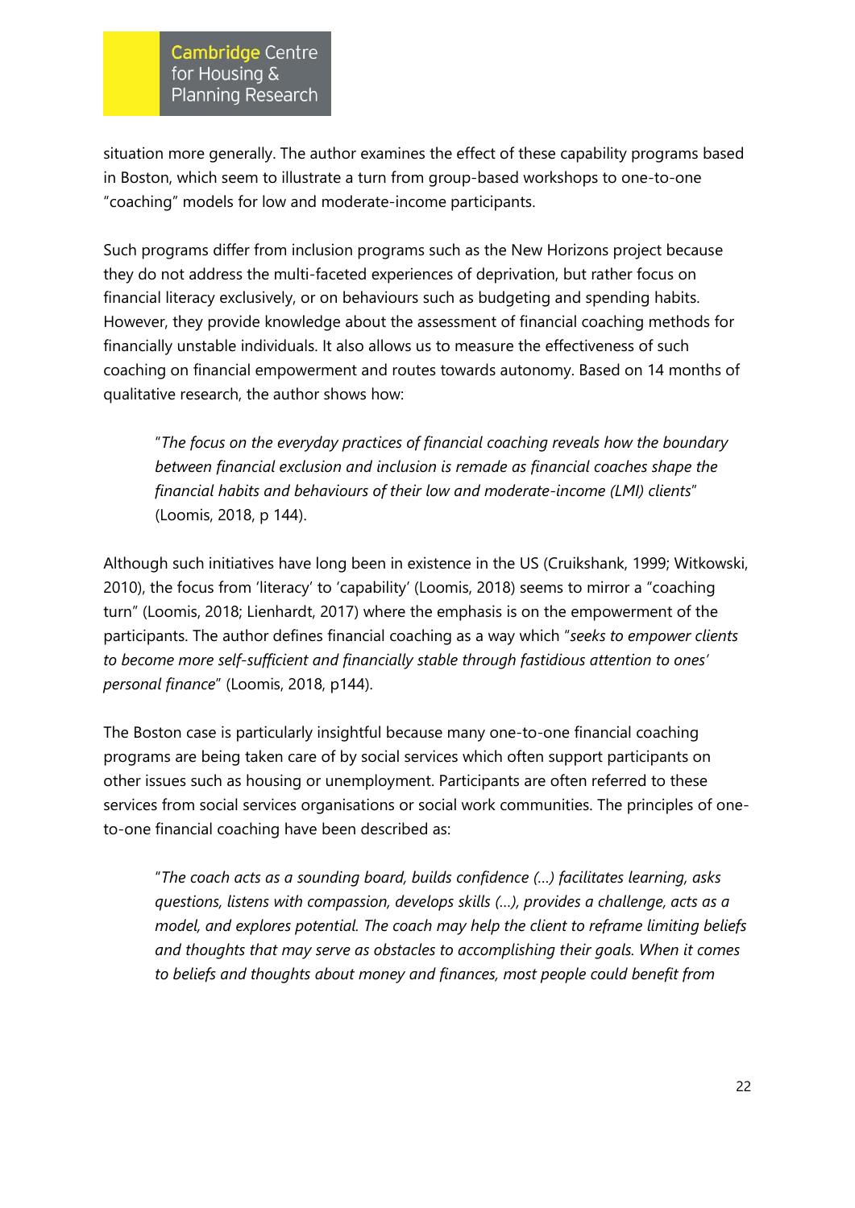situation more generally. The author examines the effect of these capability programs based in Boston, which seem to illustrate a turn from group-based workshops to one-to-one "coaching" models for low and moderate-income participants.

Such programs differ from inclusion programs such as the New Horizons project because they do not address the multi-faceted experiences of deprivation, but rather focus on financial literacy exclusively, or on behaviours such as budgeting and spending habits. However, they provide knowledge about the assessment of financial coaching methods for financially unstable individuals. It also allows us to measure the effectiveness of such coaching on financial empowerment and routes towards autonomy. Based on 14 months of qualitative research, the author shows how:

> "*The focus on the everyday practices of financial coaching reveals how the boundary between financial exclusion and inclusion is remade as financial coaches shape the financial habits and behaviours of their low and moderate-income (LMI) clients*" (Loomis, 2018, p 144).

Although such initiatives have long been in existence in the US (Cruikshank, 1999; Witkowski, 2010), the focus from 'literacy' to 'capability' (Loomis, 2018) seems to mirror a "coaching turn" (Loomis, 2018; Lienhardt, 2017) where the emphasis is on the empowerment of the participants. The author defines financial coaching as a way which "*seeks to empower clients to become more self-sufficient and financially stable through fastidious attention to ones' personal finance*" (Loomis, 2018, p144).

The Boston case is particularly insightful because many one-to-one financial coaching programs are being taken care of by social services which often support participants on other issues such as housing or unemployment. Participants are often referred to these services from social services organisations or social work communities. The principles of one-to-one financial coaching have been described as:

> "*The coach acts as a sounding board, builds confidence (...) facilitates learning, asks questions, listens with compassion, develops skills (...), provides a challenge, acts as a model, and explores potential. The coach may help the client to reframe limiting beliefs and thoughts that may serve as obstacles to accomplishing their goals. When it comes to beliefs and thoughts about money and finances, most people could benefit from*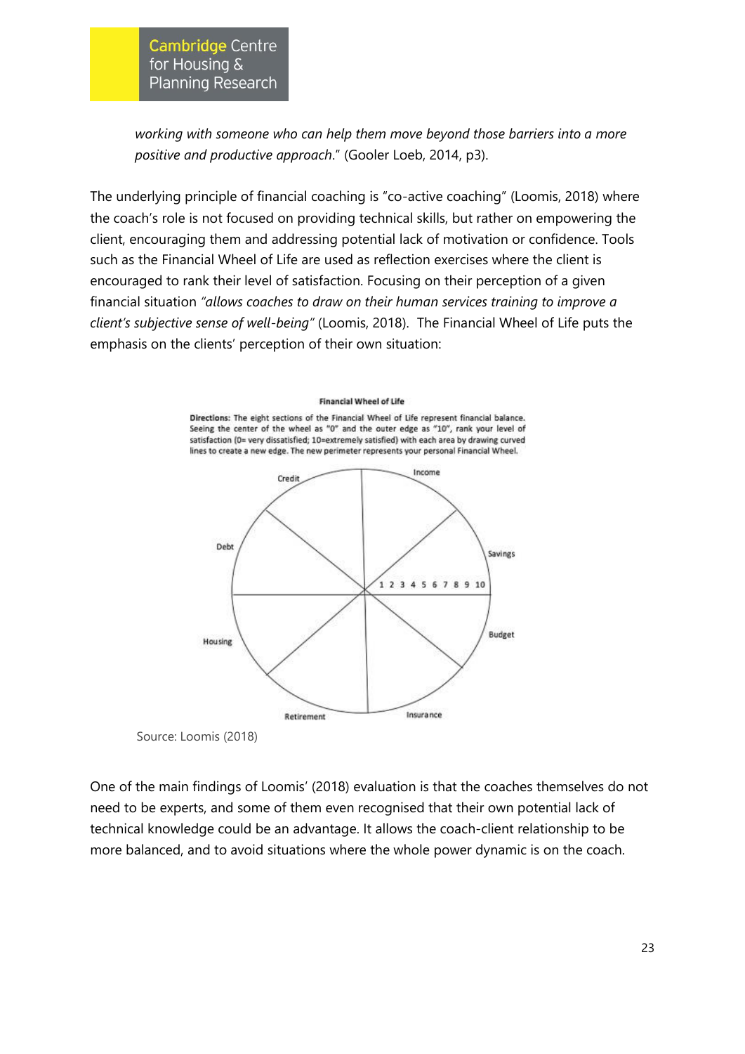*working with someone who can help them move beyond those barriers into a more positive and productive approach*." (Gooler Loeb, 2014, p3).

The underlying principle of financial coaching is "co-active coaching" (Loomis, 2018) where the coach's role is not focused on providing technical skills, but rather on empowering the client, encouraging them and addressing potential lack of motivation or confidence. Tools such as the Financial Wheel of Life are used as reflection exercises where the client is encouraged to rank their level of satisfaction. Focusing on their perception of a given financial situation *"allows coaches to draw on their human services training to improve a client's subjective sense of well-being"* (Loomis, 2018). The Financial Wheel of Life puts the emphasis on the clients' perception of their own situation:

**Financial Wheel of Life**

**Directions:** The eight sections of the Financial Wheel of Life represent financial balance. Seeing the center of the wheel as "0" and the outer edge as "10", rank your level of satisfaction (0= very dissatisfied; 10=extremely satisfied) with each area by drawing curved lines to create a new edge. The new perimeter represents your personal Financial Wheel.

Credit, Income, Savings, Budget, Insurance, Retirement, Housing, Debt

1 2 3 4 5 6 7 8 9 10

Source: Loomis (2018)

One of the main findings of Loomis' (2018) evaluation is that the coaches themselves do not need to be experts, and some of them even recognised that their own potential lack of technical knowledge could be an advantage. It allows the coach-client relationship to be more balanced, and to avoid situations where the whole power dynamic is on the coach.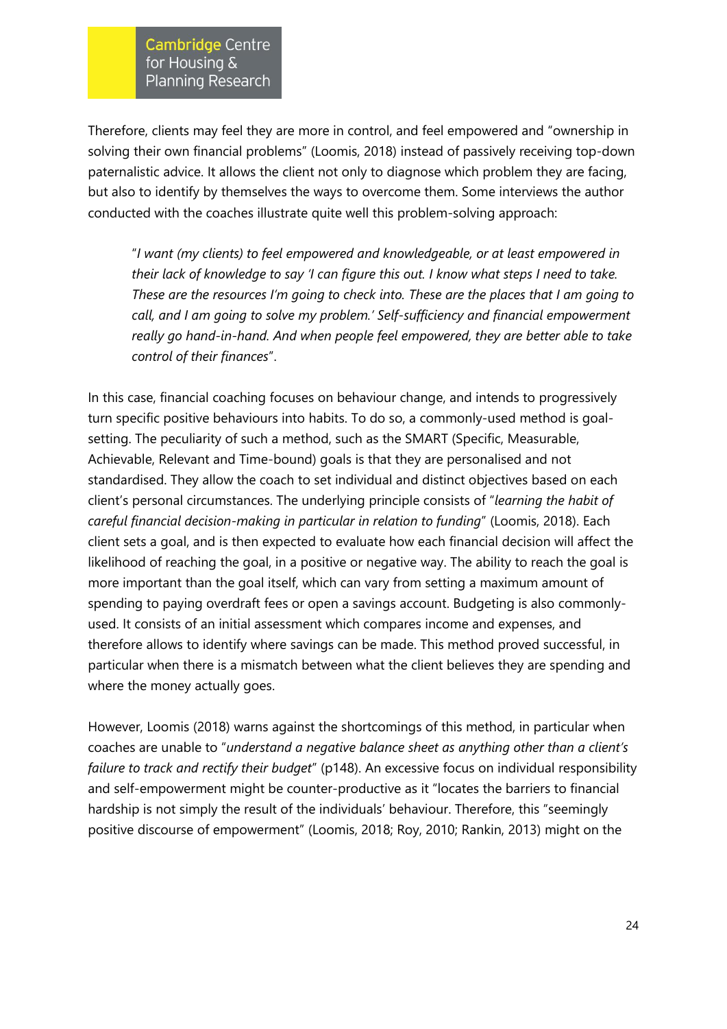Therefore, clients may feel they are more in control, and feel empowered and "ownership in solving their own financial problems" (Loomis, 2018) instead of passively receiving top-down paternalistic advice. It allows the client not only to diagnose which problem they are facing, but also to identify by themselves the ways to overcome them. Some interviews the author conducted with the coaches illustrate quite well this problem-solving approach:

> "*I want (my clients) to feel empowered and knowledgeable, or at least empowered in their lack of knowledge to say 'I can figure this out. I know what steps I need to take. These are the resources I'm going to check into. These are the places that I am going to call, and I am going to solve my problem.' Self-sufficiency and financial empowerment really go hand-in-hand. And when people feel empowered, they are better able to take control of their finances*".

In this case, financial coaching focuses on behaviour change, and intends to progressively turn specific positive behaviours into habits. To do so, a commonly-used method is goal-setting. The peculiarity of such a method, such as the SMART (Specific, Measurable, Achievable, Relevant and Time-bound) goals is that they are personalised and not standardised. They allow the coach to set individual and distinct objectives based on each client's personal circumstances. The underlying principle consists of "*learning the habit of careful financial decision-making in particular in relation to funding*" (Loomis, 2018). Each client sets a goal, and is then expected to evaluate how each financial decision will affect the likelihood of reaching the goal, in a positive or negative way. The ability to reach the goal is more important than the goal itself, which can vary from setting a maximum amount of spending to paying overdraft fees or open a savings account. Budgeting is also commonly-used. It consists of an initial assessment which compares income and expenses, and therefore allows to identify where savings can be made. This method proved successful, in particular when there is a mismatch between what the client believes they are spending and where the money actually goes.

However, Loomis (2018) warns against the shortcomings of this method, in particular when coaches are unable to "*understand a negative balance sheet as anything other than a client's failure to track and rectify their budget*" (p148). An excessive focus on individual responsibility and self-empowerment might be counter-productive as it "locates the barriers to financial hardship is not simply the result of the individuals' behaviour. Therefore, this "seemingly positive discourse of empowerment" (Loomis, 2018; Roy, 2010; Rankin, 2013) might on the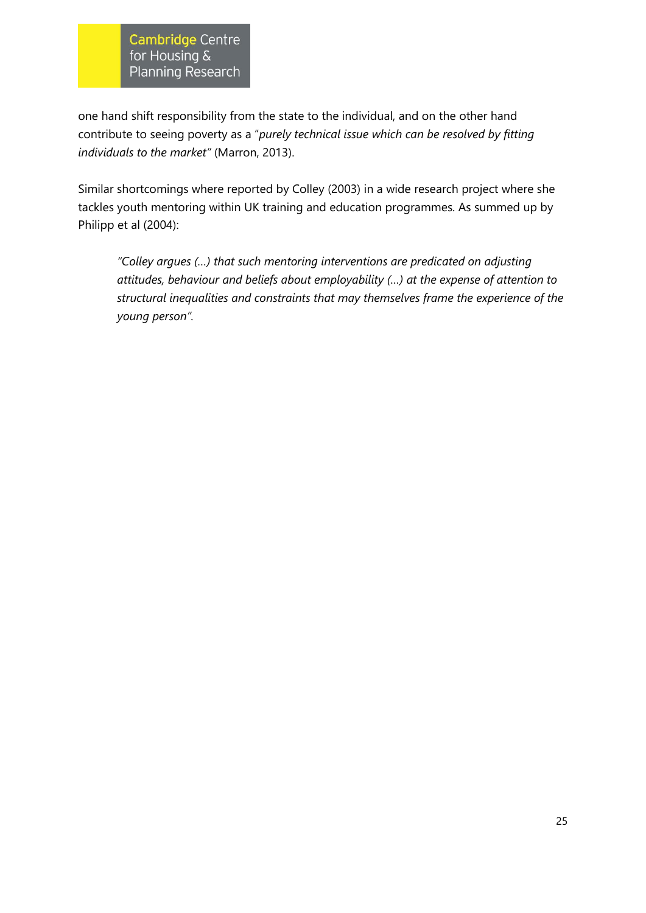one hand shift responsibility from the state to the individual, and on the other hand contribute to seeing poverty as a "*purely technical issue which can be resolved by fitting individuals to the market*" (Marron, 2013).

Similar shortcomings where reported by Colley (2003) in a wide research project where she tackles youth mentoring within UK training and education programmes. As summed up by Philipp et al (2004):

> *"Colley argues (…) that such mentoring interventions are predicated on adjusting attitudes, behaviour and beliefs about employability (…) at the expense of attention to structural inequalities and constraints that may themselves frame the experience of the young person".*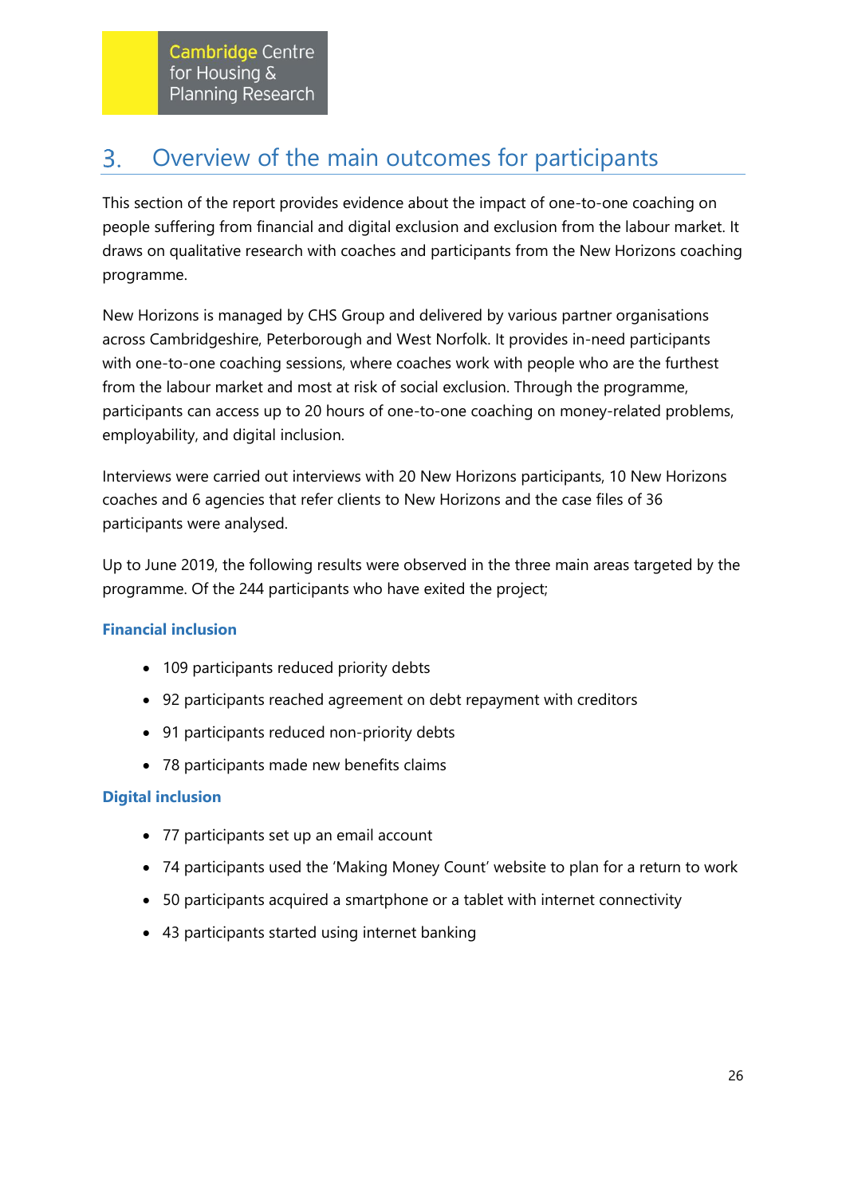# 3. Overview of the main outcomes for participants

This section of the report provides evidence about the impact of one-to-one coaching on people suffering from financial and digital exclusion and exclusion from the labour market. It draws on qualitative research with coaches and participants from the New Horizons coaching programme.

New Horizons is managed by CHS Group and delivered by various partner organisations across Cambridgeshire, Peterborough and West Norfolk. It provides in-need participants with one-to-one coaching sessions, where coaches work with people who are the furthest from the labour market and most at risk of social exclusion. Through the programme, participants can access up to 20 hours of one-to-one coaching on money-related problems, employability, and digital inclusion.

Interviews were carried out interviews with 20 New Horizons participants, 10 New Horizons coaches and 6 agencies that refer clients to New Horizons and the case files of 36 participants were analysed.

Up to June 2019, the following results were observed in the three main areas targeted by the programme. Of the 244 participants who have exited the project;

### Financial inclusion

- 109 participants reduced priority debts
- 92 participants reached agreement on debt repayment with creditors
- 91 participants reduced non-priority debts
- 78 participants made new benefits claims

### Digital inclusion

- 77 participants set up an email account
- 74 participants used the 'Making Money Count' website to plan for a return to work
- 50 participants acquired a smartphone or a tablet with internet connectivity
- 43 participants started using internet banking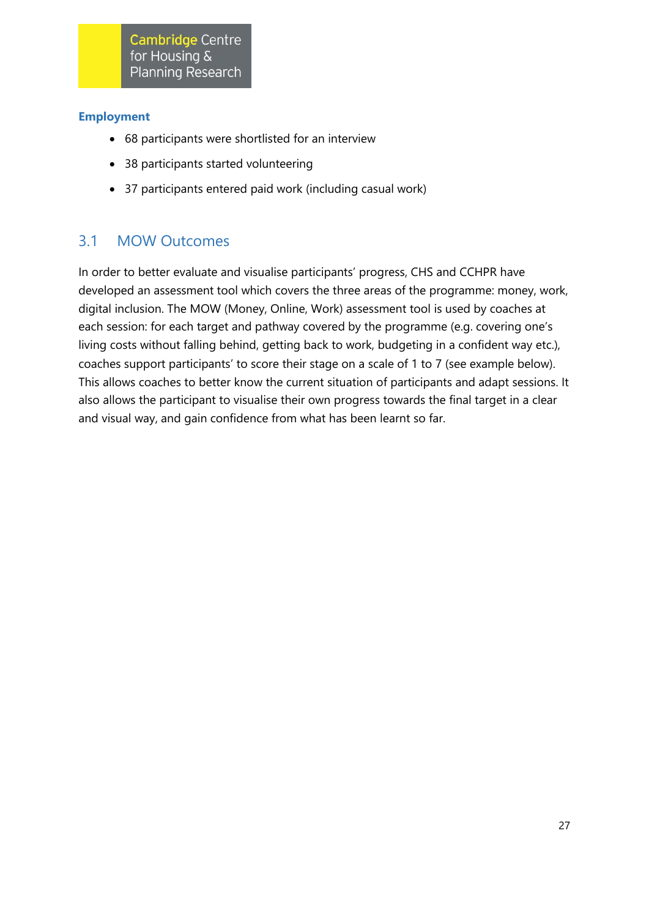**Employment**

- 68 participants were shortlisted for an interview
- 38 participants started volunteering
- 37 participants entered paid work (including casual work)

## 3.1 MOW Outcomes

In order to better evaluate and visualise participants' progress, CHS and CCHPR have developed an assessment tool which covers the three areas of the programme: money, work, digital inclusion. The MOW (Money, Online, Work) assessment tool is used by coaches at each session: for each target and pathway covered by the programme (e.g. covering one's living costs without falling behind, getting back to work, budgeting in a confident way etc.), coaches support participants' to score their stage on a scale of 1 to 7 (see example below). This allows coaches to better know the current situation of participants and adapt sessions. It also allows the participant to visualise their own progress towards the final target in a clear and visual way, and gain confidence from what has been learnt so far.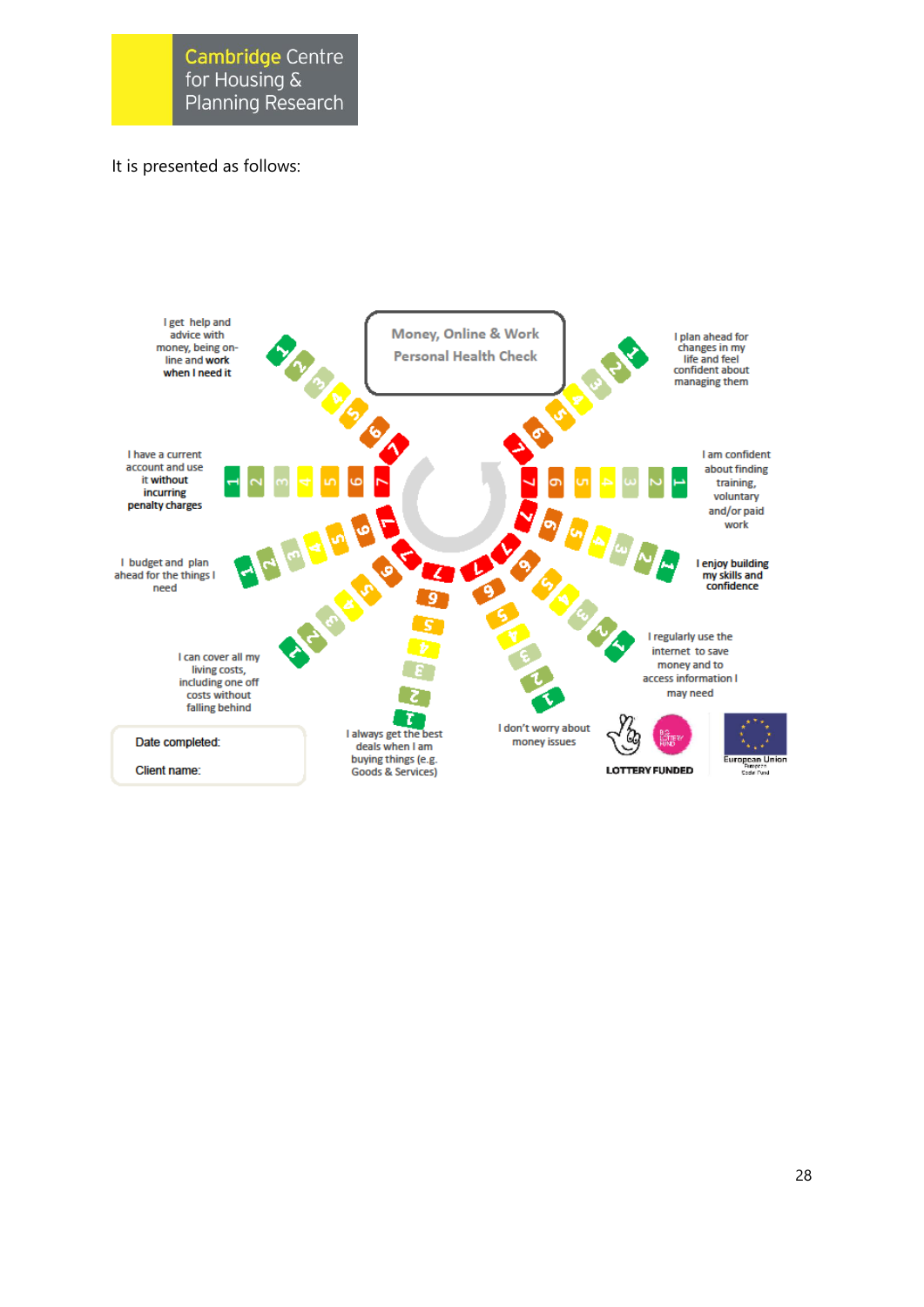It is presented as follows:

Money, Online & Work
Personal Health Check

I get help and advice with money, being on-line and work when I need it

I plan ahead for changes in my life and feel confident about managing them

I have a current account and use it without incurring penalty charges

I am confident about finding training, voluntary and/or paid work

I budget and plan ahead for the things I need

I enjoy building my skills and confidence

I can cover all my living costs, including one off costs without falling behind

I regularly use the internet to save money and to access information I may need

I always get the best deals when I am buying things (e.g. Goods & Services)

I don't worry about money issues

Date completed:

Client name:

LOTTERY FUNDED

European Union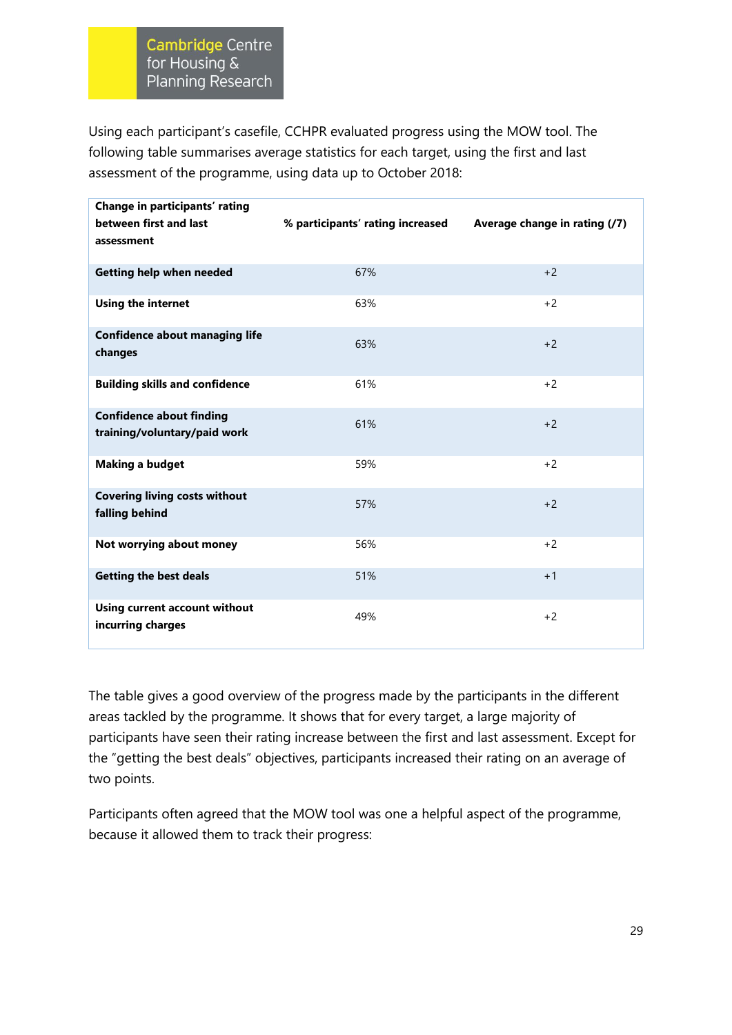Using each participant's casefile, CCHPR evaluated progress using the MOW tool. The following table summarises average statistics for each target, using the first and last assessment of the programme, using data up to October 2018:

| Change in participants' rating between first and last assessment | % participants' rating increased | Average change in rating (/7) |
|---|---|---|
| **Getting help when needed** | 67% | +2 |
| **Using the internet** | 63% | +2 |
| **Confidence about managing life changes** | 63% | +2 |
| **Building skills and confidence** | 61% | +2 |
| **Confidence about finding training/voluntary/paid work** | 61% | +2 |
| **Making a budget** | 59% | +2 |
| **Covering living costs without falling behind** | 57% | +2 |
| **Not worrying about money** | 56% | +2 |
| **Getting the best deals** | 51% | +1 |
| **Using current account without incurring charges** | 49% | +2 |

The table gives a good overview of the progress made by the participants in the different areas tackled by the programme. It shows that for every target, a large majority of participants have seen their rating increase between the first and last assessment. Except for the "getting the best deals" objectives, participants increased their rating on an average of two points.

Participants often agreed that the MOW tool was one a helpful aspect of the programme, because it allowed them to track their progress: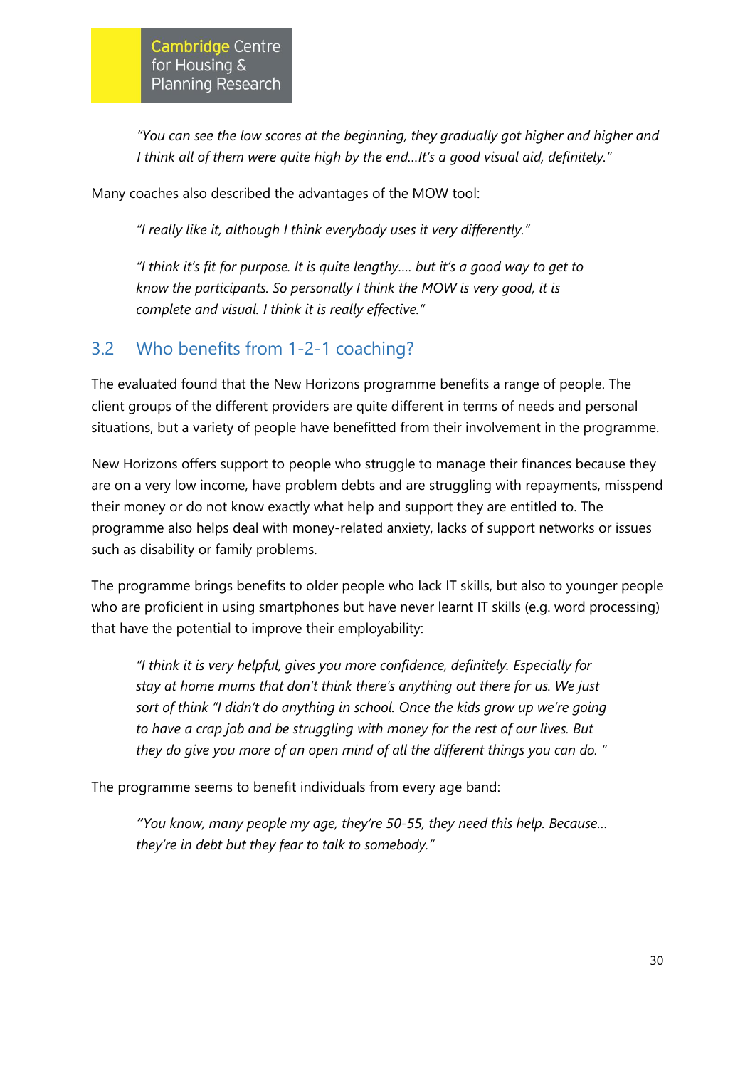*"You can see the low scores at the beginning, they gradually got higher and higher and I think all of them were quite high by the end…It's a good visual aid, definitely."*

Many coaches also described the advantages of the MOW tool:

*"I really like it, although I think everybody uses it very differently."*

*"I think it's fit for purpose. It is quite lengthy…. but it's a good way to get to know the participants. So personally I think the MOW is very good, it is complete and visual. I think it is really effective."*

## 3.2 Who benefits from 1-2-1 coaching?

The evaluated found that the New Horizons programme benefits a range of people. The client groups of the different providers are quite different in terms of needs and personal situations, but a variety of people have benefitted from their involvement in the programme.

New Horizons offers support to people who struggle to manage their finances because they are on a very low income, have problem debts and are struggling with repayments, misspend their money or do not know exactly what help and support they are entitled to. The programme also helps deal with money-related anxiety, lacks of support networks or issues such as disability or family problems.

The programme brings benefits to older people who lack IT skills, but also to younger people who are proficient in using smartphones but have never learnt IT skills (e.g. word processing) that have the potential to improve their employability:

*"I think it is very helpful, gives you more confidence, definitely. Especially for stay at home mums that don't think there's anything out there for us. We just sort of think "I didn't do anything in school. Once the kids grow up we're going to have a crap job and be struggling with money for the rest of our lives. But they do give you more of an open mind of all the different things you can do. "*

The programme seems to benefit individuals from every age band:

***"****You know, many people my age, they're 50-55, they need this help. Because… they're in debt but they fear to talk to somebody."*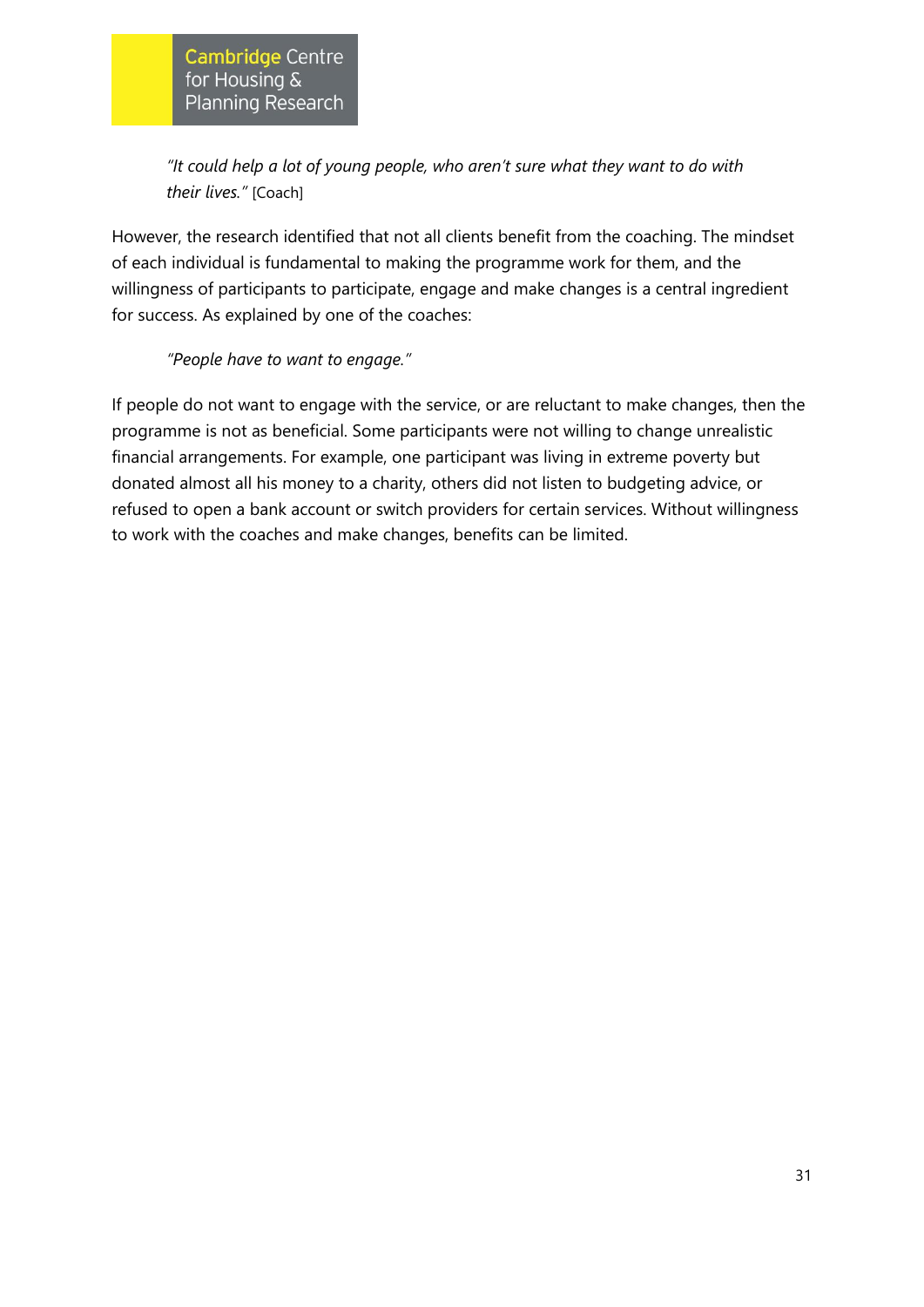> *"It could help a lot of young people, who aren't sure what they want to do with their lives."* [Coach]

However, the research identified that not all clients benefit from the coaching. The mindset of each individual is fundamental to making the programme work for them, and the willingness of participants to participate, engage and make changes is a central ingredient for success. As explained by one of the coaches:

> *"People have to want to engage."*

If people do not want to engage with the service, or are reluctant to make changes, then the programme is not as beneficial. Some participants were not willing to change unrealistic financial arrangements. For example, one participant was living in extreme poverty but donated almost all his money to a charity, others did not listen to budgeting advice, or refused to open a bank account or switch providers for certain services. Without willingness to work with the coaches and make changes, benefits can be limited.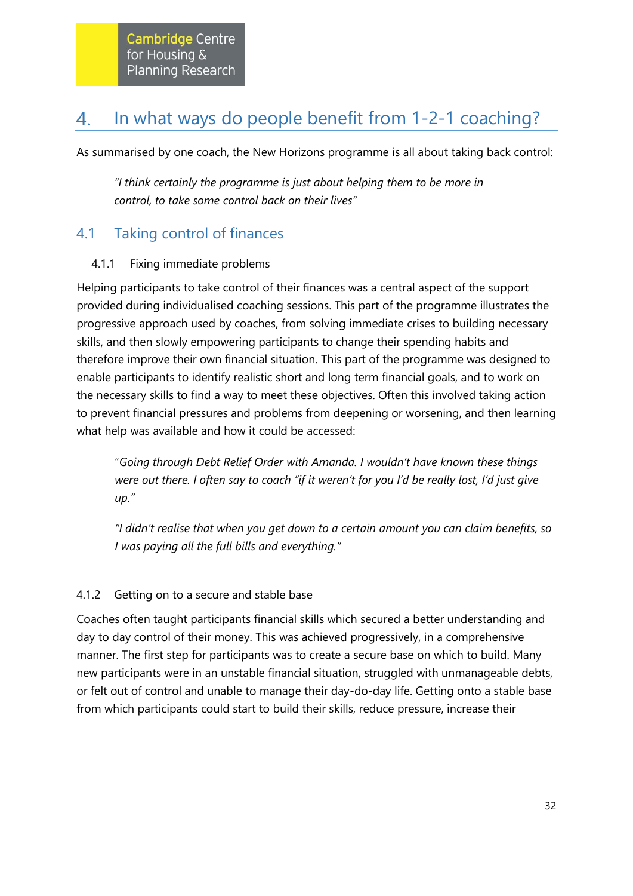# 4. In what ways do people benefit from 1-2-1 coaching?

As summarised by one coach, the New Horizons programme is all about taking back control:

> *"I think certainly the programme is just about helping them to be more in control, to take some control back on their lives"*

## 4.1 Taking control of finances

### 4.1.1 Fixing immediate problems

Helping participants to take control of their finances was a central aspect of the support provided during individualised coaching sessions. This part of the programme illustrates the progressive approach used by coaches, from solving immediate crises to building necessary skills, and then slowly empowering participants to change their spending habits and therefore improve their own financial situation. This part of the programme was designed to enable participants to identify realistic short and long term financial goals, and to work on the necessary skills to find a way to meet these objectives. Often this involved taking action to prevent financial pressures and problems from deepening or worsening, and then learning what help was available and how it could be accessed:

> *"Going through Debt Relief Order with Amanda. I wouldn't have known these things were out there. I often say to coach "if it weren't for you I'd be really lost, I'd just give up."*

> *"I didn't realise that when you get down to a certain amount you can claim benefits, so I was paying all the full bills and everything."*

### 4.1.2 Getting on to a secure and stable base

Coaches often taught participants financial skills which secured a better understanding and day to day control of their money. This was achieved progressively, in a comprehensive manner. The first step for participants was to create a secure base on which to build. Many new participants were in an unstable financial situation, struggled with unmanageable debts, or felt out of control and unable to manage their day-do-day life. Getting onto a stable base from which participants could start to build their skills, reduce pressure, increase their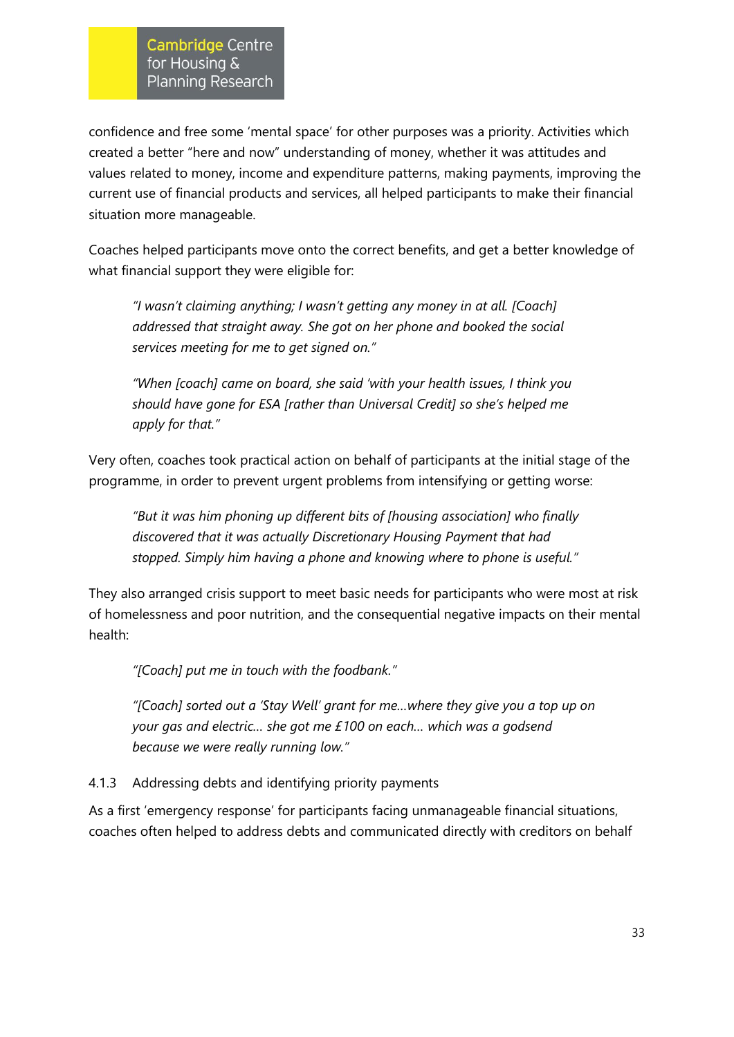confidence and free some 'mental space' for other purposes was a priority. Activities which created a better "here and now" understanding of money, whether it was attitudes and values related to money, income and expenditure patterns, making payments, improving the current use of financial products and services, all helped participants to make their financial situation more manageable.

Coaches helped participants move onto the correct benefits, and get a better knowledge of what financial support they were eligible for:

> *"I wasn't claiming anything; I wasn't getting any money in at all. [Coach] addressed that straight away. She got on her phone and booked the social services meeting for me to get signed on."*

> *"When [coach] came on board, she said 'with your health issues, I think you should have gone for ESA [rather than Universal Credit] so she's helped me apply for that."*

Very often, coaches took practical action on behalf of participants at the initial stage of the programme, in order to prevent urgent problems from intensifying or getting worse:

> *"But it was him phoning up different bits of [housing association] who finally discovered that it was actually Discretionary Housing Payment that had stopped. Simply him having a phone and knowing where to phone is useful."*

They also arranged crisis support to meet basic needs for participants who were most at risk of homelessness and poor nutrition, and the consequential negative impacts on their mental health:

> *"[Coach] put me in touch with the foodbank."*

> *"[Coach] sorted out a 'Stay Well' grant for me…where they give you a top up on your gas and electric… she got me £100 on each… which was a godsend because we were really running low."*

#### 4.1.3 Addressing debts and identifying priority payments

As a first 'emergency response' for participants facing unmanageable financial situations, coaches often helped to address debts and communicated directly with creditors on behalf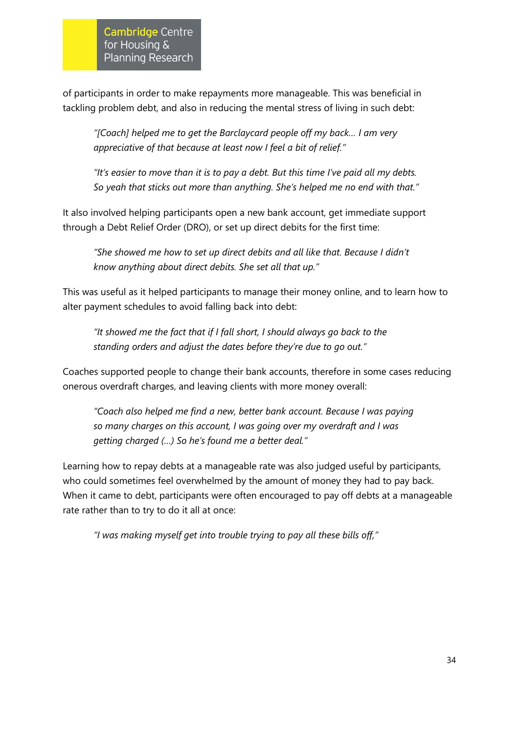of participants in order to make repayments more manageable. This was beneficial in tackling problem debt, and also in reducing the mental stress of living in such debt:

> *"[Coach] helped me to get the Barclaycard people off my back… I am very appreciative of that because at least now I feel a bit of relief."*

> *"It's easier to move than it is to pay a debt. But this time I've paid all my debts. So yeah that sticks out more than anything. She's helped me no end with that."*

It also involved helping participants open a new bank account, get immediate support through a Debt Relief Order (DRO), or set up direct debits for the first time:

> *"She showed me how to set up direct debits and all like that. Because I didn't know anything about direct debits. She set all that up."*

This was useful as it helped participants to manage their money online, and to learn how to alter payment schedules to avoid falling back into debt:

> *"It showed me the fact that if I fall short, I should always go back to the standing orders and adjust the dates before they're due to go out."*

Coaches supported people to change their bank accounts, therefore in some cases reducing onerous overdraft charges, and leaving clients with more money overall:

> *"Coach also helped me find a new, better bank account. Because I was paying so many charges on this account, I was going over my overdraft and I was getting charged (…) So he's found me a better deal."*

Learning how to repay debts at a manageable rate was also judged useful by participants, who could sometimes feel overwhelmed by the amount of money they had to pay back. When it came to debt, participants were often encouraged to pay off debts at a manageable rate rather than to try to do it all at once:

> *"I was making myself get into trouble trying to pay all these bills off,"*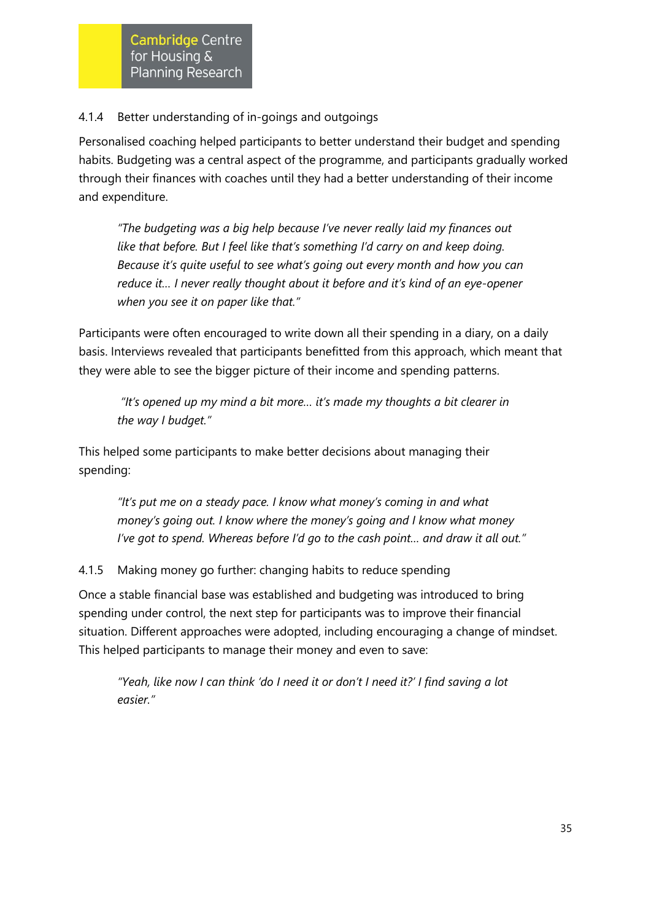#### 4.1.4 Better understanding of in-goings and outgoings

Personalised coaching helped participants to better understand their budget and spending habits. Budgeting was a central aspect of the programme, and participants gradually worked through their finances with coaches until they had a better understanding of their income and expenditure.

> *"The budgeting was a big help because I've never really laid my finances out like that before. But I feel like that's something I'd carry on and keep doing. Because it's quite useful to see what's going out every month and how you can reduce it… I never really thought about it before and it's kind of an eye-opener when you see it on paper like that."*

Participants were often encouraged to write down all their spending in a diary, on a daily basis. Interviews revealed that participants benefitted from this approach, which meant that they were able to see the bigger picture of their income and spending patterns.

> *"It's opened up my mind a bit more… it's made my thoughts a bit clearer in the way I budget."*

This helped some participants to make better decisions about managing their spending:

> *"It's put me on a steady pace. I know what money's coming in and what money's going out. I know where the money's going and I know what money I've got to spend. Whereas before I'd go to the cash point… and draw it all out."*

#### 4.1.5 Making money go further: changing habits to reduce spending

Once a stable financial base was established and budgeting was introduced to bring spending under control, the next step for participants was to improve their financial situation. Different approaches were adopted, including encouraging a change of mindset. This helped participants to manage their money and even to save:

> *"Yeah, like now I can think 'do I need it or don't I need it?' I find saving a lot easier."*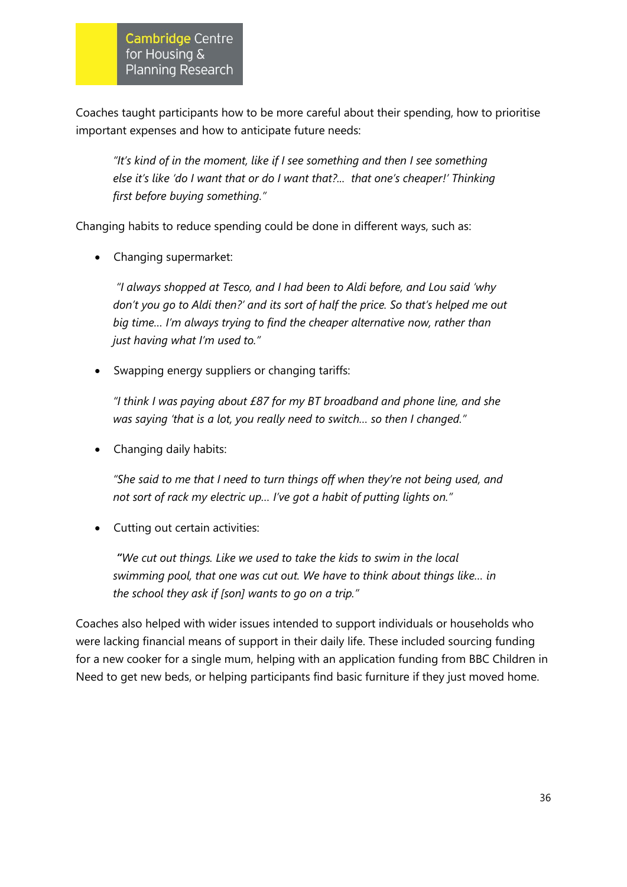Coaches taught participants how to be more careful about their spending, how to prioritise important expenses and how to anticipate future needs:

> *"It's kind of in the moment, like if I see something and then I see something else it's like 'do I want that or do I want that?... that one's cheaper!' Thinking first before buying something."*

Changing habits to reduce spending could be done in different ways, such as:

- Changing supermarket:

  *"I always shopped at Tesco, and I had been to Aldi before, and Lou said 'why don't you go to Aldi then?' and its sort of half the price. So that's helped me out big time... I'm always trying to find the cheaper alternative now, rather than just having what I'm used to."*

- Swapping energy suppliers or changing tariffs:

  *"I think I was paying about £87 for my BT broadband and phone line, and she was saying 'that is a lot, you really need to switch... so then I changed."*

- Changing daily habits:

  *"She said to me that I need to turn things off when they're not being used, and not sort of rack my electric up... I've got a habit of putting lights on."*

- Cutting out certain activities:

  *"We cut out things. Like we used to take the kids to swim in the local swimming pool, that one was cut out. We have to think about things like... in the school they ask if [son] wants to go on a trip."*

Coaches also helped with wider issues intended to support individuals or households who were lacking financial means of support in their daily life. These included sourcing funding for a new cooker for a single mum, helping with an application funding from BBC Children in Need to get new beds, or helping participants find basic furniture if they just moved home.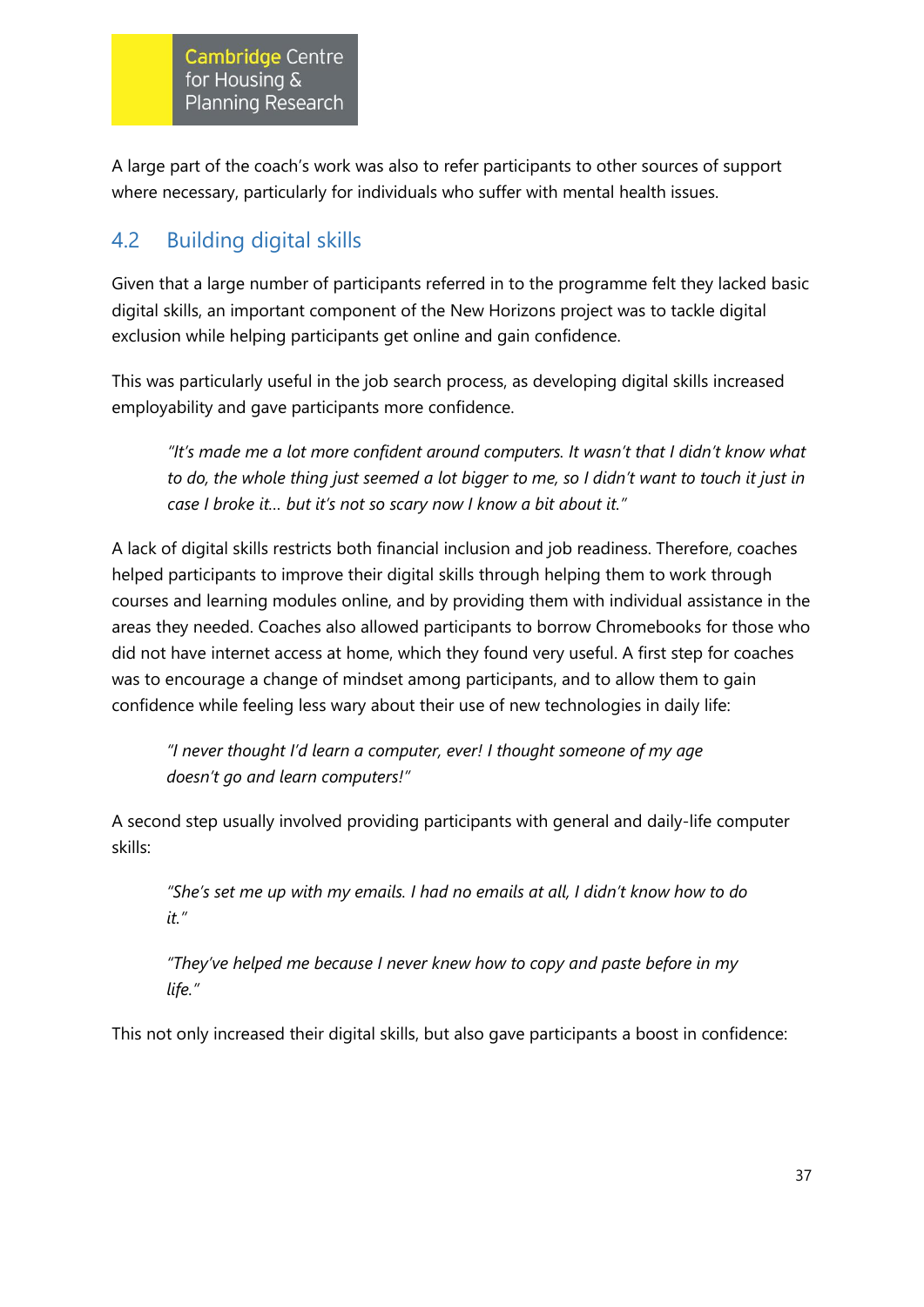A large part of the coach's work was also to refer participants to other sources of support where necessary, particularly for individuals who suffer with mental health issues.

## 4.2 Building digital skills

Given that a large number of participants referred in to the programme felt they lacked basic digital skills, an important component of the New Horizons project was to tackle digital exclusion while helping participants get online and gain confidence.

This was particularly useful in the job search process, as developing digital skills increased employability and gave participants more confidence.

> *"It's made me a lot more confident around computers. It wasn't that I didn't know what to do, the whole thing just seemed a lot bigger to me, so I didn't want to touch it just in case I broke it… but it's not so scary now I know a bit about it."*

A lack of digital skills restricts both financial inclusion and job readiness. Therefore, coaches helped participants to improve their digital skills through helping them to work through courses and learning modules online, and by providing them with individual assistance in the areas they needed. Coaches also allowed participants to borrow Chromebooks for those who did not have internet access at home, which they found very useful. A first step for coaches was to encourage a change of mindset among participants, and to allow them to gain confidence while feeling less wary about their use of new technologies in daily life:

> *"I never thought I'd learn a computer, ever! I thought someone of my age doesn't go and learn computers!"*

A second step usually involved providing participants with general and daily-life computer skills:

> *"She's set me up with my emails. I had no emails at all, I didn't know how to do it."*

> *"They've helped me because I never knew how to copy and paste before in my life."*

This not only increased their digital skills, but also gave participants a boost in confidence: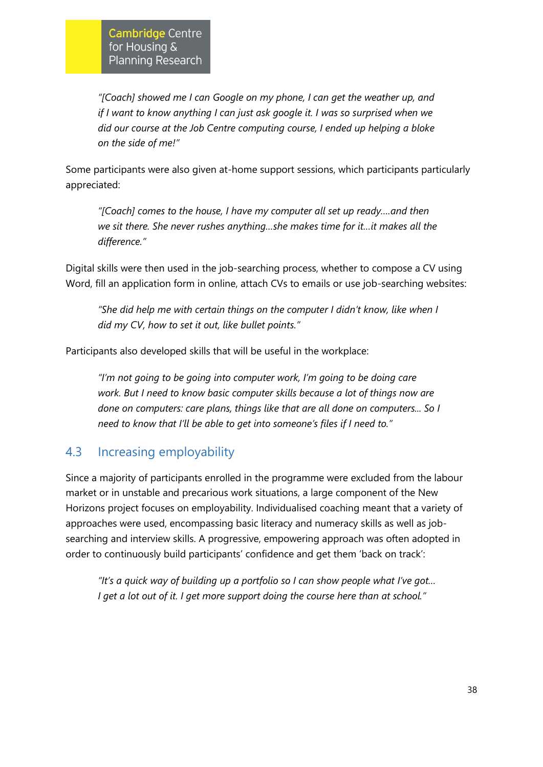*"[Coach] showed me I can Google on my phone, I can get the weather up, and if I want to know anything I can just ask google it. I was so surprised when we did our course at the Job Centre computing course, I ended up helping a bloke on the side of me!"*

Some participants were also given at-home support sessions, which participants particularly appreciated:

*"[Coach] comes to the house, I have my computer all set up ready….and then we sit there. She never rushes anything…she makes time for it…it makes all the difference."*

Digital skills were then used in the job-searching process, whether to compose a CV using Word, fill an application form in online, attach CVs to emails or use job-searching websites:

*"She did help me with certain things on the computer I didn't know, like when I did my CV, how to set it out, like bullet points."*

Participants also developed skills that will be useful in the workplace:

*"I'm not going to be going into computer work, I'm going to be doing care work. But I need to know basic computer skills because a lot of things now are done on computers: care plans, things like that are all done on computers... So I need to know that I'll be able to get into someone's files if I need to."*

## 4.3 Increasing employability

Since a majority of participants enrolled in the programme were excluded from the labour market or in unstable and precarious work situations, a large component of the New Horizons project focuses on employability. Individualised coaching meant that a variety of approaches were used, encompassing basic literacy and numeracy skills as well as job-searching and interview skills. A progressive, empowering approach was often adopted in order to continuously build participants' confidence and get them 'back on track':

*"It's a quick way of building up a portfolio so I can show people what I've got… I get a lot out of it. I get more support doing the course here than at school."*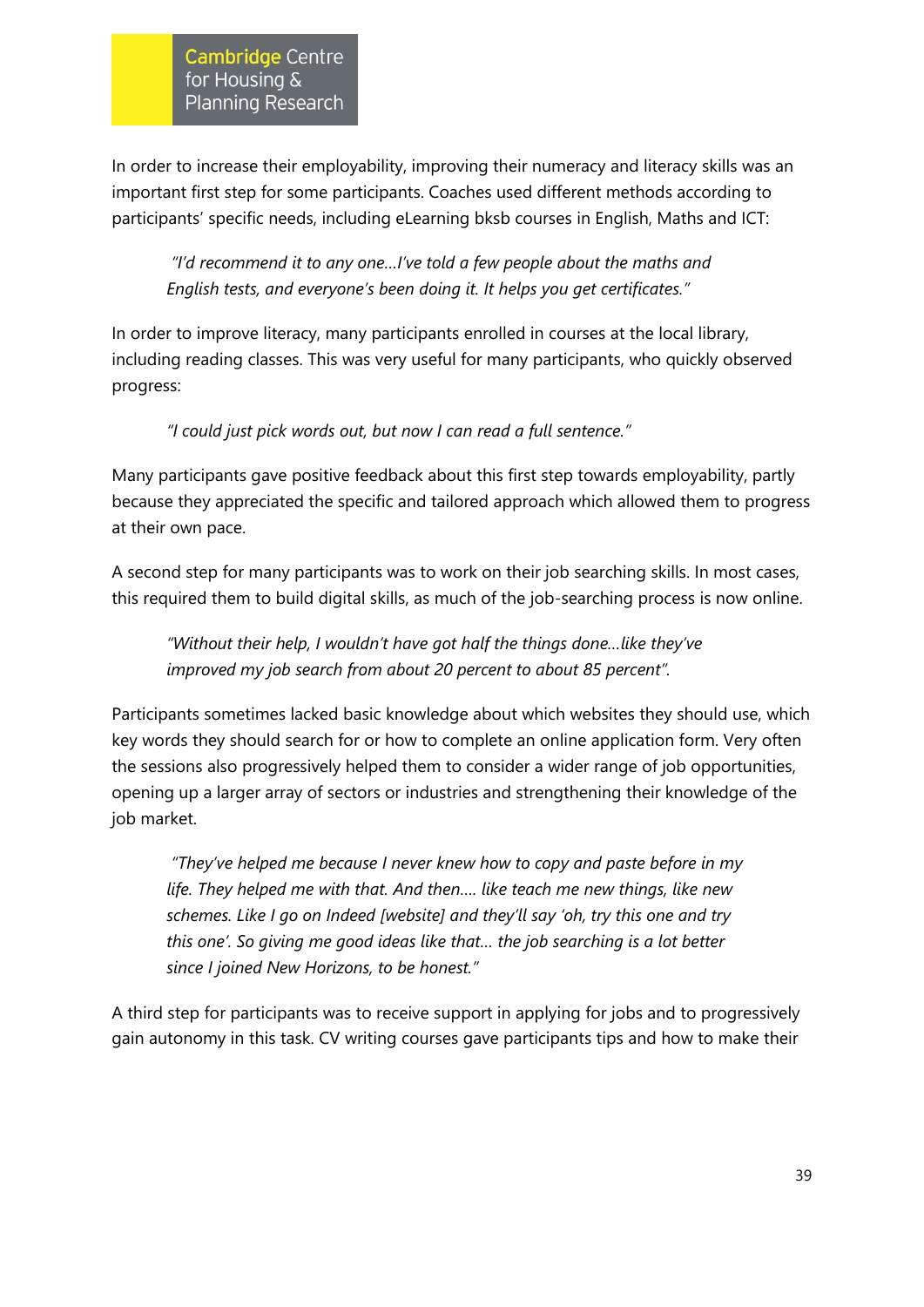In order to increase their employability, improving their numeracy and literacy skills was an important first step for some participants. Coaches used different methods according to participants' specific needs, including eLearning bksb courses in English, Maths and ICT:

> *"I'd recommend it to any one…I've told a few people about the maths and English tests, and everyone's been doing it. It helps you get certificates."*

In order to improve literacy, many participants enrolled in courses at the local library, including reading classes. This was very useful for many participants, who quickly observed progress:

> *"I could just pick words out, but now I can read a full sentence."*

Many participants gave positive feedback about this first step towards employability, partly because they appreciated the specific and tailored approach which allowed them to progress at their own pace.

A second step for many participants was to work on their job searching skills. In most cases, this required them to build digital skills, as much of the job-searching process is now online.

> *"Without their help, I wouldn't have got half the things done…like they've improved my job search from about 20 percent to about 85 percent".*

Participants sometimes lacked basic knowledge about which websites they should use, which key words they should search for or how to complete an online application form. Very often the sessions also progressively helped them to consider a wider range of job opportunities, opening up a larger array of sectors or industries and strengthening their knowledge of the job market.

> *"They've helped me because I never knew how to copy and paste before in my life. They helped me with that. And then…. like teach me new things, like new schemes. Like I go on Indeed [website] and they'll say 'oh, try this one and try this one'. So giving me good ideas like that… the job searching is a lot better since I joined New Horizons, to be honest."*

A third step for participants was to receive support in applying for jobs and to progressively gain autonomy in this task. CV writing courses gave participants tips and how to make their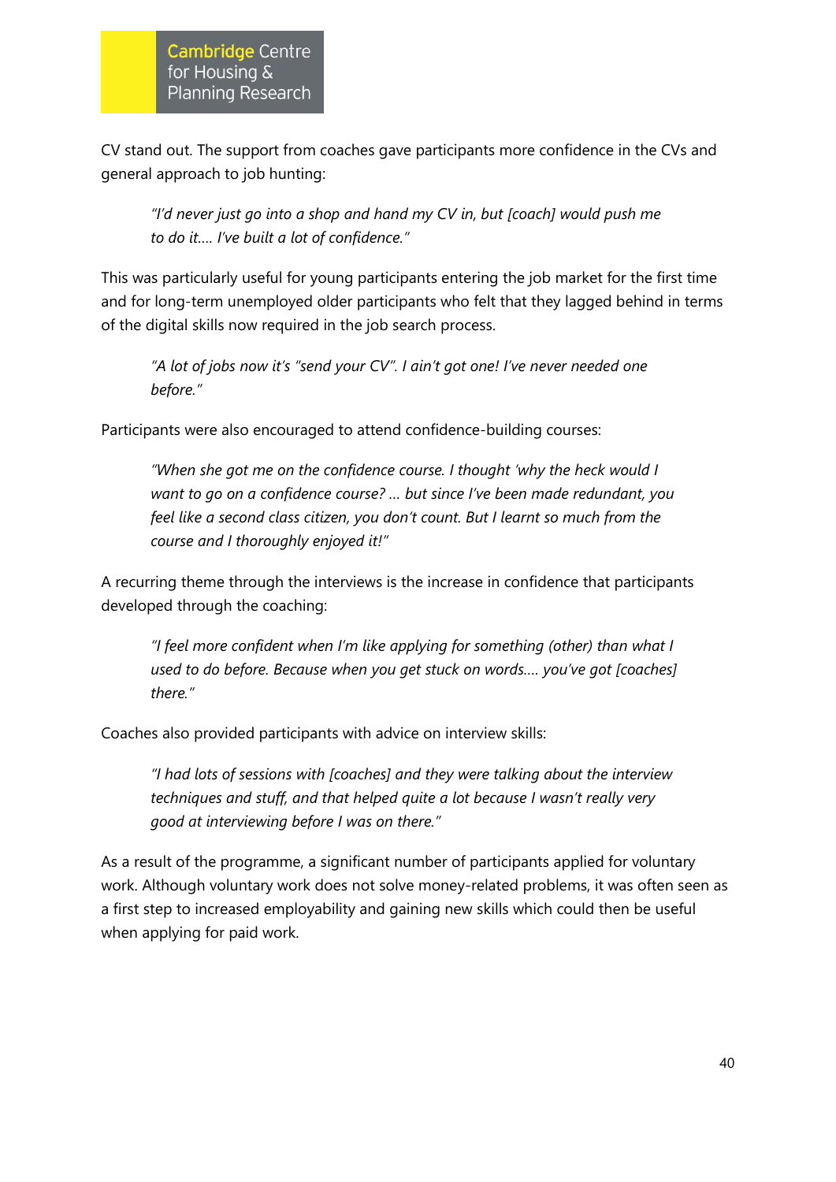CV stand out. The support from coaches gave participants more confidence in the CVs and general approach to job hunting:

> *"I'd never just go into a shop and hand my CV in, but [coach] would push me to do it…. I've built a lot of confidence."*

This was particularly useful for young participants entering the job market for the first time and for long-term unemployed older participants who felt that they lagged behind in terms of the digital skills now required in the job search process.

> *"A lot of jobs now it's "send your CV". I ain't got one! I've never needed one before."*

Participants were also encouraged to attend confidence-building courses:

> *"When she got me on the confidence course. I thought 'why the heck would I want to go on a confidence course? … but since I've been made redundant, you feel like a second class citizen, you don't count. But I learnt so much from the course and I thoroughly enjoyed it!"*

A recurring theme through the interviews is the increase in confidence that participants developed through the coaching:

> *"I feel more confident when I'm like applying for something (other) than what I used to do before. Because when you get stuck on words…. you've got [coaches] there."*

Coaches also provided participants with advice on interview skills:

> *"I had lots of sessions with [coaches] and they were talking about the interview techniques and stuff, and that helped quite a lot because I wasn't really very good at interviewing before I was on there."*

As a result of the programme, a significant number of participants applied for voluntary work. Although voluntary work does not solve money-related problems, it was often seen as a first step to increased employability and gaining new skills which could then be useful when applying for paid work.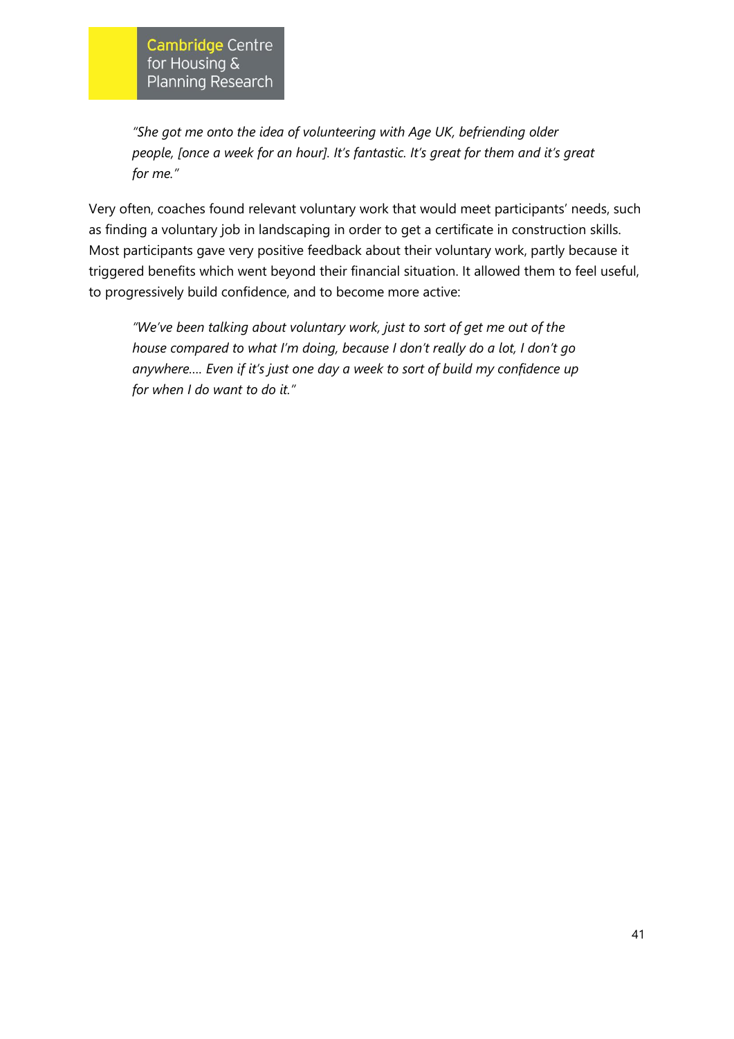> *"She got me onto the idea of volunteering with Age UK, befriending older people, [once a week for an hour]. It's fantastic. It's great for them and it's great for me."*

Very often, coaches found relevant voluntary work that would meet participants' needs, such as finding a voluntary job in landscaping in order to get a certificate in construction skills. Most participants gave very positive feedback about their voluntary work, partly because it triggered benefits which went beyond their financial situation. It allowed them to feel useful, to progressively build confidence, and to become more active:

> *"We've been talking about voluntary work, just to sort of get me out of the house compared to what I'm doing, because I don't really do a lot, I don't go anywhere…. Even if it's just one day a week to sort of build my confidence up for when I do want to do it."*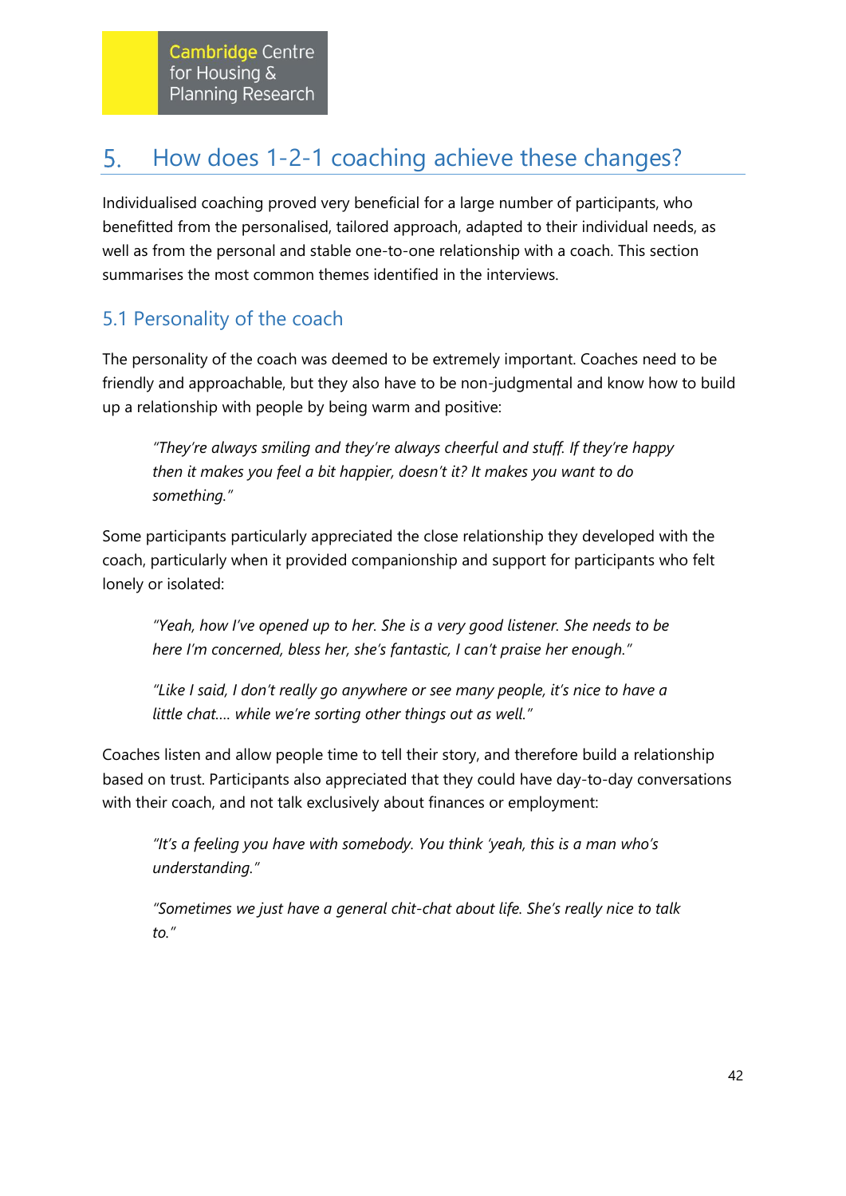# 5. How does 1-2-1 coaching achieve these changes?

Individualised coaching proved very beneficial for a large number of participants, who benefitted from the personalised, tailored approach, adapted to their individual needs, as well as from the personal and stable one-to-one relationship with a coach. This section summarises the most common themes identified in the interviews.

## 5.1 Personality of the coach

The personality of the coach was deemed to be extremely important. Coaches need to be friendly and approachable, but they also have to be non-judgmental and know how to build up a relationship with people by being warm and positive:

> *"They're always smiling and they're always cheerful and stuff. If they're happy then it makes you feel a bit happier, doesn't it? It makes you want to do something."*

Some participants particularly appreciated the close relationship they developed with the coach, particularly when it provided companionship and support for participants who felt lonely or isolated:

> *"Yeah, how I've opened up to her. She is a very good listener. She needs to be here I'm concerned, bless her, she's fantastic, I can't praise her enough."*

> *"Like I said, I don't really go anywhere or see many people, it's nice to have a little chat…. while we're sorting other things out as well."*

Coaches listen and allow people time to tell their story, and therefore build a relationship based on trust. Participants also appreciated that they could have day-to-day conversations with their coach, and not talk exclusively about finances or employment:

> *"It's a feeling you have with somebody. You think 'yeah, this is a man who's understanding."*

> *"Sometimes we just have a general chit-chat about life. She's really nice to talk to."*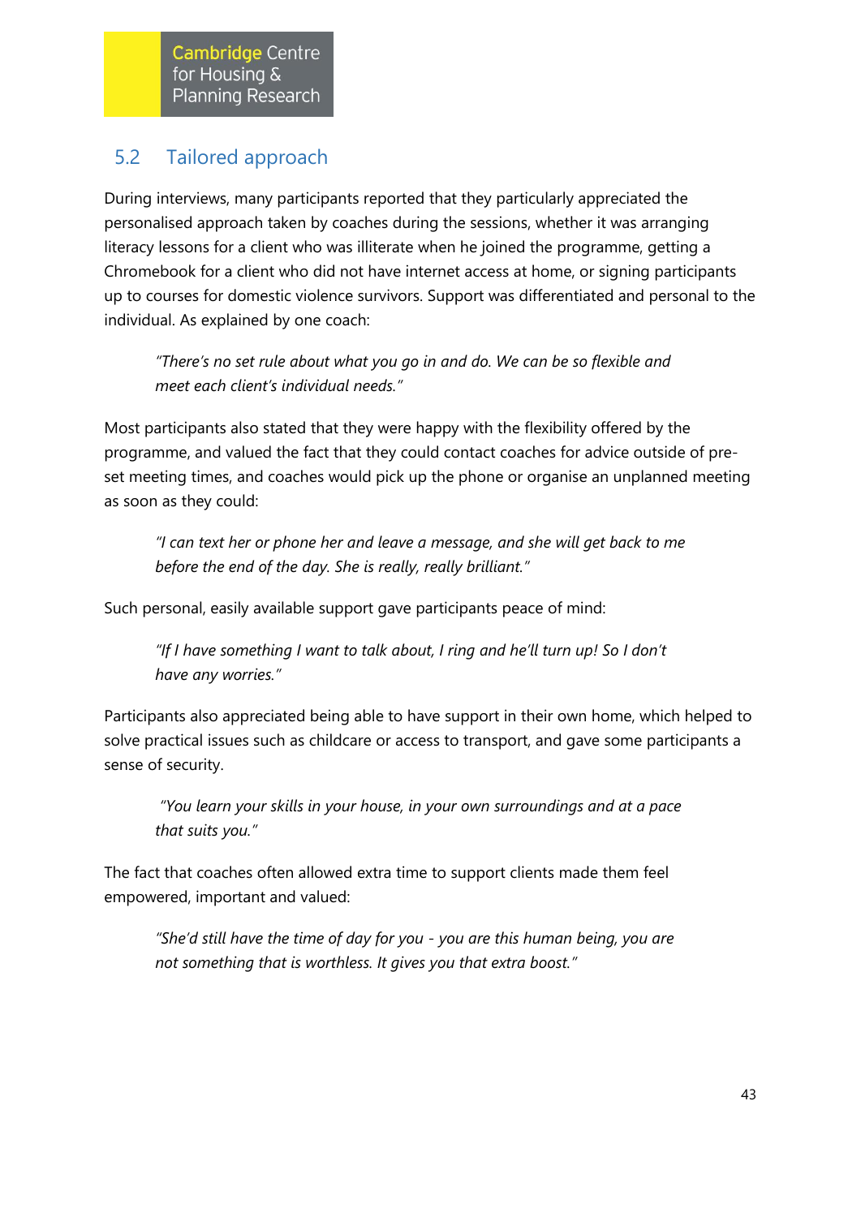## 5.2 Tailored approach

During interviews, many participants reported that they particularly appreciated the personalised approach taken by coaches during the sessions, whether it was arranging literacy lessons for a client who was illiterate when he joined the programme, getting a Chromebook for a client who did not have internet access at home, or signing participants up to courses for domestic violence survivors. Support was differentiated and personal to the individual. As explained by one coach:

> *"There's no set rule about what you go in and do. We can be so flexible and meet each client's individual needs."*

Most participants also stated that they were happy with the flexibility offered by the programme, and valued the fact that they could contact coaches for advice outside of pre-set meeting times, and coaches would pick up the phone or organise an unplanned meeting as soon as they could:

> *"I can text her or phone her and leave a message, and she will get back to me before the end of the day. She is really, really brilliant."*

Such personal, easily available support gave participants peace of mind:

> *"If I have something I want to talk about, I ring and he'll turn up! So I don't have any worries."*

Participants also appreciated being able to have support in their own home, which helped to solve practical issues such as childcare or access to transport, and gave some participants a sense of security.

> *"You learn your skills in your house, in your own surroundings and at a pace that suits you."*

The fact that coaches often allowed extra time to support clients made them feel empowered, important and valued:

> *"She'd still have the time of day for you - you are this human being, you are not something that is worthless. It gives you that extra boost."*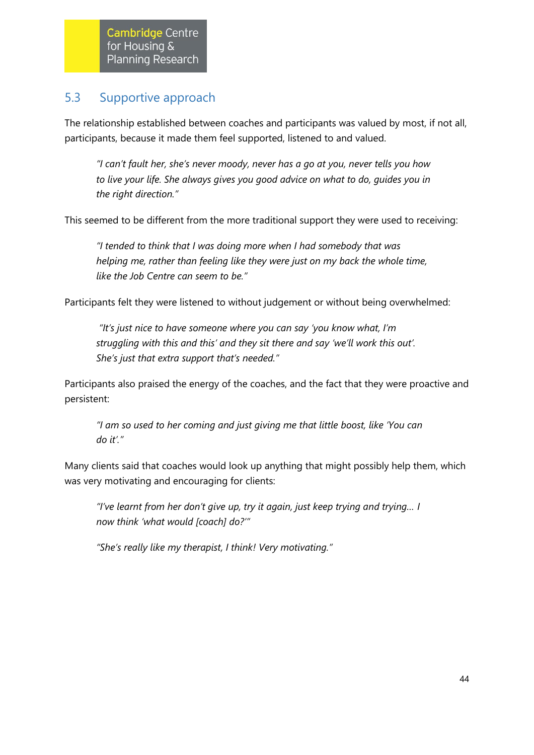## 5.3 Supportive approach

The relationship established between coaches and participants was valued by most, if not all, participants, because it made them feel supported, listened to and valued.

> *"I can't fault her, she's never moody, never has a go at you, never tells you how to live your life. She always gives you good advice on what to do, guides you in the right direction."*

This seemed to be different from the more traditional support they were used to receiving:

> *"I tended to think that I was doing more when I had somebody that was helping me, rather than feeling like they were just on my back the whole time, like the Job Centre can seem to be."*

Participants felt they were listened to without judgement or without being overwhelmed:

> *"It's just nice to have someone where you can say 'you know what, I'm struggling with this and this' and they sit there and say 'we'll work this out'. She's just that extra support that's needed."*

Participants also praised the energy of the coaches, and the fact that they were proactive and persistent:

> *"I am so used to her coming and just giving me that little boost, like 'You can do it'."*

Many clients said that coaches would look up anything that might possibly help them, which was very motivating and encouraging for clients:

> *"I've learnt from her don't give up, try it again, just keep trying and trying… I now think 'what would [coach] do?'"*

> *"She's really like my therapist, I think! Very motivating."*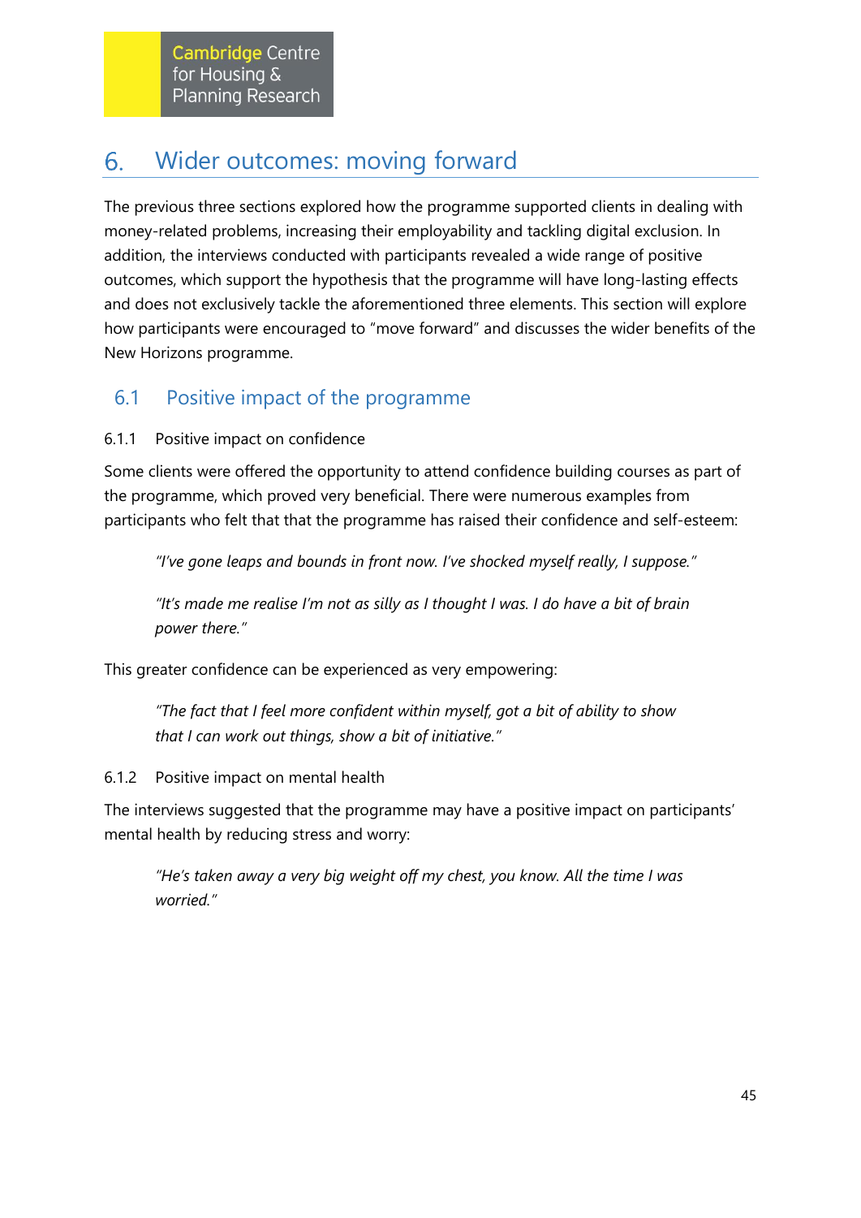# 6. Wider outcomes: moving forward

The previous three sections explored how the programme supported clients in dealing with money-related problems, increasing their employability and tackling digital exclusion. In addition, the interviews conducted with participants revealed a wide range of positive outcomes, which support the hypothesis that the programme will have long-lasting effects and does not exclusively tackle the aforementioned three elements. This section will explore how participants were encouraged to "move forward" and discusses the wider benefits of the New Horizons programme.

## 6.1 Positive impact of the programme

### 6.1.1 Positive impact on confidence

Some clients were offered the opportunity to attend confidence building courses as part of the programme, which proved very beneficial. There were numerous examples from participants who felt that that the programme has raised their confidence and self-esteem:

> *"I've gone leaps and bounds in front now. I've shocked myself really, I suppose."*

> *"It's made me realise I'm not as silly as I thought I was. I do have a bit of brain power there."*

This greater confidence can be experienced as very empowering:

> *"The fact that I feel more confident within myself, got a bit of ability to show that I can work out things, show a bit of initiative."*

### 6.1.2 Positive impact on mental health

The interviews suggested that the programme may have a positive impact on participants' mental health by reducing stress and worry:

> *"He's taken away a very big weight off my chest, you know. All the time I was worried."*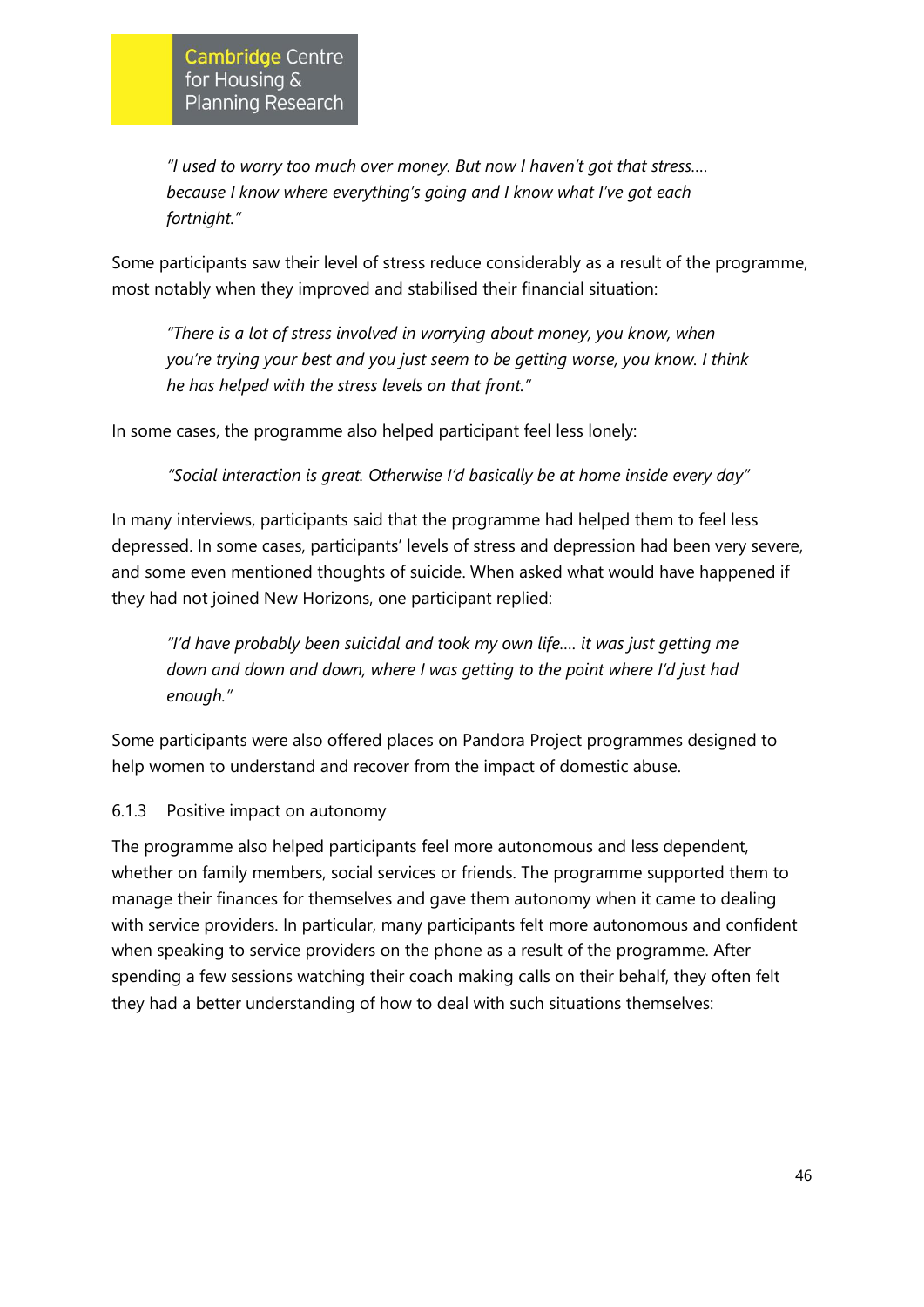*"I used to worry too much over money. But now I haven't got that stress.... because I know where everything's going and I know what I've got each fortnight."*

Some participants saw their level of stress reduce considerably as a result of the programme, most notably when they improved and stabilised their financial situation:

*"There is a lot of stress involved in worrying about money, you know, when you're trying your best and you just seem to be getting worse, you know. I think he has helped with the stress levels on that front."*

In some cases, the programme also helped participant feel less lonely:

*"Social interaction is great. Otherwise I'd basically be at home inside every day"*

In many interviews, participants said that the programme had helped them to feel less depressed. In some cases, participants' levels of stress and depression had been very severe, and some even mentioned thoughts of suicide. When asked what would have happened if they had not joined New Horizons, one participant replied:

*"I'd have probably been suicidal and took my own life.... it was just getting me down and down and down, where I was getting to the point where I'd just had enough."*

Some participants were also offered places on Pandora Project programmes designed to help women to understand and recover from the impact of domestic abuse.

### 6.1.3 Positive impact on autonomy

The programme also helped participants feel more autonomous and less dependent, whether on family members, social services or friends. The programme supported them to manage their finances for themselves and gave them autonomy when it came to dealing with service providers. In particular, many participants felt more autonomous and confident when speaking to service providers on the phone as a result of the programme. After spending a few sessions watching their coach making calls on their behalf, they often felt they had a better understanding of how to deal with such situations themselves: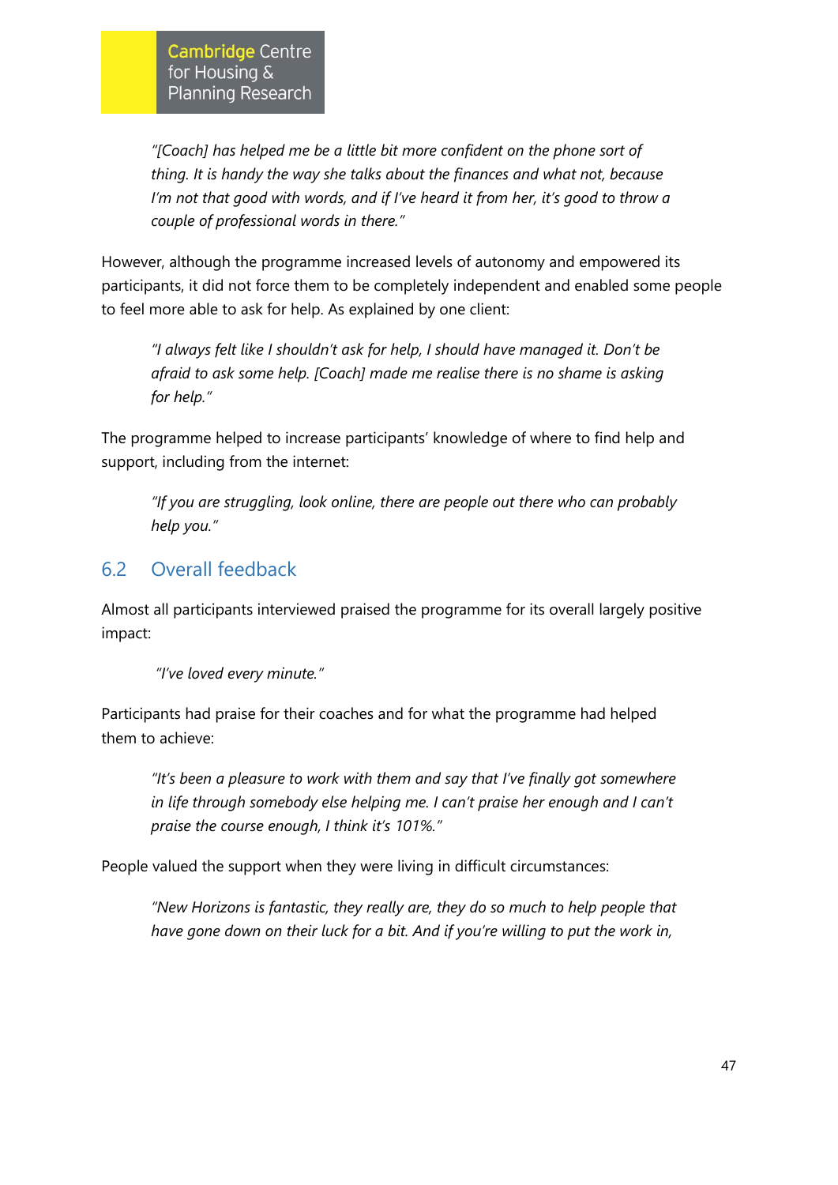*"[Coach] has helped me be a little bit more confident on the phone sort of thing. It is handy the way she talks about the finances and what not, because I'm not that good with words, and if I've heard it from her, it's good to throw a couple of professional words in there."*

However, although the programme increased levels of autonomy and empowered its participants, it did not force them to be completely independent and enabled some people to feel more able to ask for help. As explained by one client:

*"I always felt like I shouldn't ask for help, I should have managed it. Don't be afraid to ask some help. [Coach] made me realise there is no shame is asking for help."*

The programme helped to increase participants' knowledge of where to find help and support, including from the internet:

*"If you are struggling, look online, there are people out there who can probably help you."*

## 6.2 Overall feedback

Almost all participants interviewed praised the programme for its overall largely positive impact:

*"I've loved every minute."*

Participants had praise for their coaches and for what the programme had helped them to achieve:

*"It's been a pleasure to work with them and say that I've finally got somewhere in life through somebody else helping me. I can't praise her enough and I can't praise the course enough, I think it's 101%."*

People valued the support when they were living in difficult circumstances:

*"New Horizons is fantastic, they really are, they do so much to help people that have gone down on their luck for a bit. And if you're willing to put the work in,*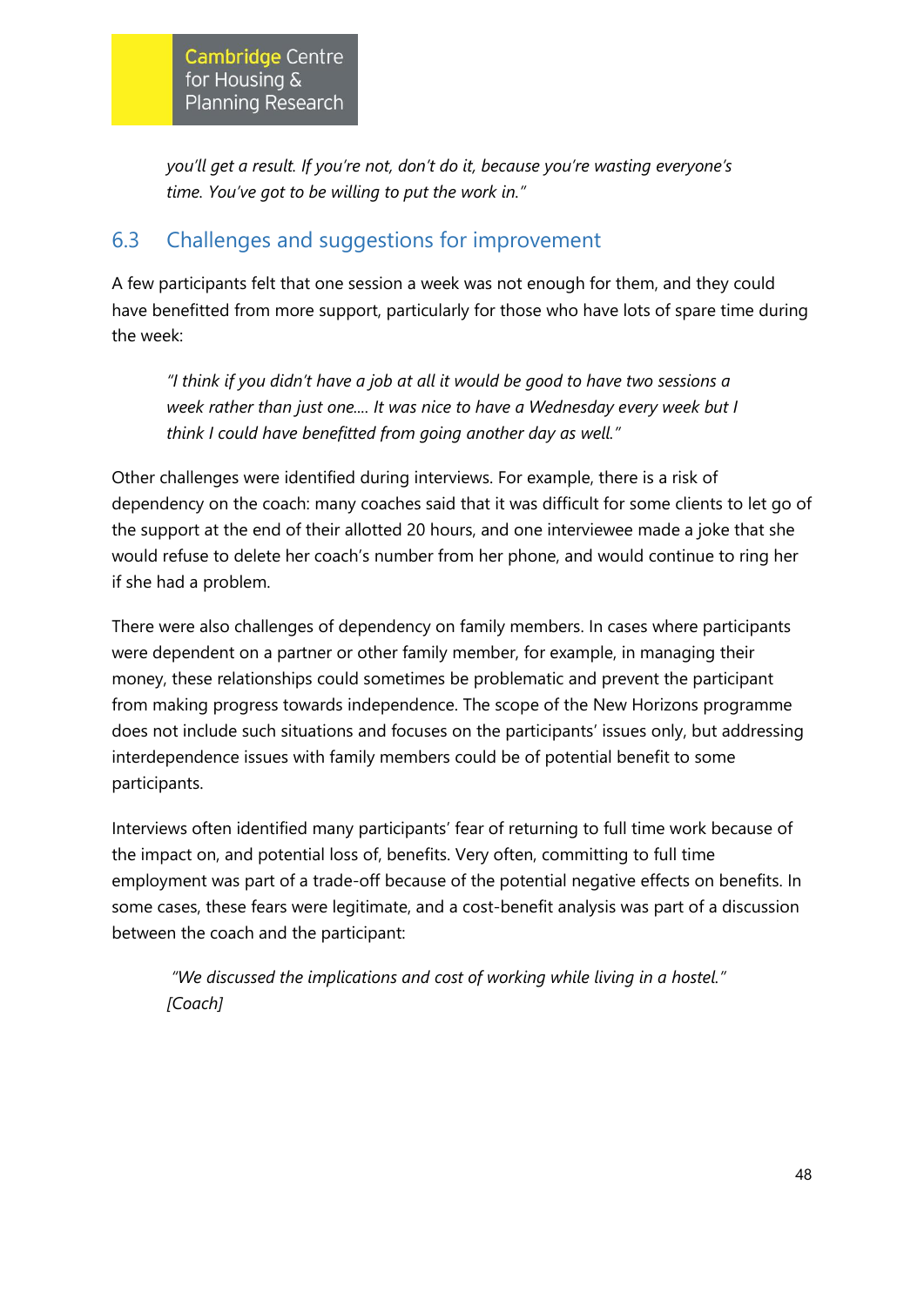> *you'll get a result. If you're not, don't do it, because you're wasting everyone's time. You've got to be willing to put the work in."*

## 6.3 Challenges and suggestions for improvement

A few participants felt that one session a week was not enough for them, and they could have benefitted from more support, particularly for those who have lots of spare time during the week:

> *"I think if you didn't have a job at all it would be good to have two sessions a week rather than just one.... It was nice to have a Wednesday every week but I think I could have benefitted from going another day as well."*

Other challenges were identified during interviews. For example, there is a risk of dependency on the coach: many coaches said that it was difficult for some clients to let go of the support at the end of their allotted 20 hours, and one interviewee made a joke that she would refuse to delete her coach's number from her phone, and would continue to ring her if she had a problem.

There were also challenges of dependency on family members. In cases where participants were dependent on a partner or other family member, for example, in managing their money, these relationships could sometimes be problematic and prevent the participant from making progress towards independence. The scope of the New Horizons programme does not include such situations and focuses on the participants' issues only, but addressing interdependence issues with family members could be of potential benefit to some participants.

Interviews often identified many participants' fear of returning to full time work because of the impact on, and potential loss of, benefits. Very often, committing to full time employment was part of a trade-off because of the potential negative effects on benefits. In some cases, these fears were legitimate, and a cost-benefit analysis was part of a discussion between the coach and the participant:

> *"We discussed the implications and cost of working while living in a hostel." [Coach]*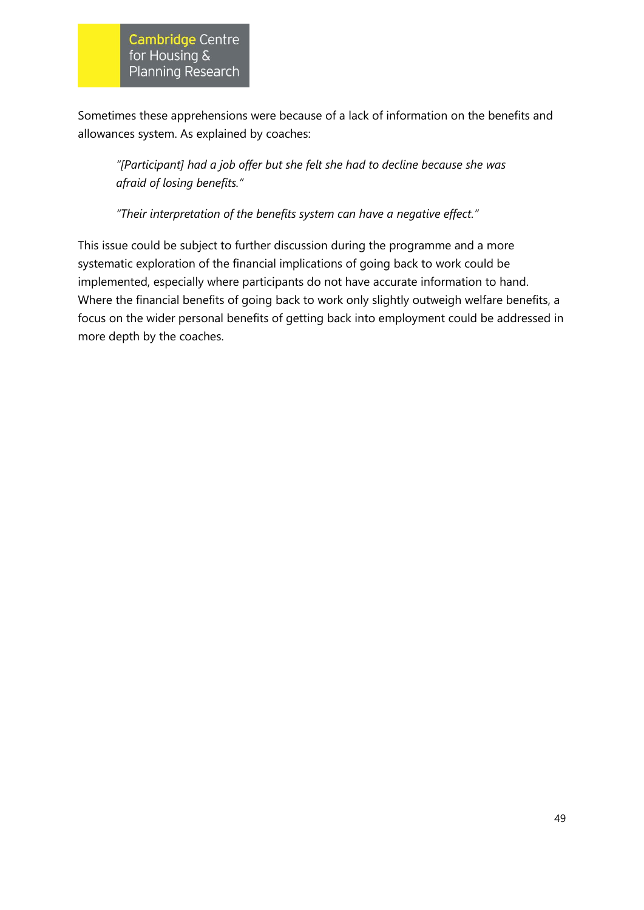Sometimes these apprehensions were because of a lack of information on the benefits and allowances system. As explained by coaches:

> *"[Participant] had a job offer but she felt she had to decline because she was afraid of losing benefits."*

> *"Their interpretation of the benefits system can have a negative effect."*

This issue could be subject to further discussion during the programme and a more systematic exploration of the financial implications of going back to work could be implemented, especially where participants do not have accurate information to hand. Where the financial benefits of going back to work only slightly outweigh welfare benefits, a focus on the wider personal benefits of getting back into employment could be addressed in more depth by the coaches.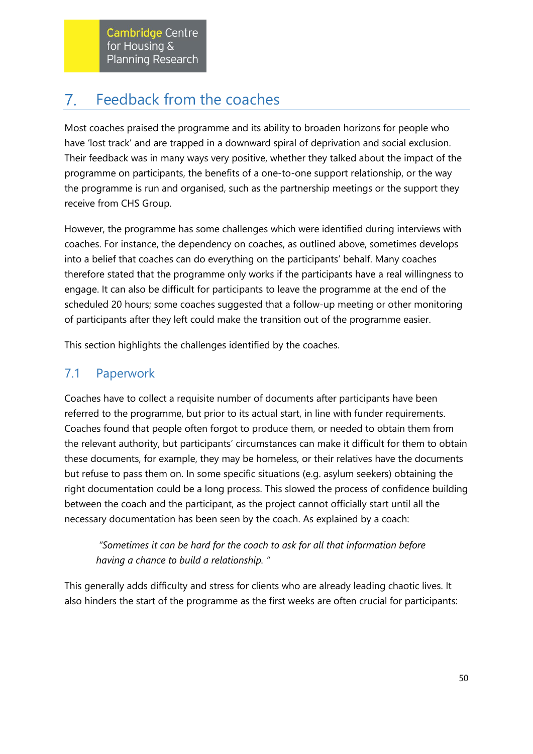# 7. Feedback from the coaches

Most coaches praised the programme and its ability to broaden horizons for people who have 'lost track' and are trapped in a downward spiral of deprivation and social exclusion. Their feedback was in many ways very positive, whether they talked about the impact of the programme on participants, the benefits of a one-to-one support relationship, or the way the programme is run and organised, such as the partnership meetings or the support they receive from CHS Group.

However, the programme has some challenges which were identified during interviews with coaches. For instance, the dependency on coaches, as outlined above, sometimes develops into a belief that coaches can do everything on the participants' behalf. Many coaches therefore stated that the programme only works if the participants have a real willingness to engage. It can also be difficult for participants to leave the programme at the end of the scheduled 20 hours; some coaches suggested that a follow-up meeting or other monitoring of participants after they left could make the transition out of the programme easier.

This section highlights the challenges identified by the coaches.

## 7.1 Paperwork

Coaches have to collect a requisite number of documents after participants have been referred to the programme, but prior to its actual start, in line with funder requirements. Coaches found that people often forgot to produce them, or needed to obtain them from the relevant authority, but participants' circumstances can make it difficult for them to obtain these documents, for example, they may be homeless, or their relatives have the documents but refuse to pass them on. In some specific situations (e.g. asylum seekers) obtaining the right documentation could be a long process. This slowed the process of confidence building between the coach and the participant, as the project cannot officially start until all the necessary documentation has been seen by the coach. As explained by a coach:

> *"Sometimes it can be hard for the coach to ask for all that information before having a chance to build a relationship."*

This generally adds difficulty and stress for clients who are already leading chaotic lives. It also hinders the start of the programme as the first weeks are often crucial for participants: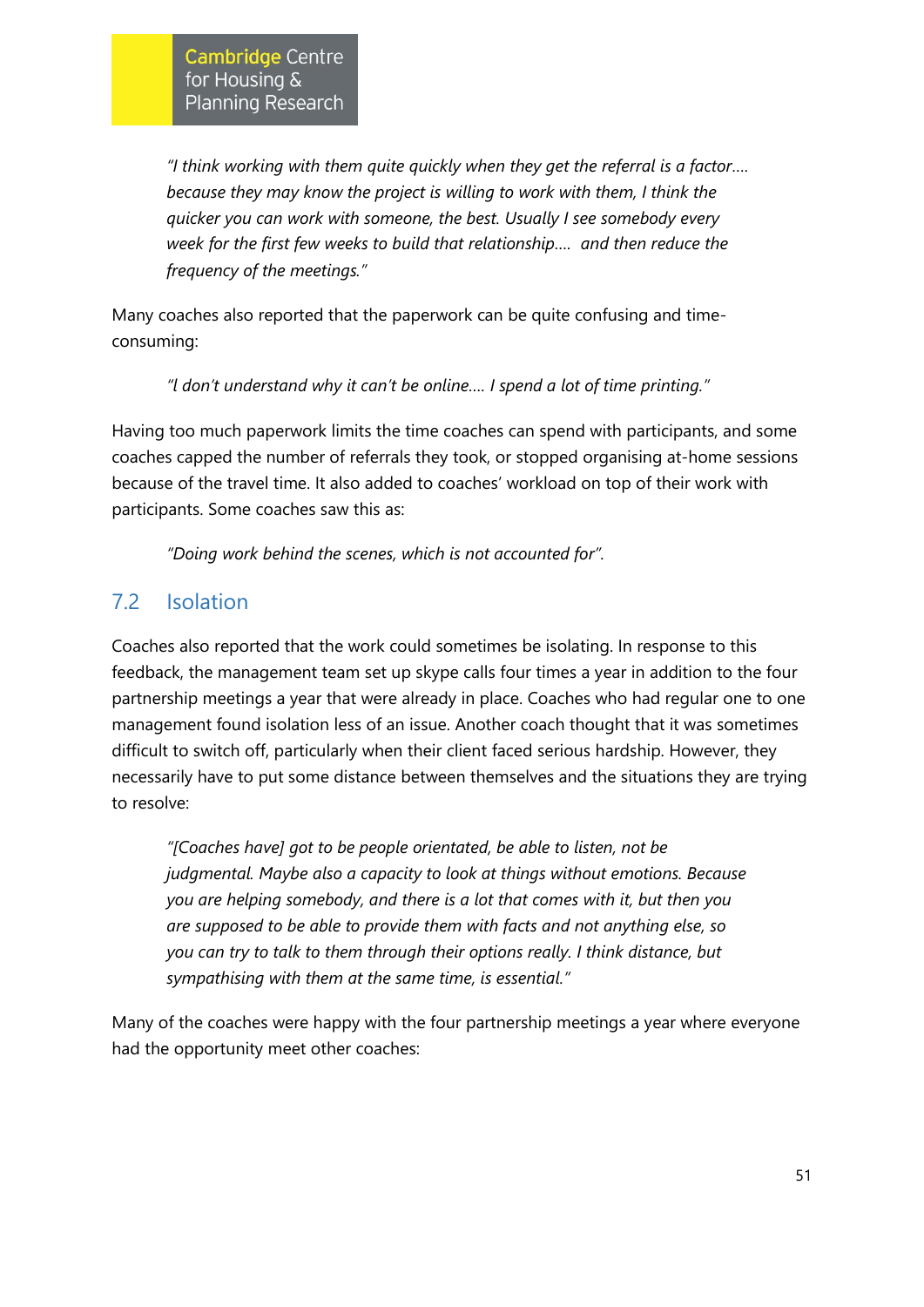> *"I think working with them quite quickly when they get the referral is a factor…. because they may know the project is willing to work with them, I think the quicker you can work with someone, the best. Usually I see somebody every week for the first few weeks to build that relationship…. and then reduce the frequency of the meetings."*

Many coaches also reported that the paperwork can be quite confusing and time-consuming:

> *"l don't understand why it can't be online…. I spend a lot of time printing."*

Having too much paperwork limits the time coaches can spend with participants, and some coaches capped the number of referrals they took, or stopped organising at-home sessions because of the travel time. It also added to coaches' workload on top of their work with participants. Some coaches saw this as:

> *"Doing work behind the scenes, which is not accounted for".*

## 7.2 Isolation

Coaches also reported that the work could sometimes be isolating. In response to this feedback, the management team set up skype calls four times a year in addition to the four partnership meetings a year that were already in place. Coaches who had regular one to one management found isolation less of an issue. Another coach thought that it was sometimes difficult to switch off, particularly when their client faced serious hardship. However, they necessarily have to put some distance between themselves and the situations they are trying to resolve:

> *"[Coaches have] got to be people orientated, be able to listen, not be judgmental. Maybe also a capacity to look at things without emotions. Because you are helping somebody, and there is a lot that comes with it, but then you are supposed to be able to provide them with facts and not anything else, so you can try to talk to them through their options really. I think distance, but sympathising with them at the same time, is essential."*

Many of the coaches were happy with the four partnership meetings a year where everyone had the opportunity meet other coaches: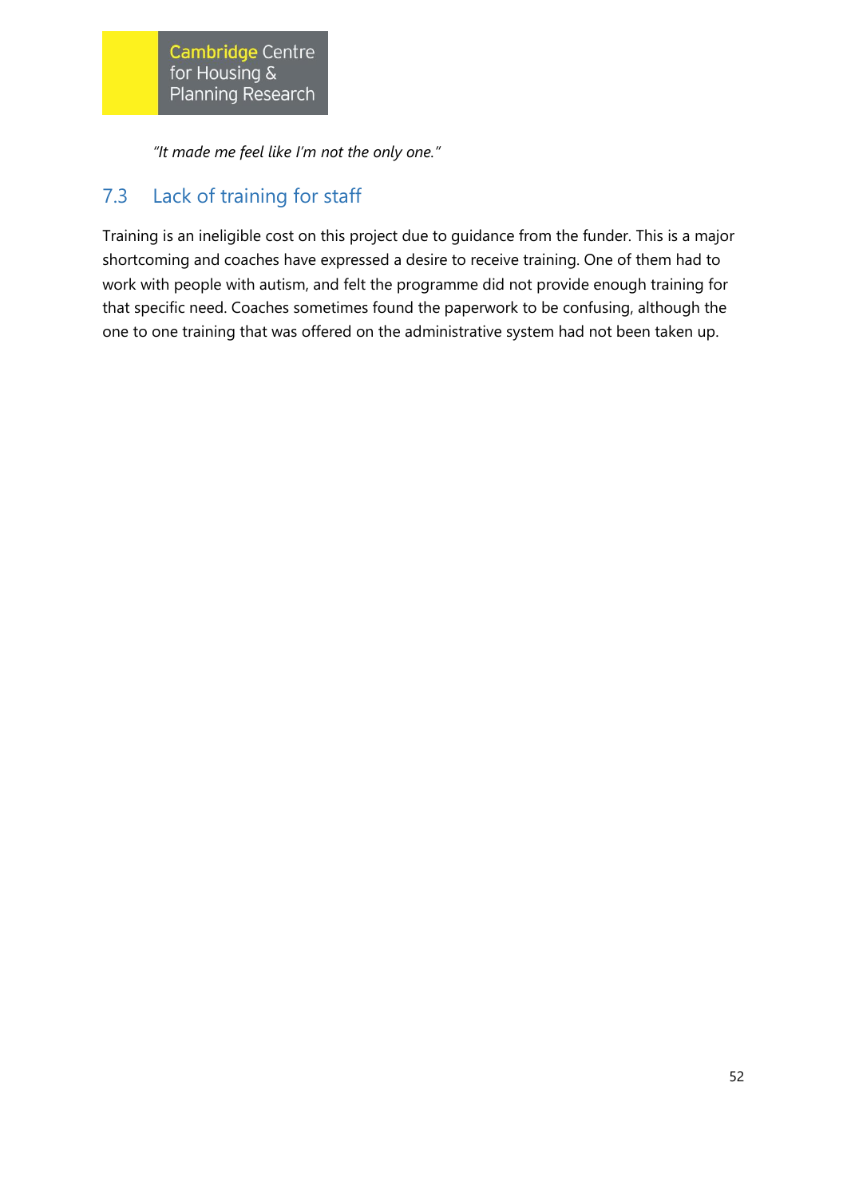*"It made me feel like I'm not the only one."*

## 7.3 Lack of training for staff

Training is an ineligible cost on this project due to guidance from the funder. This is a major shortcoming and coaches have expressed a desire to receive training. One of them had to work with people with autism, and felt the programme did not provide enough training for that specific need. Coaches sometimes found the paperwork to be confusing, although the one to one training that was offered on the administrative system had not been taken up.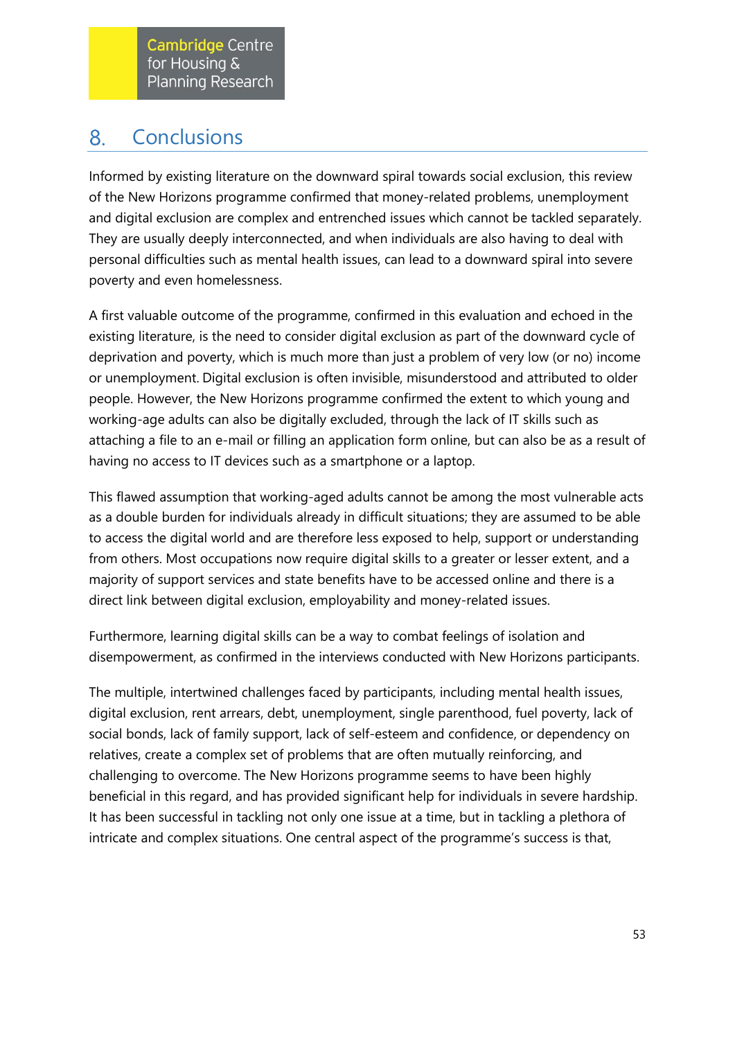## 8. Conclusions

Informed by existing literature on the downward spiral towards social exclusion, this review of the New Horizons programme confirmed that money-related problems, unemployment and digital exclusion are complex and entrenched issues which cannot be tackled separately. They are usually deeply interconnected, and when individuals are also having to deal with personal difficulties such as mental health issues, can lead to a downward spiral into severe poverty and even homelessness.

A first valuable outcome of the programme, confirmed in this evaluation and echoed in the existing literature, is the need to consider digital exclusion as part of the downward cycle of deprivation and poverty, which is much more than just a problem of very low (or no) income or unemployment. Digital exclusion is often invisible, misunderstood and attributed to older people. However, the New Horizons programme confirmed the extent to which young and working-age adults can also be digitally excluded, through the lack of IT skills such as attaching a file to an e-mail or filling an application form online, but can also be as a result of having no access to IT devices such as a smartphone or a laptop.

This flawed assumption that working-aged adults cannot be among the most vulnerable acts as a double burden for individuals already in difficult situations; they are assumed to be able to access the digital world and are therefore less exposed to help, support or understanding from others. Most occupations now require digital skills to a greater or lesser extent, and a majority of support services and state benefits have to be accessed online and there is a direct link between digital exclusion, employability and money-related issues.

Furthermore, learning digital skills can be a way to combat feelings of isolation and disempowerment, as confirmed in the interviews conducted with New Horizons participants.

The multiple, intertwined challenges faced by participants, including mental health issues, digital exclusion, rent arrears, debt, unemployment, single parenthood, fuel poverty, lack of social bonds, lack of family support, lack of self-esteem and confidence, or dependency on relatives, create a complex set of problems that are often mutually reinforcing, and challenging to overcome. The New Horizons programme seems to have been highly beneficial in this regard, and has provided significant help for individuals in severe hardship. It has been successful in tackling not only one issue at a time, but in tackling a plethora of intricate and complex situations. One central aspect of the programme's success is that,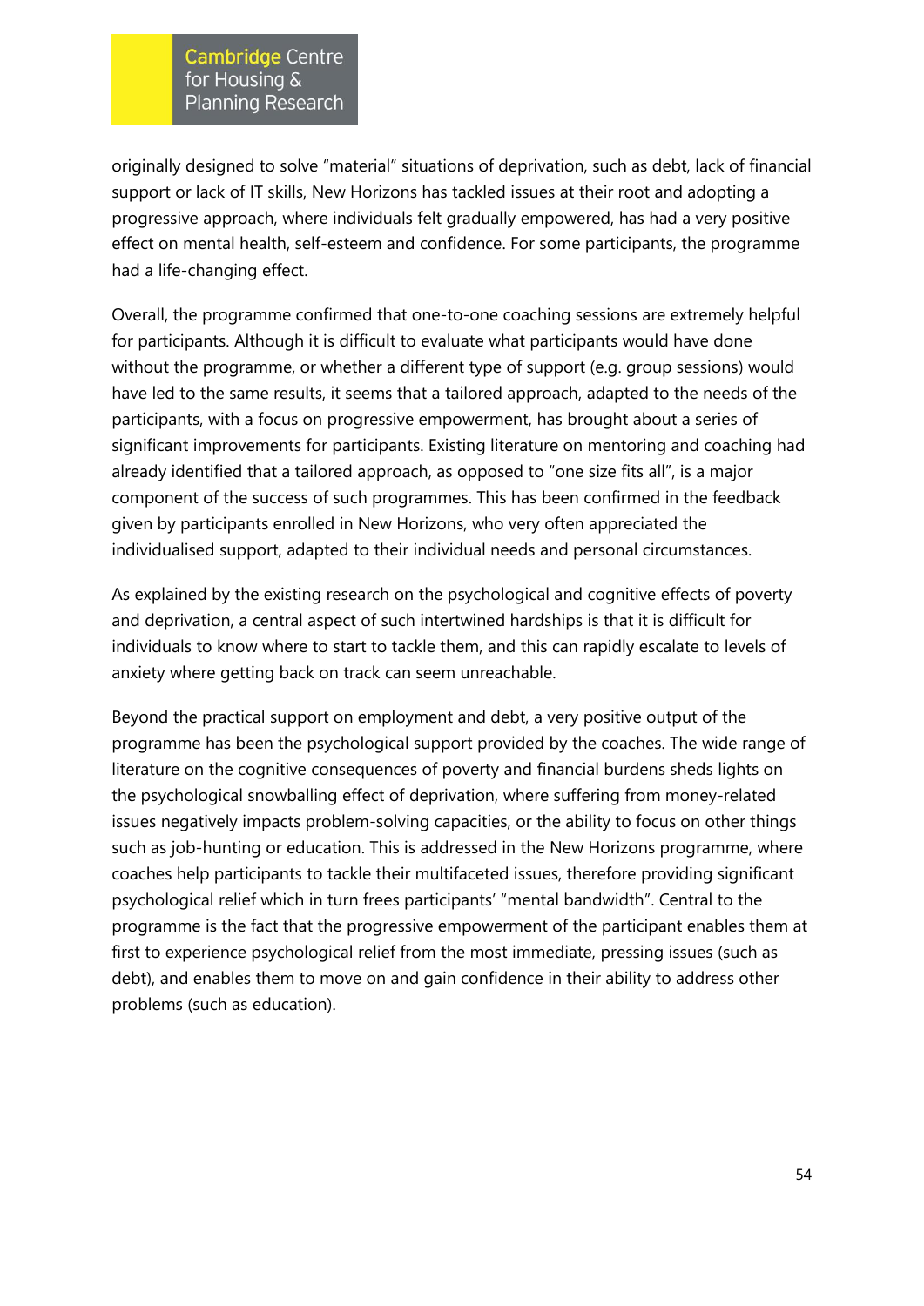originally designed to solve "material" situations of deprivation, such as debt, lack of financial support or lack of IT skills, New Horizons has tackled issues at their root and adopting a progressive approach, where individuals felt gradually empowered, has had a very positive effect on mental health, self-esteem and confidence. For some participants, the programme had a life-changing effect.

Overall, the programme confirmed that one-to-one coaching sessions are extremely helpful for participants. Although it is difficult to evaluate what participants would have done without the programme, or whether a different type of support (e.g. group sessions) would have led to the same results, it seems that a tailored approach, adapted to the needs of the participants, with a focus on progressive empowerment, has brought about a series of significant improvements for participants. Existing literature on mentoring and coaching had already identified that a tailored approach, as opposed to "one size fits all", is a major component of the success of such programmes. This has been confirmed in the feedback given by participants enrolled in New Horizons, who very often appreciated the individualised support, adapted to their individual needs and personal circumstances.

As explained by the existing research on the psychological and cognitive effects of poverty and deprivation, a central aspect of such intertwined hardships is that it is difficult for individuals to know where to start to tackle them, and this can rapidly escalate to levels of anxiety where getting back on track can seem unreachable.

Beyond the practical support on employment and debt, a very positive output of the programme has been the psychological support provided by the coaches. The wide range of literature on the cognitive consequences of poverty and financial burdens sheds lights on the psychological snowballing effect of deprivation, where suffering from money-related issues negatively impacts problem-solving capacities, or the ability to focus on other things such as job-hunting or education. This is addressed in the New Horizons programme, where coaches help participants to tackle their multifaceted issues, therefore providing significant psychological relief which in turn frees participants' "mental bandwidth". Central to the programme is the fact that the progressive empowerment of the participant enables them at first to experience psychological relief from the most immediate, pressing issues (such as debt), and enables them to move on and gain confidence in their ability to address other problems (such as education).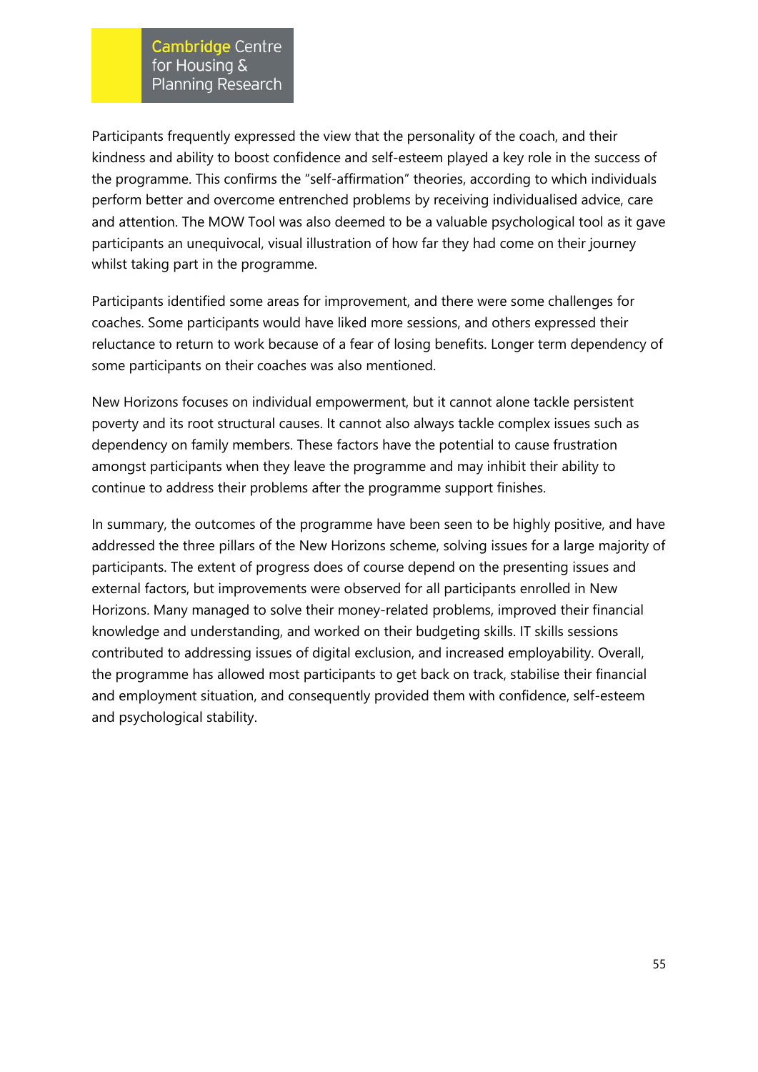Participants frequently expressed the view that the personality of the coach, and their kindness and ability to boost confidence and self-esteem played a key role in the success of the programme. This confirms the "self-affirmation" theories, according to which individuals perform better and overcome entrenched problems by receiving individualised advice, care and attention. The MOW Tool was also deemed to be a valuable psychological tool as it gave participants an unequivocal, visual illustration of how far they had come on their journey whilst taking part in the programme.

Participants identified some areas for improvement, and there were some challenges for coaches. Some participants would have liked more sessions, and others expressed their reluctance to return to work because of a fear of losing benefits. Longer term dependency of some participants on their coaches was also mentioned.

New Horizons focuses on individual empowerment, but it cannot alone tackle persistent poverty and its root structural causes. It cannot also always tackle complex issues such as dependency on family members. These factors have the potential to cause frustration amongst participants when they leave the programme and may inhibit their ability to continue to address their problems after the programme support finishes.

In summary, the outcomes of the programme have been seen to be highly positive, and have addressed the three pillars of the New Horizons scheme, solving issues for a large majority of participants. The extent of progress does of course depend on the presenting issues and external factors, but improvements were observed for all participants enrolled in New Horizons. Many managed to solve their money-related problems, improved their financial knowledge and understanding, and worked on their budgeting skills. IT skills sessions contributed to addressing issues of digital exclusion, and increased employability. Overall, the programme has allowed most participants to get back on track, stabilise their financial and employment situation, and consequently provided them with confidence, self-esteem and psychological stability.